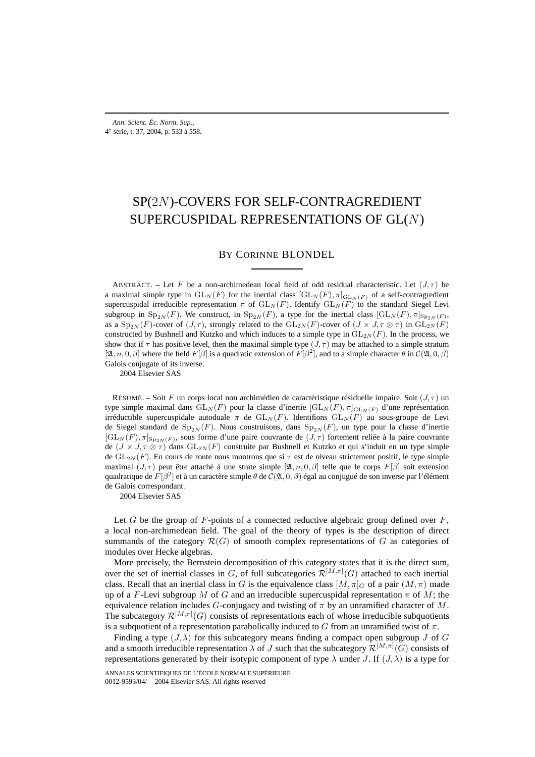# SP(2$N$)-COVERS FOR SELF-CONTRAGREDIENT SUPERCUSPIDAL REPRESENTATIONS OF GL($N$)

BY CORINNE BLONDEL

ABSTRACT. – Let $F$ be a non-archimedean local field of odd residual characteristic. Let $(J,\tau)$ be a maximal simple type in $\mathrm{GL}_N(F)$ for the inertial class $[\mathrm{GL}_N(F),\pi]_{\mathrm{GL}_N(F)}$ of a self-contragredient supercuspidal irreducible representation $\pi$ of $\mathrm{GL}_N(F)$. Identify $\mathrm{GL}_N(F)$ to the standard Siegel Levi subgroup in $\mathrm{Sp}_{2N}(F)$. We construct, in $\mathrm{Sp}_{2N}(F)$, a type for the inertial class $[\mathrm{GL}_N(F),\pi]_{\mathrm{Sp}_{2N}(F)}$, as a $\mathrm{Sp}_{2N}(F)$-cover of $(J,\tau)$, strongly related to the $\mathrm{GL}_{2N}(F)$-cover of $(J\times J,\tau\otimes\tau)$ in $\mathrm{GL}_{2N}(F)$ constructed by Bushnell and Kutzko and which induces to a simple type in $\mathrm{GL}_{2N}(F)$. In the process, we show that if $\tau$ has positive level, then the maximal simple type $(J,\tau)$ may be attached to a simple stratum $[\mathfrak{A},n,0,\beta]$ where the field $F[\beta]$ is a quadratic extension of $F[\beta^2]$, and to a simple character $\theta$ in $\mathcal{C}(\mathfrak{A},0,\beta)$ Galois conjugate of its inverse.

2004 Elsevier SAS

RÉSUMÉ. – Soit $F$ un corps local non archimédien de caractéristique résiduelle impaire. Soit $(J,\tau)$ un type simple maximal dans $\mathrm{GL}_N(F)$ pour la classe d'inertie $[\mathrm{GL}_N(F),\pi]_{\mathrm{GL}_N(F)}$ d'une représentation irréductible supercuspidale autoduale $\pi$ de $\mathrm{GL}_N(F)$. Identifions $\mathrm{GL}_N(F)$ au sous-groupe de Levi de Siegel standard de $\mathrm{Sp}_{2N}(F)$. Nous construisons, dans $\mathrm{Sp}_{2N}(F)$, un type pour la classe d'inertie $[\mathrm{GL}_N(F),\pi]_{\mathrm{Sp}_{2N}(F)}$, sous forme d'une paire couvrante de $(J,\tau)$ fortement reliée à la paire couvrante de $(J\times J,\tau\otimes\tau)$ dans $\mathrm{GL}_{2N}(F)$ construite par Bushnell et Kutzko et qui s'induit en un type simple de $\mathrm{GL}_{2N}(F)$. En cours de route nous montrons que si $\tau$ est de niveau strictement positif, le type simple maximal $(J,\tau)$ peut être attaché à une strate simple $[\mathfrak{A},n,0,\beta]$ telle que le corps $F[\beta]$ soit extension quadratique de $F[\beta^2]$ et à un caractère simple $\theta$ de $\mathcal{C}(\mathfrak{A},0,\beta)$ égal au conjugué de son inverse par l'élément de Galois correspondant.

2004 Elsevier SAS

Let $G$ be the group of $F$-points of a connected reductive algebraic group defined over $F$, a local non-archimedean field. The goal of the theory of types is the description of direct summands of the category $\mathcal{R}(G)$ of smooth complex representations of $G$ as categories of modules over Hecke algebras.

More precisely, the Bernstein decomposition of this category states that it is the direct sum, over the set of inertial classes in $G$, of full subcategories $\mathcal{R}^{[M,\pi]}(G)$ attached to each inertial class. Recall that an inertial class in $G$ is the equivalence class $[M,\pi]_G$ of a pair $(M,\pi)$ made up of a $F$-Levi subgroup $M$ of $G$ and an irreducible supercuspidal representation $\pi$ of $M$; the equivalence relation includes $G$-conjugacy and twisting of $\pi$ by an unramified character of $M$. The subcategory $\mathcal{R}^{[M,\pi]}(G)$ consists of representations each of whose irreducible subquotients is a subquotient of a representation parabolically induced to $G$ from an unramified twist of $\pi$.

Finding a type $(J,\lambda)$ for this subcategory means finding a compact open subgroup $J$ of $G$ and a smooth irreducible representation $\lambda$ of $J$ such that the subcategory $\mathcal{R}^{[M,\pi]}(G)$ consists of representations generated by their isotypic component of type $\lambda$ under $J$. If $(J,\lambda)$ is a type for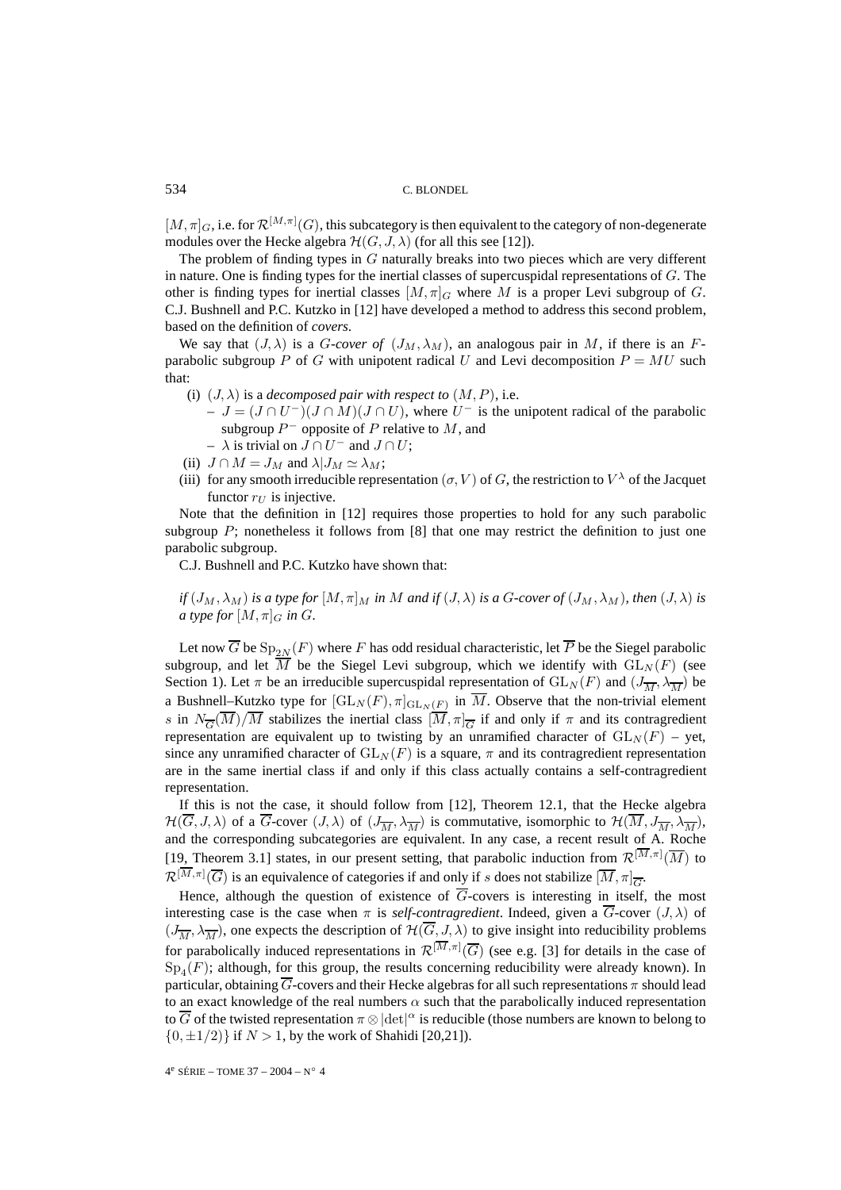$[M,\pi]_G$, i.e. for $\mathcal{R}^{[M,\pi]}(G)$, this subcategory is then equivalent to the category of non-degenerate modules over the Hecke algebra $\mathcal{H}(G,J,\lambda)$ (for all this see [12]).

The problem of finding types in $G$ naturally breaks into two pieces which are very different in nature. One is finding types for the inertial classes of supercuspidal representations of $G$. The other is finding types for inertial classes $[M,\pi]_G$ where $M$ is a proper Levi subgroup of $G$. C.J. Bushnell and P.C. Kutzko in [12] have developed a method to address this second problem, based on the definition of *covers*.

We say that $(J,\lambda)$ is a *$G$-cover of* $(J_M,\lambda_M)$, an analogous pair in $M$, if there is an $F$-parabolic subgroup $P$ of $G$ with unipotent radical $U$ and Levi decomposition $P = MU$ such that:

- (i) $(J,\lambda)$ is a *decomposed pair with respect to* $(M,P)$, i.e.
  - $J = (J\cap U^-)(J\cap M)(J\cap U)$, where $U^-$ is the unipotent radical of the parabolic subgroup $P^-$ opposite of $P$ relative to $M$, and
  - $\lambda$ is trivial on $J\cap U^-$ and $J\cap U$;
- (ii) $J\cap M = J_M$ and $\lambda|J_M \simeq \lambda_M$;
- (iii) for any smooth irreducible representation $(\sigma,V)$ of $G$, the restriction to $V^\lambda$ of the Jacquet functor $r_U$ is injective.

Note that the definition in [12] requires those properties to hold for any such parabolic subgroup $P$; nonetheless it follows from [8] that one may restrict the definition to just one parabolic subgroup.

C.J. Bushnell and P.C. Kutzko have shown that:

*if $(J_M,\lambda_M)$ is a type for $[M,\pi]_M$ in $M$ and if $(J,\lambda)$ is a $G$-cover of $(J_M,\lambda_M)$, then $(J,\lambda)$ is a type for $[M,\pi]_G$ in $G$.*

Let now $\overline{G}$ be $\mathrm{Sp}_{2N}(F)$ where $F$ has odd residual characteristic, let $\overline{P}$ be the Siegel parabolic subgroup, and let $\overline{M}$ be the Siegel Levi subgroup, which we identify with $\mathrm{GL}_N(F)$ (see Section 1). Let $\pi$ be an irreducible supercuspidal representation of $\mathrm{GL}_N(F)$ and $(J_{\overline{M}},\lambda_{\overline{M}})$ be a Bushnell–Kutzko type for $[\mathrm{GL}_N(F),\pi]_{\mathrm{GL}_N(F)}$ in $\overline{M}$. Observe that the non-trivial element $s$ in $N_{\overline{G}}(\overline{M})/\overline{M}$ stabilizes the inertial class $[\overline{M},\pi]_{\overline{G}}$ if and only if $\pi$ and its contragredient representation are equivalent up to twisting by an unramified character of $\mathrm{GL}_N(F)$ – yet, since any unramified character of $\mathrm{GL}_N(F)$ is a square, $\pi$ and its contragredient representation are in the same inertial class if and only if this class actually contains a self-contragredient representation.

If this is not the case, it should follow from [12], Theorem 12.1, that the Hecke algebra $\mathcal{H}(\overline{G},J,\lambda)$ of a $\overline{G}$-cover $(J,\lambda)$ of $(J_{\overline{M}},\lambda_{\overline{M}})$ is commutative, isomorphic to $\mathcal{H}(\overline{M},J_{\overline{M}},\lambda_{\overline{M}})$, and the corresponding subcategories are equivalent. In any case, a recent result of A. Roche [19, Theorem 3.1] states, in our present setting, that parabolic induction from $\mathcal{R}^{[\overline{M},\pi]}(\overline{M})$ to $\mathcal{R}^{[\overline{M},\pi]}(\overline{G})$ is an equivalence of categories if and only if $s$ does not stabilize $[\overline{M},\pi]_{\overline{G}}$.

Hence, although the question of existence of $\overline{G}$-covers is interesting in itself, the most interesting case is the case when $\pi$ is *self-contragredient*. Indeed, given a $\overline{G}$-cover $(J,\lambda)$ of $(J_{\overline{M}},\lambda_{\overline{M}})$, one expects the description of $\mathcal{H}(\overline{G},J,\lambda)$ to give insight into reducibility problems for parabolically induced representations in $\mathcal{R}^{[\overline{M},\pi]}(\overline{G})$ (see e.g. [3] for details in the case of $\mathrm{Sp}_4(F)$; although, for this group, the results concerning reducibility were already known). In particular, obtaining $\overline{G}$-covers and their Hecke algebras for all such representations $\pi$ should lead to an exact knowledge of the real numbers $\alpha$ such that the parabolically induced representation to $\overline{G}$ of the twisted representation $\pi\otimes|\det|^\alpha$ is reducible (those numbers are known to belong to $\{0,\pm 1/2\}$ if $N>1$, by the work of Shahidi [20,21]).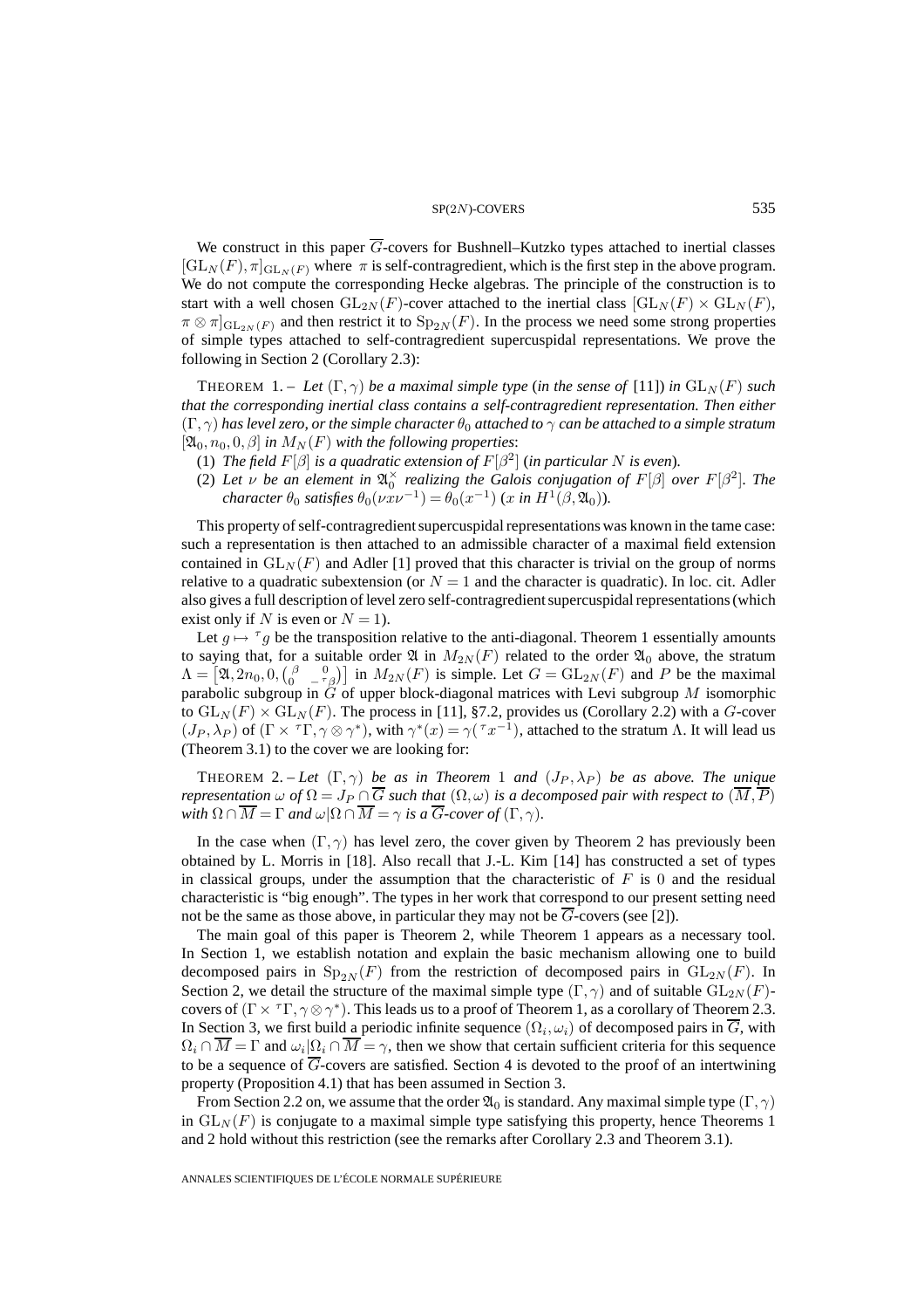We construct in this paper $\overline{G}$-covers for Bushnell–Kutzko types attached to inertial classes $[\mathrm{GL}_N(F),\pi]_{\mathrm{GL}_N(F)}$ where $\pi$ is self-contragredient, which is the first step in the above program. We do not compute the corresponding Hecke algebras. The principle of the construction is to start with a well chosen $\mathrm{GL}_{2N}(F)$-cover attached to the inertial class $[\mathrm{GL}_N(F)\times\mathrm{GL}_N(F), \pi\otimes\pi]_{\mathrm{GL}_{2N}(F)}$ and then restrict it to $\mathrm{Sp}_{2N}(F)$. In the process we need some strong properties of simple types attached to self-contragredient supercuspidal representations. We prove the following in Section 2 (Corollary 2.3):

THEOREM 1. – *Let $(\Gamma,\gamma)$ be a maximal simple type (in the sense of [11]) in $\mathrm{GL}_N(F)$ such that the corresponding inertial class contains a self-contragredient representation. Then either $(\Gamma,\gamma)$ has level zero, or the simple character $\theta_0$ attached to $\gamma$ can be attached to a simple stratum $[\mathfrak{A}_0,n_0,0,\beta]$ in $M_N(F)$ with the following properties*:

(1) *The field $F[\beta]$ is a quadratic extension of $F[\beta^2]$ (in particular $N$ is even).*
(2) *Let $\nu$ be an element in $\mathfrak{A}_0^\times$ realizing the Galois conjugation of $F[\beta]$ over $F[\beta^2]$. The character $\theta_0$ satisfies $\theta_0(\nu x\nu^{-1})=\theta_0(x^{-1})$ ($x$ in $H^1(\beta,\mathfrak{A}_0)$).*

This property of self-contragredient supercuspidal representations was known in the tame case: such a representation is then attached to an admissible character of a maximal field extension contained in $\mathrm{GL}_N(F)$ and Adler [1] proved that this character is trivial on the group of norms relative to a quadratic subextension (or $N=1$ and the character is quadratic). In loc. cit. Adler also gives a full description of level zero self-contragredient supercuspidal representations (which exist only if $N$ is even or $N=1$).

Let $g\mapsto {}^\tau g$ be the transposition relative to the anti-diagonal. Theorem 1 essentially amounts to saying that, for a suitable order $\mathfrak{A}$ in $M_{2N}(F)$ related to the order $\mathfrak{A}_0$ above, the stratum $\Lambda=\left[\mathfrak{A},2n_0,0,\left(\begin{smallmatrix}\beta & 0\\ 0 & -{}^\tau\beta\end{smallmatrix}\right)\right]$ in $M_{2N}(F)$ is simple. Let $G=\mathrm{GL}_{2N}(F)$ and $P$ be the maximal parabolic subgroup in $G$ of upper block-diagonal matrices with Levi subgroup $M$ isomorphic to $\mathrm{GL}_N(F)\times\mathrm{GL}_N(F)$. The process in [11], §7.2, provides us (Corollary 2.2) with a $G$-cover $(J_P,\lambda_P)$ of $(\Gamma\times{}^\tau\Gamma,\gamma\otimes\gamma^*)$, with $\gamma^*(x)=\gamma({}^\tau x^{-1})$, attached to the stratum $\Lambda$. It will lead us (Theorem 3.1) to the cover we are looking for:

THEOREM 2. – *Let $(\Gamma,\gamma)$ be as in Theorem 1 and $(J_P,\lambda_P)$ be as above. The unique representation $\omega$ of $\Omega=J_P\cap\overline{G}$ such that $(\Omega,\omega)$ is a decomposed pair with respect to $(\overline{M},\overline{P})$ with $\Omega\cap\overline{M}=\Gamma$ and $\omega|\Omega\cap\overline{M}=\gamma$ is a $\overline{G}$-cover of $(\Gamma,\gamma)$.*

In the case when $(\Gamma,\gamma)$ has level zero, the cover given by Theorem 2 has previously been obtained by L. Morris in [18]. Also recall that J.-L. Kim [14] has constructed a set of types in classical groups, under the assumption that the characteristic of $F$ is $0$ and the residual characteristic is "big enough". The types in her work that correspond to our present setting need not be the same as those above, in particular they may not be $\overline{G}$-covers (see [2]).

The main goal of this paper is Theorem 2, while Theorem 1 appears as a necessary tool. In Section 1, we establish notation and explain the basic mechanism allowing one to build decomposed pairs in $\mathrm{Sp}_{2N}(F)$ from the restriction of decomposed pairs in $\mathrm{GL}_{2N}(F)$. In Section 2, we detail the structure of the maximal simple type $(\Gamma,\gamma)$ and of suitable $\mathrm{GL}_{2N}(F)$-covers of $(\Gamma\times{}^\tau\Gamma,\gamma\otimes\gamma^*)$. This leads us to a proof of Theorem 1, as a corollary of Theorem 2.3. In Section 3, we first build a periodic infinite sequence $(\Omega_i,\omega_i)$ of decomposed pairs in $\overline{G}$, with $\Omega_i\cap\overline{M}=\Gamma$ and $\omega_i|\Omega_i\cap\overline{M}=\gamma$, then we show that certain sufficient criteria for this sequence to be a sequence of $\overline{G}$-covers are satisfied. Section 4 is devoted to the proof of an intertwining property (Proposition 4.1) that has been assumed in Section 3.

From Section 2.2 on, we assume that the order $\mathfrak{A}_0$ is standard. Any maximal simple type $(\Gamma,\gamma)$ in $\mathrm{GL}_N(F)$ is conjugate to a maximal simple type satisfying this property, hence Theorems 1 and 2 hold without this restriction (see the remarks after Corollary 2.3 and Theorem 3.1).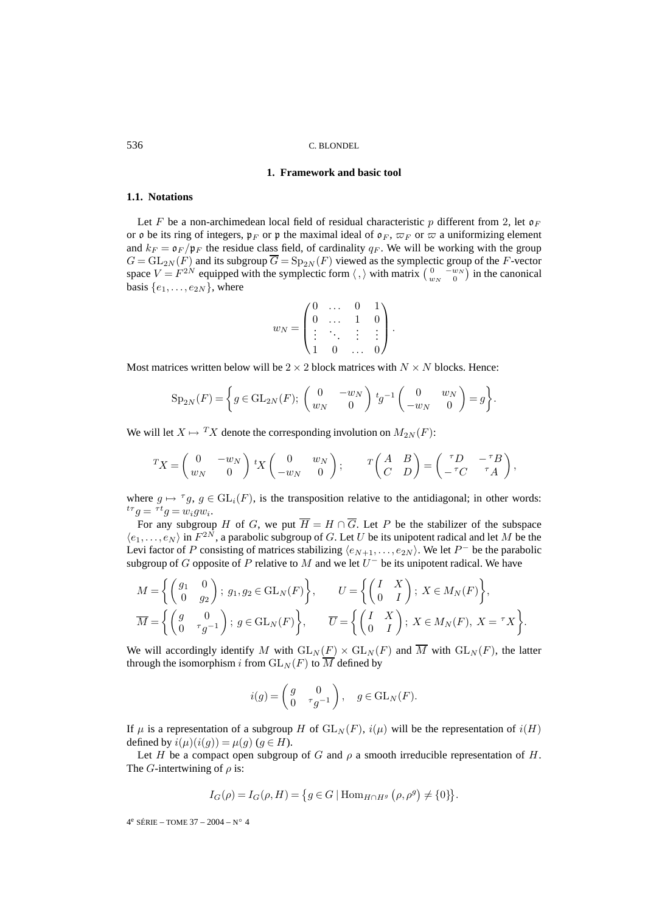## 1. Framework and basic tool

### 1.1. Notations

Let $F$ be a non-archimedean local field of residual characteristic $p$ different from 2, let $\mathfrak{o}_F$ or $\mathfrak{o}$ be its ring of integers, $\mathfrak{p}_F$ or $\mathfrak{p}$ the maximal ideal of $\mathfrak{o}_F$, $\varpi_F$ or $\varpi$ a uniformizing element and $k_F = \mathfrak{o}_F/\mathfrak{p}_F$ the residue class field, of cardinality $q_F$. We will be working with the group $G = \mathrm{GL}_{2N}(F)$ and its subgroup $\overline{G} = \mathrm{Sp}_{2N}(F)$ viewed as the symplectic group of the $F$-vector space $V = F^{2N}$ equipped with the symplectic form $\langle , \rangle$ with matrix $\begin{pmatrix} 0 & -w_N \\ w_N & 0 \end{pmatrix}$ in the canonical basis $\{e_1, \ldots, e_{2N}\}$, where

$$w_N = \begin{pmatrix} 0 & \ldots & 0 & 1 \\ 0 & \ldots & 1 & 0 \\ \vdots & \ddots & \vdots & \vdots \\ 1 & 0 & \ldots & 0 \end{pmatrix}.$$

Most matrices written below will be $2 \times 2$ block matrices with $N \times N$ blocks. Hence:

$$\mathrm{Sp}_{2N}(F) = \left\{ g \in \mathrm{GL}_{2N}(F);\ \begin{pmatrix} 0 & -w_N \\ w_N & 0 \end{pmatrix} {}^t g^{-1} \begin{pmatrix} 0 & w_N \\ -w_N & 0 \end{pmatrix} = g \right\}.$$

We will let $X \mapsto {}^T X$ denote the corresponding involution on $M_{2N}(F)$:

$${}^T X = \begin{pmatrix} 0 & -w_N \\ w_N & 0 \end{pmatrix} {}^t X \begin{pmatrix} 0 & w_N \\ -w_N & 0 \end{pmatrix}; \qquad {}^T \begin{pmatrix} A & B \\ C & D \end{pmatrix} = \begin{pmatrix} {}^\tau D & -{}^\tau B \\ -{}^\tau C & {}^\tau A \end{pmatrix},$$

where $g \mapsto {}^\tau g$, $g \in \mathrm{GL}_i(F)$, is the transposition relative to the antidiagonal; in other words: ${}^{t\tau} g = {}^{\tau t} g = w_i g w_i$.

For any subgroup $H$ of $G$, we put $\overline{H} = H \cap \overline{G}$. Let $P$ be the stabilizer of the subspace $\langle e_1, \ldots, e_N \rangle$ in $F^{2N}$, a parabolic subgroup of $G$. Let $U$ be its unipotent radical and let $M$ be the Levi factor of $P$ consisting of matrices stabilizing $\langle e_{N+1}, \ldots, e_{2N} \rangle$. We let $P^-$ be the parabolic subgroup of $G$ opposite of $P$ relative to $M$ and we let $U^-$ be its unipotent radical. We have

$$M = \left\{ \begin{pmatrix} g_1 & 0 \\ 0 & g_2 \end{pmatrix};\ g_1, g_2 \in \mathrm{GL}_N(F) \right\}, \qquad U = \left\{ \begin{pmatrix} I & X \\ 0 & I \end{pmatrix};\ X \in M_N(F) \right\},$$

$$\overline{M} = \left\{ \begin{pmatrix} g & 0 \\ 0 & {}^\tau g^{-1} \end{pmatrix};\ g \in \mathrm{GL}_N(F) \right\}, \qquad \overline{U} = \left\{ \begin{pmatrix} I & X \\ 0 & I \end{pmatrix};\ X \in M_N(F),\ X = {}^\tau X \right\}.$$

We will accordingly identify $M$ with $\mathrm{GL}_N(F) \times \mathrm{GL}_N(F)$ and $\overline{M}$ with $\mathrm{GL}_N(F)$, the latter through the isomorphism $i$ from $\mathrm{GL}_N(F)$ to $\overline{M}$ defined by

$$i(g) = \begin{pmatrix} g & 0 \\ 0 & {}^\tau g^{-1} \end{pmatrix}, \quad g \in \mathrm{GL}_N(F).$$

If $\mu$ is a representation of a subgroup $H$ of $\mathrm{GL}_N(F)$, $i(\mu)$ will be the representation of $i(H)$ defined by $i(\mu)(i(g)) = \mu(g)$ $(g \in H)$.

Let $H$ be a compact open subgroup of $G$ and $\rho$ a smooth irreducible representation of $H$. The $G$-intertwining of $\rho$ is:

$$I_G(\rho) = I_G(\rho, H) = \left\{ g \in G \mid \mathrm{Hom}_{H \cap H^g}\left(\rho, \rho^g\right) \neq \{0\} \right\}.$$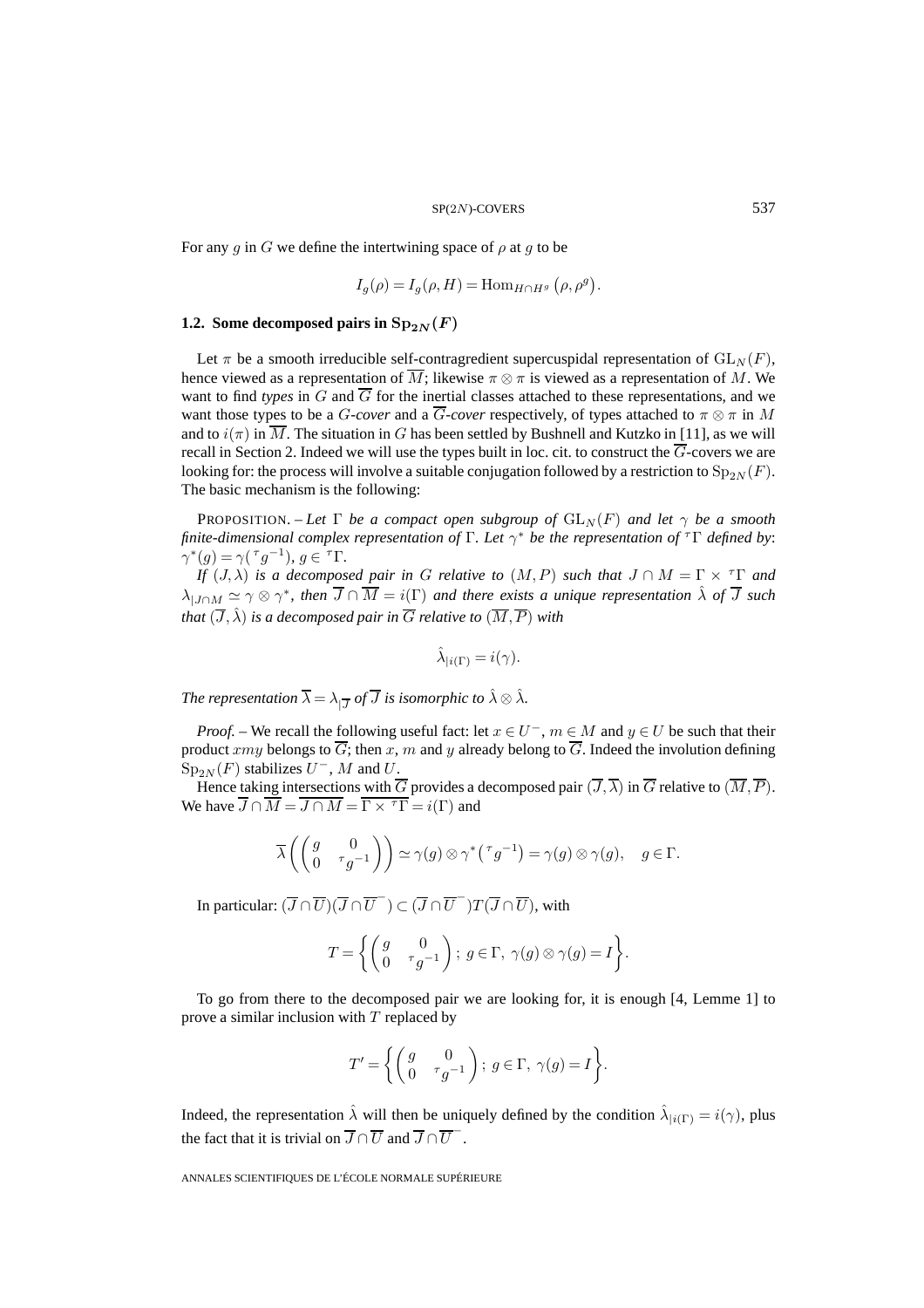For any $g$ in $G$ we define the intertwining space of $\rho$ at $g$ to be

$$I_g(\rho) = I_g(\rho, H) = \mathrm{Hom}_{H\cap H^g}\left(\rho, \rho^g\right).$$

### 1.2. Some decomposed pairs in $\mathrm{Sp}_{2N}(F)$

Let $\pi$ be a smooth irreducible self-contragredient supercuspidal representation of $\mathrm{GL}_N(F)$, hence viewed as a representation of $\overline{M}$; likewise $\pi \otimes \pi$ is viewed as a representation of $M$. We want to find *types* in $G$ and $\overline{G}$ for the inertial classes attached to these representations, and we want those types to be a $G$*-cover* and a $\overline{G}$*-cover* respectively, of types attached to $\pi \otimes \pi$ in $M$ and to $i(\pi)$ in $\overline{M}$. The situation in $G$ has been settled by Bushnell and Kutzko in [11], as we will recall in Section 2. Indeed we will use the types built in loc. cit. to construct the $\overline{G}$-covers we are looking for: the process will involve a suitable conjugation followed by a restriction to $\mathrm{Sp}_{2N}(F)$. The basic mechanism is the following:

PROPOSITION. – *Let $\Gamma$ be a compact open subgroup of $\mathrm{GL}_N(F)$ and let $\gamma$ be a smooth finite-dimensional complex representation of $\Gamma$. Let $\gamma^*$ be the representation of ${}^\tau\Gamma$ defined by: $\gamma^*(g) = \gamma({}^\tau g^{-1})$, $g \in {}^\tau\Gamma$.*

*If $(J, \lambda)$ is a decomposed pair in $G$ relative to $(M, P)$ such that $J \cap M = \Gamma \times {}^\tau\Gamma$ and $\lambda_{|J\cap M} \simeq \gamma \otimes \gamma^*$, then $\overline{J} \cap \overline{M} = i(\Gamma)$ and there exists a unique representation $\hat{\lambda}$ of $\overline{J}$ such that $(\overline{J}, \hat{\lambda})$ is a decomposed pair in $\overline{G}$ relative to $(\overline{M}, \overline{P})$ with*

$$\hat{\lambda}_{|i(\Gamma)} = i(\gamma).$$

*The representation $\overline{\lambda} = \lambda_{|\overline{J}}$ of $\overline{J}$ is isomorphic to $\hat{\lambda} \otimes \hat{\lambda}$.*

*Proof.* – We recall the following useful fact: let $x \in U^-$, $m \in M$ and $y \in U$ be such that their product $xmy$ belongs to $\overline{G}$; then $x$, $m$ and $y$ already belong to $\overline{G}$. Indeed the involution defining $\mathrm{Sp}_{2N}(F)$ stabilizes $U^-$, $M$ and $U$.

Hence taking intersections with $\overline{G}$ provides a decomposed pair $(\overline{J}, \overline{\lambda})$ in $\overline{G}$ relative to $(\overline{M}, \overline{P})$. We have $\overline{J} \cap \overline{M} = \overline{J \cap M} = \overline{\Gamma \times {}^\tau\Gamma} = i(\Gamma)$ and

$$\overline{\lambda}\left(\begin{pmatrix} g & 0 \\ 0 & {}^\tau g^{-1} \end{pmatrix}\right) \simeq \gamma(g) \otimes \gamma^*\left({}^\tau g^{-1}\right) = \gamma(g) \otimes \gamma(g), \quad g \in \Gamma.$$

In particular: $(\overline{J} \cap \overline{U})(\overline{J} \cap \overline{U}^-) \subset (\overline{J} \cap \overline{U}^-)T(\overline{J} \cap \overline{U})$, with

$$T = \left\{\begin{pmatrix} g & 0 \\ 0 & {}^\tau g^{-1} \end{pmatrix};\ g \in \Gamma,\ \gamma(g) \otimes \gamma(g) = I\right\}.$$

To go from there to the decomposed pair we are looking for, it is enough [4, Lemme 1] to prove a similar inclusion with $T$ replaced by

$$T' = \left\{\begin{pmatrix} g & 0 \\ 0 & {}^\tau g^{-1} \end{pmatrix};\ g \in \Gamma,\ \gamma(g) = I\right\}.$$

Indeed, the representation $\hat{\lambda}$ will then be uniquely defined by the condition $\hat{\lambda}_{|i(\Gamma)} = i(\gamma)$, plus the fact that it is trivial on $\overline{J} \cap \overline{U}$ and $\overline{J} \cap \overline{U}^-$.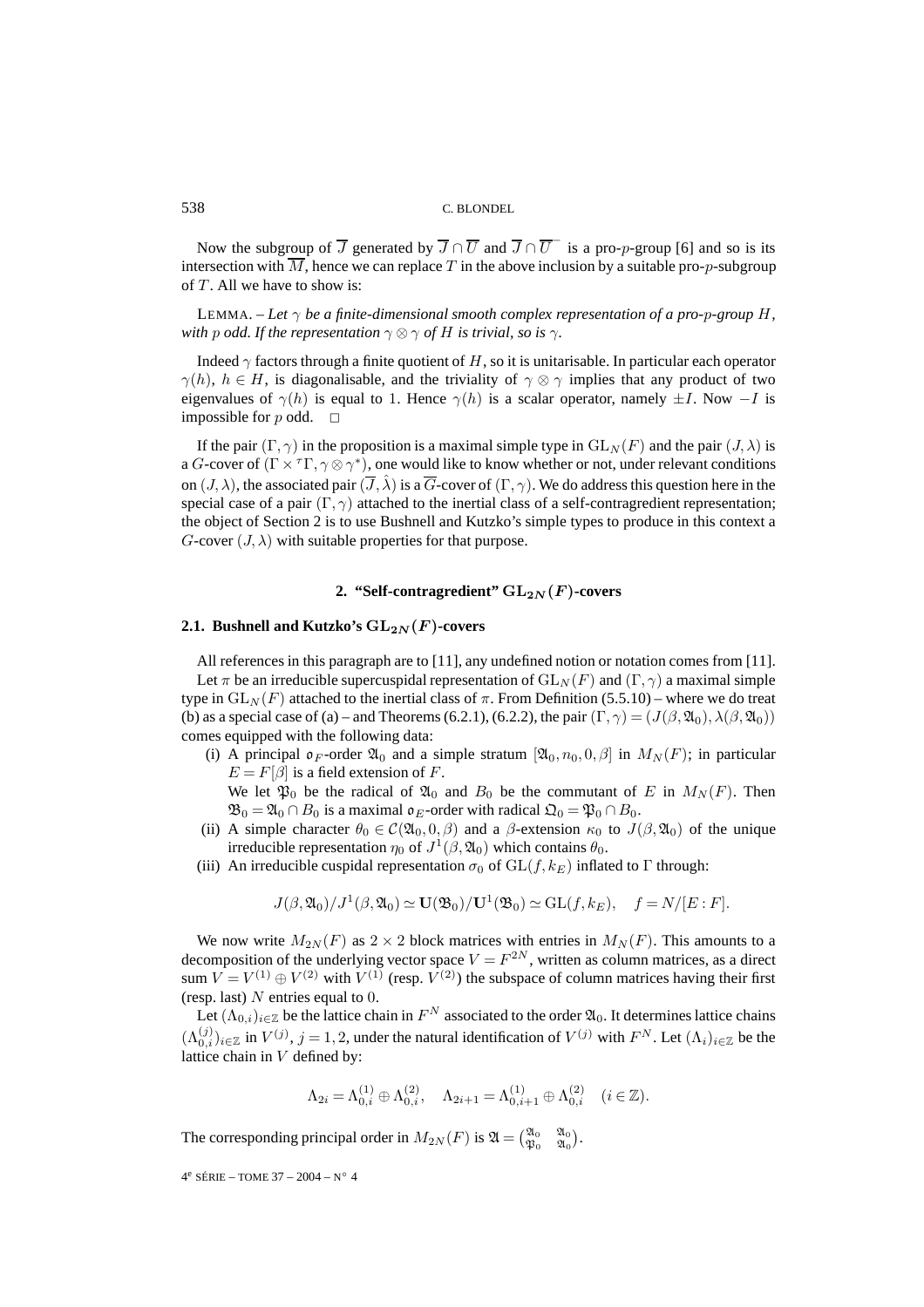Now the subgroup of $\overline{J}$ generated by $\overline{J} \cap \overline{U}$ and $\overline{J} \cap \overline{U}^-$ is a pro-$p$-group [6] and so is its intersection with $\overline{M}$, hence we can replace $T$ in the above inclusion by a suitable pro-$p$-subgroup of $T$. All we have to show is:

LEMMA. – *Let $\gamma$ be a finite-dimensional smooth complex representation of a pro-$p$-group $H$, with $p$ odd. If the representation $\gamma \otimes \gamma$ of $H$ is trivial, so is $\gamma$.*

Indeed $\gamma$ factors through a finite quotient of $H$, so it is unitarisable. In particular each operator $\gamma(h)$, $h \in H$, is diagonalisable, and the triviality of $\gamma \otimes \gamma$ implies that any product of two eigenvalues of $\gamma(h)$ is equal to 1. Hence $\gamma(h)$ is a scalar operator, namely $\pm I$. Now $-I$ is impossible for $p$ odd. $\square$

If the pair $(\Gamma, \gamma)$ in the proposition is a maximal simple type in $\mathrm{GL}_N(F)$ and the pair $(J, \lambda)$ is a $G$-cover of $(\Gamma \times {}^\tau\Gamma, \gamma \otimes \gamma^*)$, one would like to know whether or not, under relevant conditions on $(J, \lambda)$, the associated pair $(\overline{J}, \hat{\lambda})$ is a $\overline{G}$-cover of $(\Gamma, \gamma)$. We do address this question here in the special case of a pair $(\Gamma, \gamma)$ attached to the inertial class of a self-contragredient representation; the object of Section 2 is to use Bushnell and Kutzko's simple types to produce in this context a $G$-cover $(J, \lambda)$ with suitable properties for that purpose.

## 2. "Self-contragredient" $\mathrm{GL}_{2N}(F)$-covers

### 2.1. Bushnell and Kutzko's $\mathrm{GL}_{2N}(F)$-covers

All references in this paragraph are to [11], any undefined notion or notation comes from [11].

Let $\pi$ be an irreducible supercuspidal representation of $\mathrm{GL}_N(F)$ and $(\Gamma, \gamma)$ a maximal simple type in $\mathrm{GL}_N(F)$ attached to the inertial class of $\pi$. From Definition (5.5.10) – where we do treat (b) as a special case of (a) – and Theorems (6.2.1), (6.2.2), the pair $(\Gamma, \gamma) = (J(\beta, \mathfrak{A}_0), \lambda(\beta, \mathfrak{A}_0))$ comes equipped with the following data:

(i) A principal $\mathfrak{o}_F$-order $\mathfrak{A}_0$ and a simple stratum $[\mathfrak{A}_0, n_0, 0, \beta]$ in $M_N(F)$; in particular $E = F[\beta]$ is a field extension of $F$.
We let $\mathfrak{P}_0$ be the radical of $\mathfrak{A}_0$ and $B_0$ be the commutant of $E$ in $M_N(F)$. Then $\mathfrak{B}_0 = \mathfrak{A}_0 \cap B_0$ is a maximal $\mathfrak{o}_E$-order with radical $\mathfrak{Q}_0 = \mathfrak{P}_0 \cap B_0$.

(ii) A simple character $\theta_0 \in \mathcal{C}(\mathfrak{A}_0, 0, \beta)$ and a $\beta$-extension $\kappa_0$ to $J(\beta, \mathfrak{A}_0)$ of the unique irreducible representation $\eta_0$ of $J^1(\beta, \mathfrak{A}_0)$ which contains $\theta_0$.

(iii) An irreducible cuspidal representation $\sigma_0$ of $\mathrm{GL}(f, k_E)$ inflated to $\Gamma$ through:

$$J(\beta, \mathfrak{A}_0)/J^1(\beta, \mathfrak{A}_0) \simeq \mathbf{U}(\mathfrak{B}_0)/\mathbf{U}^1(\mathfrak{B}_0) \simeq \mathrm{GL}(f, k_E), \quad f = N/[E:F].$$

We now write $M_{2N}(F)$ as $2 \times 2$ block matrices with entries in $M_N(F)$. This amounts to a decomposition of the underlying vector space $V = F^{2N}$, written as column matrices, as a direct sum $V = V^{(1)} \oplus V^{(2)}$ with $V^{(1)}$ (resp. $V^{(2)}$) the subspace of column matrices having their first (resp. last) $N$ entries equal to 0.

Let $(\Lambda_{0,i})_{i \in \mathbb{Z}}$ be the lattice chain in $F^N$ associated to the order $\mathfrak{A}_0$. It determines lattice chains $(\Lambda_{0,i}^{(j)})_{i \in \mathbb{Z}}$ in $V^{(j)}$, $j = 1, 2$, under the natural identification of $V^{(j)}$ with $F^N$. Let $(\Lambda_i)_{i \in \mathbb{Z}}$ be the lattice chain in $V$ defined by:

$$\Lambda_{2i} = \Lambda_{0,i}^{(1)} \oplus \Lambda_{0,i}^{(2)}, \quad \Lambda_{2i+1} = \Lambda_{0,i+1}^{(1)} \oplus \Lambda_{0,i}^{(2)} \quad (i \in \mathbb{Z}).$$

The corresponding principal order in $M_{2N}(F)$ is $\mathfrak{A} = \begin{pmatrix} \mathfrak{A}_0 & \mathfrak{A}_0 \\ \mathfrak{P}_0 & \mathfrak{A}_0 \end{pmatrix}$.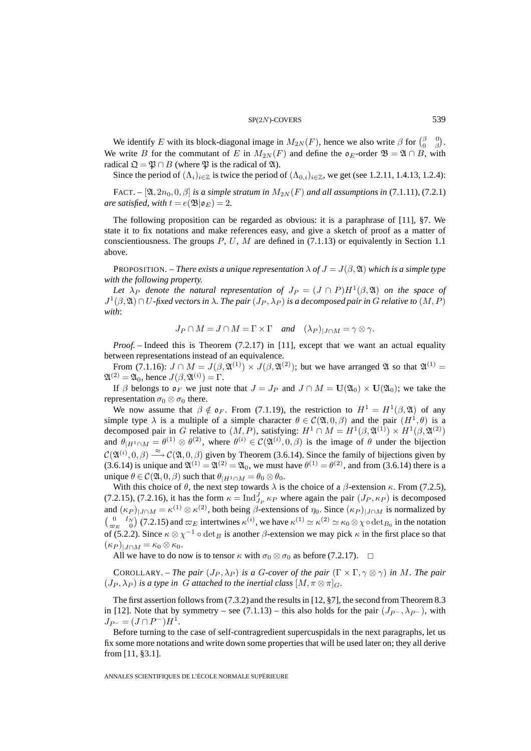We identify $E$ with its block-diagonal image in $M_{2N}(F)$, hence we also write $\beta$ for $\begin{pmatrix} \beta & 0 \\ 0 & \beta \end{pmatrix}$. We write $B$ for the commutant of $E$ in $M_{2N}(F)$ and define the $\mathfrak{o}_E$-order $\mathfrak{B} = \mathfrak{A} \cap B$, with radical $\mathfrak{Q} = \mathfrak{P} \cap B$ (where $\mathfrak{P}$ is the radical of $\mathfrak{A}$).

Since the period of $(\Lambda_i)_{i\in\mathbb{Z}}$ is twice the period of $(\Lambda_{0,i})_{i\in\mathbb{Z}}$, we get (see 1.2.11, 1.4.13, 1.2.4):

FACT. – *$[\mathfrak{A}, 2n_0, 0, \beta]$ is a simple stratum in $M_{2N}(F)$ and all assumptions in* (7.1.11), (7.2.1) *are satisfied, with $t = e(\mathfrak{B}|\mathfrak{o}_E) = 2$.*

The following proposition can be regarded as obvious: it is a paraphrase of [11], §7. We state it to fix notations and make references easy, and give a sketch of proof as a matter of conscientiousness. The groups $P$, $U$, $M$ are defined in (7.1.13) or equivalently in Section 1.1 above.

PROPOSITION. – *There exists a unique representation $\lambda$ of $J = J(\beta, \mathfrak{A})$ which is a simple type with the following property.*

*Let $\lambda_P$ denote the natural representation of $J_P = (J \cap P)H^1(\beta, \mathfrak{A})$ on the space of $J^1(\beta, \mathfrak{A}) \cap U$-fixed vectors in $\lambda$. The pair $(J_P, \lambda_P)$ is a decomposed pair in $G$ relative to $(M, P)$ with*:

$$J_P \cap M = J \cap M = \Gamma \times \Gamma \quad \textit{and} \quad (\lambda_P)_{|J\cap M} = \gamma \otimes \gamma.$$

*Proof.* – Indeed this is Theorem (7.2.17) in [11], except that we want an actual equality between representations instead of an equivalence.

From (7.1.16): $J \cap M = J(\beta, \mathfrak{A}^{(1)}) \times J(\beta, \mathfrak{A}^{(2)})$; but we have arranged $\mathfrak{A}$ so that $\mathfrak{A}^{(1)} = \mathfrak{A}^{(2)} = \mathfrak{A}_0$, hence $J(\beta, \mathfrak{A}^{(i)}) = \Gamma$.

If $\beta$ belongs to $\mathfrak{o}_F$ we just note that $J = J_P$ and $J \cap M = \mathbf{U}(\mathfrak{A}_0) \times \mathbf{U}(\mathfrak{A}_0)$; we take the representation $\sigma_0 \otimes \sigma_0$ there.

We now assume that $\beta \notin \mathfrak{o}_F$. From (7.1.19), the restriction to $H^1 = H^1(\beta, \mathfrak{A})$ of any simple type $\lambda$ is a multiple of a simple character $\theta \in \mathcal{C}(\mathfrak{A}, 0, \beta)$ and the pair $(H^1, \theta)$ is a decomposed pair in $G$ relative to $(M, P)$, satisfying: $H^1 \cap M = H^1(\beta, \mathfrak{A}^{(1)}) \times H^1(\beta, \mathfrak{A}^{(2)})$ and $\theta_{|H^1\cap M} = \theta^{(1)} \otimes \theta^{(2)}$, where $\theta^{(i)} \in \mathcal{C}(\mathfrak{A}^{(i)}, 0, \beta)$ is the image of $\theta$ under the bijection $\mathcal{C}(\mathfrak{A}^{(i)}, 0, \beta) \xrightarrow{\approx} \mathcal{C}(\mathfrak{A}, 0, \beta)$ given by Theorem (3.6.14). Since the family of bijections given by (3.6.14) is unique and $\mathfrak{A}^{(1)} = \mathfrak{A}^{(2)} = \mathfrak{A}_0$, we must have $\theta^{(1)} = \theta^{(2)}$, and from (3.6.14) there is a unique $\theta \in \mathcal{C}(\mathfrak{A}, 0, \beta)$ such that $\theta_{|H^1\cap M} = \theta_0 \otimes \theta_0$.

With this choice of $\theta$, the next step towards $\lambda$ is the choice of a $\beta$-extension $\kappa$. From (7.2.5), (7.2.15), (7.2.16), it has the form $\kappa = \mathrm{Ind}_{J_P}^{J} \kappa_P$ where again the pair $(J_P, \kappa_P)$ is decomposed and $(\kappa_P)_{|J\cap M} = \kappa^{(1)} \otimes \kappa^{(2)}$, both being $\beta$-extensions of $\eta_0$. Since $(\kappa_P)_{|J\cap M}$ is normalized by $\begin{pmatrix} 0 & I_N \\ \varpi_E & 0 \end{pmatrix}$ (7.2.15) and $\varpi_E$ intertwines $\kappa^{(i)}$, we have $\kappa^{(1)} \simeq \kappa^{(2)} \simeq \kappa_0 \otimes \chi \circ \det_{B_0}$ in the notation of (5.2.2). Since $\kappa \otimes \chi^{-1} \circ \det_B$ is another $\beta$-extension we may pick $\kappa$ in the first place so that $(\kappa_P)_{|J\cap M} = \kappa_0 \otimes \kappa_0$.

All we have to do now is to tensor $\kappa$ with $\sigma_0 \otimes \sigma_0$ as before (7.2.17). $\square$

COROLLARY. – *The pair $(J_P, \lambda_P)$ is a $G$-cover of the pair $(\Gamma \times \Gamma, \gamma \otimes \gamma)$ in $M$. The pair $(J_P, \lambda_P)$ is a type in $G$ attached to the inertial class $[M, \pi \otimes \pi]_G$.*

The first assertion follows from (7.3.2) and the results in [12, §7], the second from Theorem 8.3 in [12]. Note that by symmetry – see (7.1.13) – this also holds for the pair $(J_{P^-}, \lambda_{P^-})$, with $J_{P^-} = (J \cap P^-)H^1$.

Before turning to the case of self-contragredient supercuspidals in the next paragraphs, let us fix some more notations and write down some properties that will be used later on; they all derive from [11, §3.1].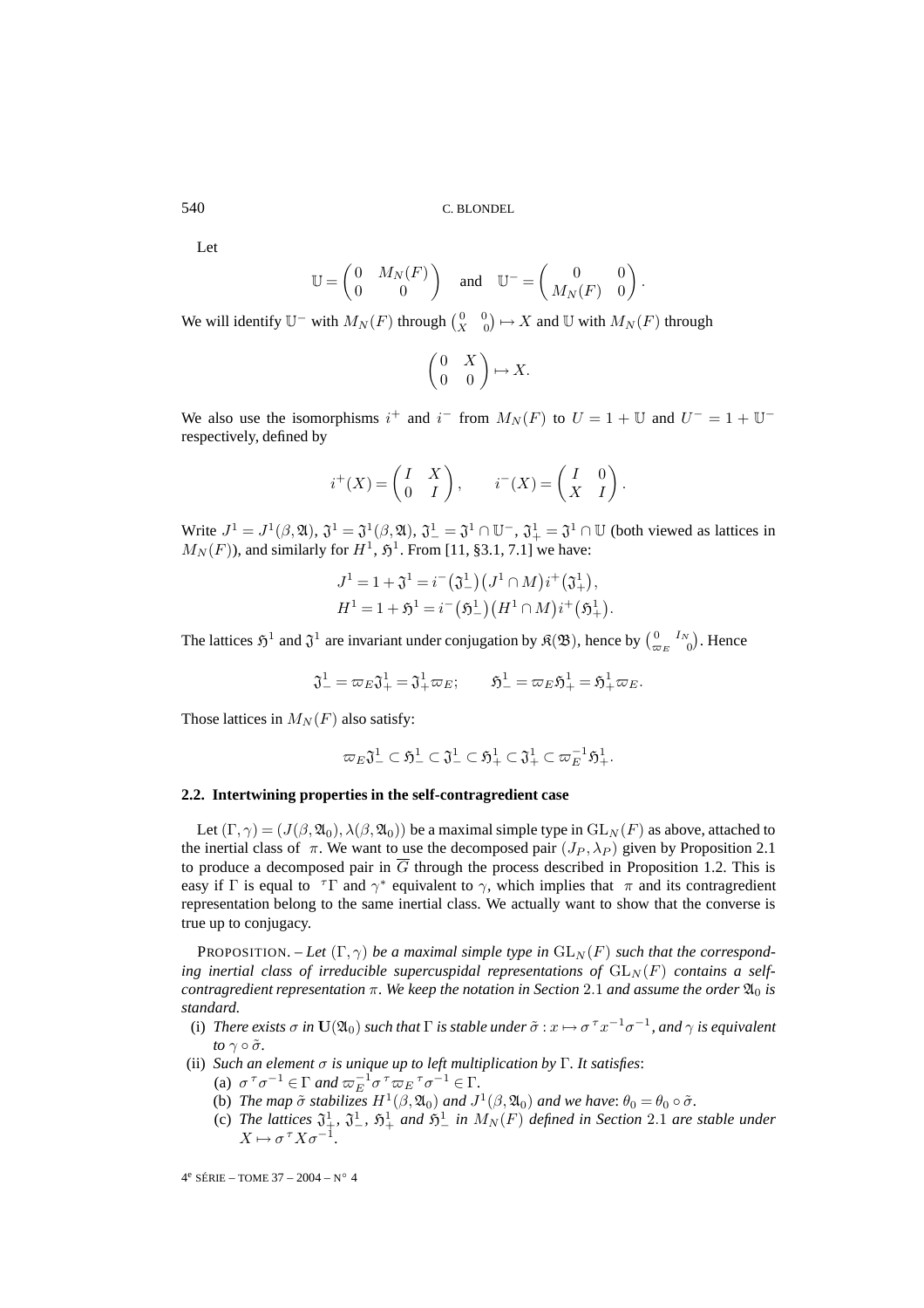Let

$$\mathbb{U} = \begin{pmatrix} 0 & M_N(F) \\ 0 & 0 \end{pmatrix} \quad \text{and} \quad \mathbb{U}^- = \begin{pmatrix} 0 & 0 \\ M_N(F) & 0 \end{pmatrix}.$$

We will identify $\mathbb{U}^-$ with $M_N(F)$ through $\begin{pmatrix} 0 & 0 \\ X & 0 \end{pmatrix} \mapsto X$ and $\mathbb{U}$ with $M_N(F)$ through

$$\begin{pmatrix} 0 & X \\ 0 & 0 \end{pmatrix} \mapsto X.$$

We also use the isomorphisms $i^+$ and $i^-$ from $M_N(F)$ to $U = 1 + \mathbb{U}$ and $U^- = 1 + \mathbb{U}^-$ respectively, defined by

$$i^+(X) = \begin{pmatrix} I & X \\ 0 & I \end{pmatrix}, \qquad i^-(X) = \begin{pmatrix} I & 0 \\ X & I \end{pmatrix}.$$

Write $J^1 = J^1(\beta, \mathfrak{A})$, $\mathfrak{J}^1 = \mathfrak{J}^1(\beta, \mathfrak{A})$, $\mathfrak{J}^1_- = \mathfrak{J}^1 \cap \mathbb{U}^-$, $\mathfrak{J}^1_+ = \mathfrak{J}^1 \cap \mathbb{U}$ (both viewed as lattices in $M_N(F)$), and similarly for $H^1$, $\mathfrak{H}^1$. From [11, §3.1, 7.1] we have:

$$J^1 = 1 + \mathfrak{J}^1 = i^-\big(\mathfrak{J}^1_-\big)\big(J^1 \cap M\big) i^+\big(\mathfrak{J}^1_+\big),$$
$$H^1 = 1 + \mathfrak{H}^1 = i^-\big(\mathfrak{H}^1_-\big)\big(H^1 \cap M\big) i^+\big(\mathfrak{H}^1_+\big).$$

The lattices $\mathfrak{H}^1$ and $\mathfrak{J}^1$ are invariant under conjugation by $\mathfrak{K}(\mathfrak{B})$, hence by $\begin{pmatrix} 0 & I_N \\ \varpi_E & 0 \end{pmatrix}$. Hence

$$\mathfrak{J}^1_- = \varpi_E \mathfrak{J}^1_+ = \mathfrak{J}^1_+ \varpi_E; \qquad \mathfrak{H}^1_- = \varpi_E \mathfrak{H}^1_+ = \mathfrak{H}^1_+ \varpi_E.$$

Those lattices in $M_N(F)$ also satisfy:

$$\varpi_E \mathfrak{J}^1_- \subset \mathfrak{H}^1_- \subset \mathfrak{J}^1_- \subset \mathfrak{H}^1_+ \subset \mathfrak{J}^1_+ \subset \varpi_E^{-1} \mathfrak{H}^1_+.$$

### 2.2. Intertwining properties in the self-contragredient case

Let $(\Gamma, \gamma) = (J(\beta, \mathfrak{A}_0), \lambda(\beta, \mathfrak{A}_0))$ be a maximal simple type in $\mathrm{GL}_N(F)$ as above, attached to the inertial class of $\pi$. We want to use the decomposed pair $(J_P, \lambda_P)$ given by Proposition 2.1 to produce a decomposed pair in $\overline{G}$ through the process described in Proposition 1.2. This is easy if $\Gamma$ is equal to ${}^\tau\Gamma$ and $\gamma^*$ equivalent to $\gamma$, which implies that $\pi$ and its contragredient representation belong to the same inertial class. We actually want to show that the converse is true up to conjugacy.

PROPOSITION. – *Let $(\Gamma, \gamma)$ be a maximal simple type in $\mathrm{GL}_N(F)$ such that the corresponding inertial class of irreducible supercuspidal representations of $\mathrm{GL}_N(F)$ contains a self-contragredient representation $\pi$. We keep the notation in Section 2.1 and assume the order $\mathfrak{A}_0$ is standard.*

(i) *There exists $\sigma$ in $\mathbf{U}(\mathfrak{A}_0)$ such that $\Gamma$ is stable under $\tilde{\sigma} : x \mapsto \sigma\, {}^\tau x^{-1} \sigma^{-1}$, and $\gamma$ is equivalent to $\gamma \circ \tilde{\sigma}$.*

(ii) *Such an element $\sigma$ is unique up to left multiplication by $\Gamma$. It satisfies*:
   (a) *$\sigma\, {}^\tau\sigma^{-1} \in \Gamma$ and $\varpi_E^{-1} \sigma\, {}^\tau\varpi_E\, {}^\tau\sigma^{-1} \in \Gamma$.*
   (b) *The map $\tilde{\sigma}$ stabilizes $H^1(\beta, \mathfrak{A}_0)$ and $J^1(\beta, \mathfrak{A}_0)$ and we have: $\theta_0 = \theta_0 \circ \tilde{\sigma}$.*
   (c) *The lattices $\mathfrak{J}^1_+$, $\mathfrak{J}^1_-$, $\mathfrak{H}^1_+$ and $\mathfrak{H}^1_-$ in $M_N(F)$ defined in Section 2.1 are stable under $X \mapsto \sigma\, {}^\tau X \sigma^{-1}$.*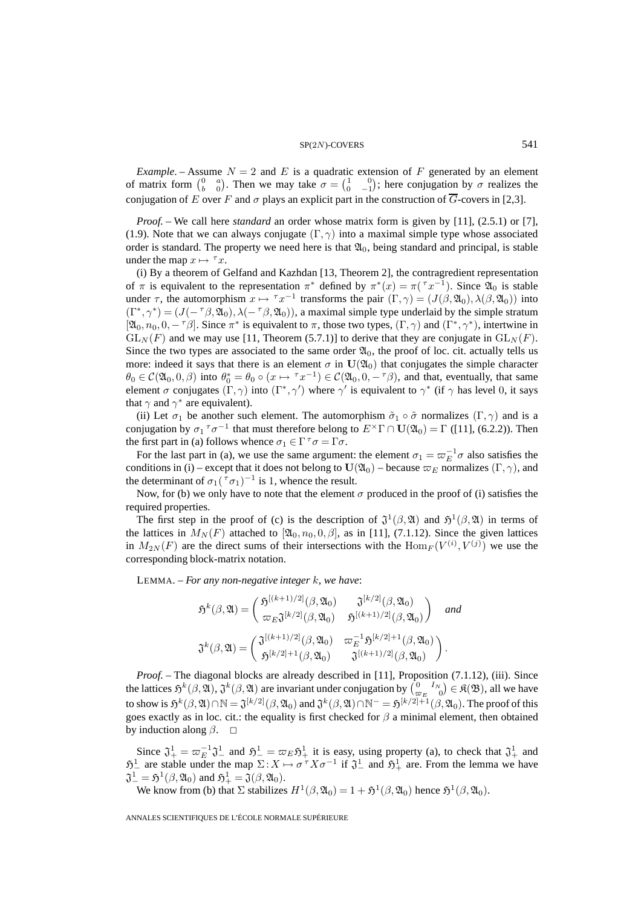*Example*. – Assume $N = 2$ and $E$ is a quadratic extension of $F$ generated by an element of matrix form $\begin{pmatrix} 0 & a \\ b & 0 \end{pmatrix}$. Then we may take $\sigma = \begin{pmatrix} 1 & 0 \\ 0 & -1 \end{pmatrix}$; here conjugation by $\sigma$ realizes the conjugation of $E$ over $F$ and $\sigma$ plays an explicit part in the construction of $\overline{G}$-covers in [2,3].

*Proof*. – We call here *standard* an order whose matrix form is given by [11], (2.5.1) or [7], (1.9). Note that we can always conjugate $(\Gamma, \gamma)$ into a maximal simple type whose associated order is standard. The property we need here is that $\mathfrak{A}_0$, being standard and principal, is stable under the map $x \mapsto {}^{\tau}x$.

(i) By a theorem of Gelfand and Kazhdan [13, Theorem 2], the contragredient representation of $\pi$ is equivalent to the representation $\pi^*$ defined by $\pi^*(x) = \pi({}^{\tau}x^{-1})$. Since $\mathfrak{A}_0$ is stable under $\tau$, the automorphism $x \mapsto {}^{\tau}x^{-1}$ transforms the pair $(\Gamma, \gamma) = (J(\beta, \mathfrak{A}_0), \lambda(\beta, \mathfrak{A}_0))$ into $(\Gamma^*, \gamma^*) = (J(-{}^{\tau}\beta, \mathfrak{A}_0), \lambda(-{}^{\tau}\beta, \mathfrak{A}_0))$, a maximal simple type underlaid by the simple stratum $[\mathfrak{A}_0, n_0, 0, -{}^{\tau}\beta]$. Since $\pi^*$ is equivalent to $\pi$, those two types, $(\Gamma, \gamma)$ and $(\Gamma^*, \gamma^*)$, intertwine in $\mathrm{GL}_N(F)$ and we may use [11, Theorem (5.7.1)] to derive that they are conjugate in $\mathrm{GL}_N(F)$. Since the two types are associated to the same order $\mathfrak{A}_0$, the proof of loc. cit. actually tells us more: indeed it says that there is an element $\sigma$ in $\mathbf{U}(\mathfrak{A}_0)$ that conjugates the simple character $\theta_0 \in \mathcal{C}(\mathfrak{A}_0, 0, \beta)$ into $\theta_0^* = \theta_0 \circ (x \mapsto {}^{\tau}x^{-1}) \in \mathcal{C}(\mathfrak{A}_0, 0, -{}^{\tau}\beta)$, and that, eventually, that same element $\sigma$ conjugates $(\Gamma, \gamma)$ into $(\Gamma^*, \gamma')$ where $\gamma'$ is equivalent to $\gamma^*$ (if $\gamma$ has level $0$, it says that $\gamma$ and $\gamma^*$ are equivalent).

(ii) Let $\sigma_1$ be another such element. The automorphism $\tilde{\sigma}_1 \circ \tilde{\sigma}$ normalizes $(\Gamma, \gamma)$ and is a conjugation by $\sigma_1 {}^{\tau}\sigma^{-1}$ that must therefore belong to $E^{\times}\Gamma \cap \mathbf{U}(\mathfrak{A}_0) = \Gamma$ ([11], (6.2.2)). Then the first part in (a) follows whence $\sigma_1 \in \Gamma\, {}^{\tau}\sigma = \Gamma\sigma$.

For the last part in (a), we use the same argument: the element $\sigma_1 = \varpi_E^{-1}\sigma$ also satisfies the conditions in (i) – except that it does not belong to $\mathbf{U}(\mathfrak{A}_0)$ – because $\varpi_E$ normalizes $(\Gamma, \gamma)$, and the determinant of $\sigma_1({}^{\tau}\sigma_1)^{-1}$ is 1, whence the result.

Now, for (b) we only have to note that the element $\sigma$ produced in the proof of (i) satisfies the required properties.

The first step in the proof of (c) is the description of $\mathfrak{J}^1(\beta, \mathfrak{A})$ and $\mathfrak{H}^1(\beta, \mathfrak{A})$ in terms of the lattices in $M_N(F)$ attached to $[\mathfrak{A}_0, n_0, 0, \beta]$, as in [11], (7.1.12). Since the given lattices in $M_{2N}(F)$ are the direct sums of their intersections with the $\mathrm{Hom}_F(V^{(i)}, V^{(j)})$ we use the corresponding block-matrix notation.

LEMMA. – *For any non-negative integer $k$, we have*:

$$\mathfrak{H}^k(\beta, \mathfrak{A}) = \begin{pmatrix} \mathfrak{H}^{[(k+1)/2]}(\beta, \mathfrak{A}_0) & \mathfrak{J}^{[k/2]}(\beta, \mathfrak{A}_0) \\ \varpi_E \mathfrak{J}^{[k/2]}(\beta, \mathfrak{A}_0) & \mathfrak{H}^{[(k+1)/2]}(\beta, \mathfrak{A}_0) \end{pmatrix} \quad \textit{and}$$

$$\mathfrak{J}^k(\beta, \mathfrak{A}) = \begin{pmatrix} \mathfrak{J}^{[(k+1)/2]}(\beta, \mathfrak{A}_0) & \varpi_E^{-1} \mathfrak{H}^{[k/2]+1}(\beta, \mathfrak{A}_0) \\ \mathfrak{H}^{[k/2]+1}(\beta, \mathfrak{A}_0) & \mathfrak{J}^{[(k+1)/2]}(\beta, \mathfrak{A}_0) \end{pmatrix}.$$

*Proof*. – The diagonal blocks are already described in [11], Proposition (7.1.12), (iii). Since the lattices $\mathfrak{H}^k(\beta, \mathfrak{A})$, $\mathfrak{J}^k(\beta, \mathfrak{A})$ are invariant under conjugation by $\begin{pmatrix} 0 & I_N \\ \varpi_E & 0 \end{pmatrix} \in \mathfrak{K}(\mathfrak{B})$, all we have to show is $\mathfrak{H}^k(\beta, \mathfrak{A}) \cap \mathbb{N} = \mathfrak{J}^{[k/2]}(\beta, \mathfrak{A}_0)$ and $\mathfrak{J}^k(\beta, \mathfrak{A}) \cap \mathbb{N}^- = \mathfrak{H}^{[k/2]+1}(\beta, \mathfrak{A}_0)$. The proof of this goes exactly as in loc. cit.: the equality is first checked for $\beta$ a minimal element, then obtained by induction along $\beta$. $\square$

Since $\mathfrak{J}_+^1 = \varpi_E^{-1}\mathfrak{J}_-^1$ and $\mathfrak{H}_-^1 = \varpi_E \mathfrak{H}_+^1$ it is easy, using property (a), to check that $\mathfrak{J}_+^1$ and $\mathfrak{H}_-^1$ are stable under the map $\Sigma: X \mapsto \sigma\, {}^{\tau}X \sigma^{-1}$ if $\mathfrak{J}_-^1$ and $\mathfrak{H}_+^1$ are. From the lemma we have $\mathfrak{J}_-^1 = \mathfrak{H}^1(\beta, \mathfrak{A}_0)$ and $\mathfrak{H}_+^1 = \mathfrak{J}(\beta, \mathfrak{A}_0)$.

We know from (b) that $\Sigma$ stabilizes $H^1(\beta, \mathfrak{A}_0) = 1 + \mathfrak{H}^1(\beta, \mathfrak{A}_0)$ hence $\mathfrak{H}^1(\beta, \mathfrak{A}_0)$.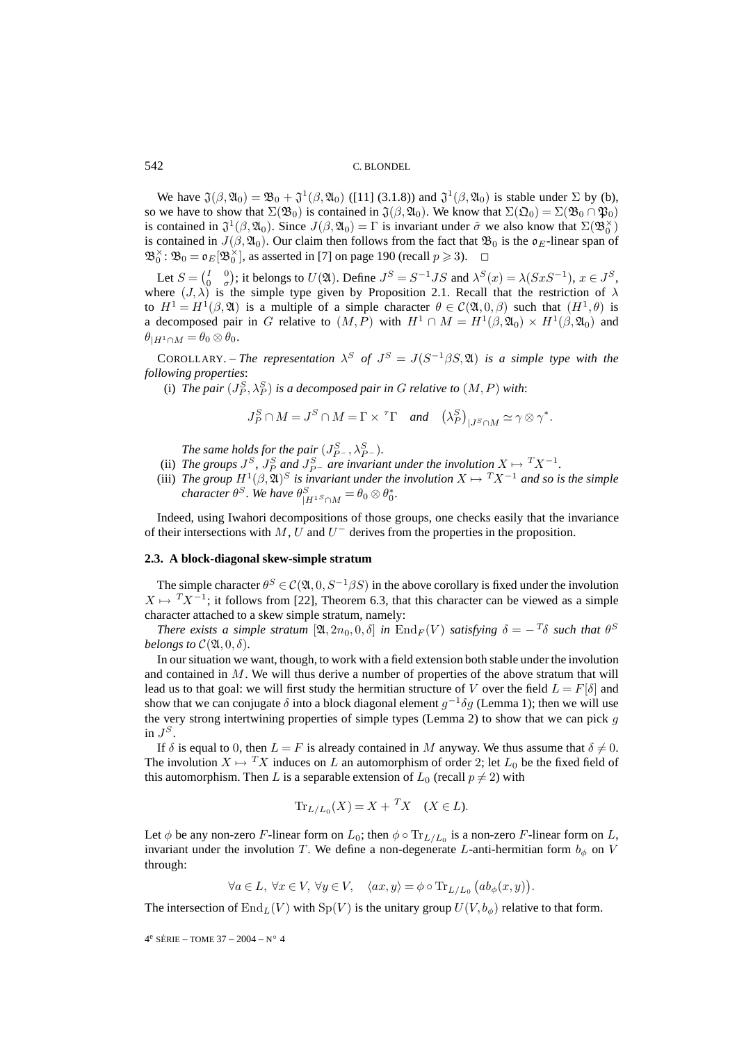We have $\mathfrak{J}(\beta,\mathfrak{A}_0)=\mathfrak{B}_0+\mathfrak{J}^1(\beta,\mathfrak{A}_0)$ ([11] (3.1.8)) and $\mathfrak{J}^1(\beta,\mathfrak{A}_0)$ is stable under $\Sigma$ by (b), so we have to show that $\Sigma(\mathfrak{B}_0)$ is contained in $\mathfrak{J}(\beta,\mathfrak{A}_0)$. We know that $\Sigma(\mathfrak{Q}_0)=\Sigma(\mathfrak{B}_0\cap\mathfrak{P}_0)$ is contained in $\mathfrak{J}^1(\beta,\mathfrak{A}_0)$. Since $J(\beta,\mathfrak{A}_0)=\Gamma$ is invariant under $\tilde{\sigma}$ we also know that $\Sigma(\mathfrak{B}_0^\times)$ is contained in $J(\beta,\mathfrak{A}_0)$. Our claim then follows from the fact that $\mathfrak{B}_0$ is the $\mathfrak{o}_E$-linear span of $\mathfrak{B}_0^\times$: $\mathfrak{B}_0=\mathfrak{o}_E[\mathfrak{B}_0^\times]$, as asserted in [7] on page 190 (recall $p\geqslant 3$). $\square$

Let $S=\begin{pmatrix} I & 0\\ 0 & \sigma\end{pmatrix}$; it belongs to $U(\mathfrak{A})$. Define $J^S=S^{-1}JS$ and $\lambda^S(x)=\lambda(SxS^{-1})$, $x\in J^S$, where $(J,\lambda)$ is the simple type given by Proposition 2.1. Recall that the restriction of $\lambda$ to $H^1=H^1(\beta,\mathfrak{A})$ is a multiple of a simple character $\theta\in\mathcal{C}(\mathfrak{A},0,\beta)$ such that $(H^1,\theta)$ is a decomposed pair in $G$ relative to $(M,P)$ with $H^1\cap M=H^1(\beta,\mathfrak{A}_0)\times H^1(\beta,\mathfrak{A}_0)$ and $\theta_{|H^1\cap M}=\theta_0\otimes\theta_0$.

COROLLARY. – *The representation $\lambda^S$ of $J^S=J(S^{-1}\beta S,\mathfrak{A})$ is a simple type with the following properties*:

(i) *The pair $(J_P^S,\lambda_P^S)$ is a decomposed pair in $G$ relative to $(M,P)$ with*:

$$J_P^S\cap M=J^S\cap M=\Gamma\times{}^{\tau}\Gamma\quad\textit{and}\quad\left(\lambda_P^S\right)_{|J^S\cap M}\simeq\gamma\otimes\gamma^*.$$

*The same holds for the pair $(J_{P^-}^S,\lambda_{P^-}^S)$.*

(ii) *The groups $J^S$, $J_P^S$ and $J_{P^-}^S$ are invariant under the involution $X\mapsto {}^TX^{-1}$.*

(iii) *The group $H^1(\beta,\mathfrak{A})^S$ is invariant under the involution $X\mapsto {}^TX^{-1}$ and so is the simple character $\theta^S$. We have $\theta^S_{|H^{1S}\cap M}=\theta_0\otimes\theta_0^*$.*

Indeed, using Iwahori decompositions of those groups, one checks easily that the invariance of their intersections with $M$, $U$ and $U^-$ derives from the properties in the proposition.

### 2.3. A block-diagonal skew-simple stratum

The simple character $\theta^S\in\mathcal{C}(\mathfrak{A},0,S^{-1}\beta S)$ in the above corollary is fixed under the involution $X\mapsto {}^TX^{-1}$; it follows from [22], Theorem 6.3, that this character can be viewed as a simple character attached to a skew simple stratum, namely:

*There exists a simple stratum $[\mathfrak{A},2n_0,0,\delta]$ in $\mathrm{End}_F(V)$ satisfying $\delta=-{}^T\delta$ such that $\theta^S$ belongs to $\mathcal{C}(\mathfrak{A},0,\delta)$.*

In our situation we want, though, to work with a field extension both stable under the involution and contained in $M$. We will thus derive a number of properties of the above stratum that will lead us to that goal: we will first study the hermitian structure of $V$ over the field $L=F[\delta]$ and show that we can conjugate $\delta$ into a block diagonal element $g^{-1}\delta g$ (Lemma 1); then we will use the very strong intertwining properties of simple types (Lemma 2) to show that we can pick $g$ in $J^S$.

If $\delta$ is equal to 0, then $L=F$ is already contained in $M$ anyway. We thus assume that $\delta\neq 0$. The involution $X\mapsto {}^TX$ induces on $L$ an automorphism of order 2; let $L_0$ be the fixed field of this automorphism. Then $L$ is a separable extension of $L_0$ (recall $p\neq 2$) with

$$\mathrm{Tr}_{L/L_0}(X)=X+{}^TX\quad(X\in L).$$

Let $\phi$ be any non-zero $F$-linear form on $L_0$; then $\phi\circ\mathrm{Tr}_{L/L_0}$ is a non-zero $F$-linear form on $L$, invariant under the involution $T$. We define a non-degenerate $L$-anti-hermitian form $b_\phi$ on $V$ through:

$$\forall a\in L,\ \forall x\in V,\ \forall y\in V,\quad \langle ax,y\rangle=\phi\circ\mathrm{Tr}_{L/L_0}\left(ab_\phi(x,y)\right).$$

The intersection of $\mathrm{End}_L(V)$ with $\mathrm{Sp}(V)$ is the unitary group $U(V,b_\phi)$ relative to that form.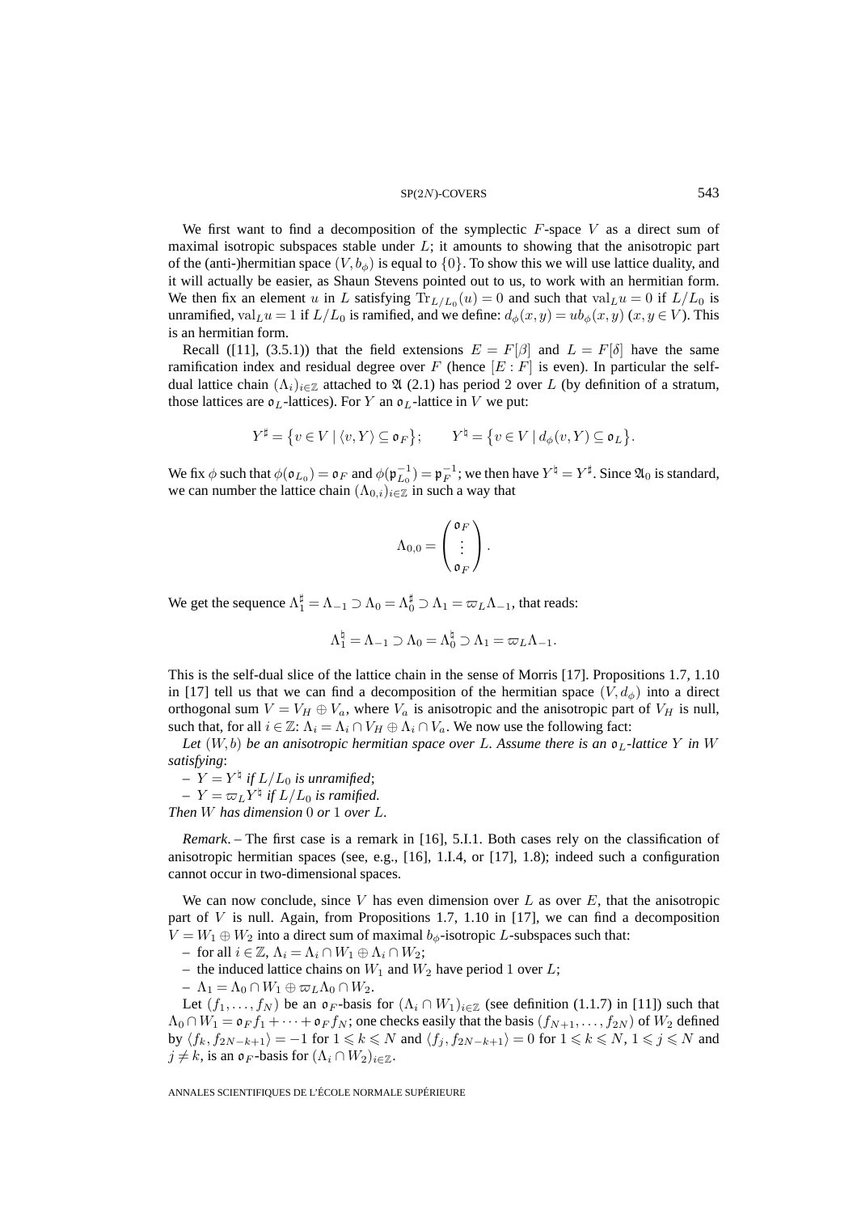We first want to find a decomposition of the symplectic $F$-space $V$ as a direct sum of maximal isotropic subspaces stable under $L$; it amounts to showing that the anisotropic part of the (anti-)hermitian space $(V, b_\phi)$ is equal to $\{0\}$. To show this we will use lattice duality, and it will actually be easier, as Shaun Stevens pointed out to us, to work with an hermitian form. We then fix an element $u$ in $L$ satisfying $\mathrm{Tr}_{L/L_0}(u) = 0$ and such that $\mathrm{val}_L u = 0$ if $L/L_0$ is unramified, $\mathrm{val}_L u = 1$ if $L/L_0$ is ramified, and we define: $d_\phi(x,y) = u b_\phi(x,y)$ $(x, y \in V)$. This is an hermitian form.

Recall ([11], (3.5.1)) that the field extensions $E = F[\beta]$ and $L = F[\delta]$ have the same ramification index and residual degree over $F$ (hence $[E:F]$ is even). In particular the self-dual lattice chain $(\Lambda_i)_{i\in\mathbb{Z}}$ attached to $\mathfrak{A}$ (2.1) has period 2 over $L$ (by definition of a stratum, those lattices are $\mathfrak{o}_L$-lattices). For $Y$ an $\mathfrak{o}_L$-lattice in $V$ we put:

$$Y^\sharp = \{v \in V \mid \langle v, Y\rangle \subseteq \mathfrak{o}_F\}; \qquad Y^\natural = \{v \in V \mid d_\phi(v, Y) \subseteq \mathfrak{o}_L\}.$$

We fix $\phi$ such that $\phi(\mathfrak{o}_{L_0}) = \mathfrak{o}_F$ and $\phi(\mathfrak{p}_{L_0}^{-1}) = \mathfrak{p}_F^{-1}$; we then have $Y^\natural = Y^\sharp$. Since $\mathfrak{A}_0$ is standard, we can number the lattice chain $(\Lambda_{0,i})_{i\in\mathbb{Z}}$ in such a way that

$$\Lambda_{0,0} = \begin{pmatrix} \mathfrak{o}_F \\ \vdots \\ \mathfrak{o}_F \end{pmatrix}.$$

We get the sequence $\Lambda_1^\sharp = \Lambda_{-1} \supset \Lambda_0 = \Lambda_0^\sharp \supset \Lambda_1 = \varpi_L \Lambda_{-1}$, that reads:

$$\Lambda_1^\natural = \Lambda_{-1} \supset \Lambda_0 = \Lambda_0^\natural \supset \Lambda_1 = \varpi_L \Lambda_{-1}.$$

This is the self-dual slice of the lattice chain in the sense of Morris [17]. Propositions 1.7, 1.10 in [17] tell us that we can find a decomposition of the hermitian space $(V, d_\phi)$ into a direct orthogonal sum $V = V_H \oplus V_a$, where $V_a$ is anisotropic and the anisotropic part of $V_H$ is null, such that, for all $i \in \mathbb{Z}$: $\Lambda_i = \Lambda_i \cap V_H \oplus \Lambda_i \cap V_a$. We now use the following fact:

*Let $(W, b)$ be an anisotropic hermitian space over $L$. Assume there is an $\mathfrak{o}_L$-lattice $Y$ in $W$ satisfying*:

– $Y = Y^\natural$ *if $L/L_0$ is unramified*;

– $Y = \varpi_L Y^\natural$ *if $L/L_0$ is ramified.*

*Then $W$ has dimension* 0 *or* 1 *over $L$.*

*Remark*. – The first case is a remark in [16], 5.I.1. Both cases rely on the classification of anisotropic hermitian spaces (see, e.g., [16], 1.I.4, or [17], 1.8); indeed such a configuration cannot occur in two-dimensional spaces.

We can now conclude, since $V$ has even dimension over $L$ as over $E$, that the anisotropic part of $V$ is null. Again, from Propositions 1.7, 1.10 in [17], we can find a decomposition $V = W_1 \oplus W_2$ into a direct sum of maximal $b_\phi$-isotropic $L$-subspaces such that:

– for all $i \in \mathbb{Z}$, $\Lambda_i = \Lambda_i \cap W_1 \oplus \Lambda_i \cap W_2$;

– the induced lattice chains on $W_1$ and $W_2$ have period 1 over $L$;

– $\Lambda_1 = \Lambda_0 \cap W_1 \oplus \varpi_L \Lambda_0 \cap W_2$.

Let $(f_1, \ldots, f_N)$ be an $\mathfrak{o}_F$-basis for $(\Lambda_i \cap W_1)_{i\in\mathbb{Z}}$ (see definition (1.1.7) in [11]) such that $\Lambda_0 \cap W_1 = \mathfrak{o}_F f_1 + \cdots + \mathfrak{o}_F f_N$; one checks easily that the basis $(f_{N+1}, \ldots, f_{2N})$ of $W_2$ defined by $\langle f_k, f_{2N-k+1}\rangle = -1$ for $1 \leqslant k \leqslant N$ and $\langle f_j, f_{2N-k+1}\rangle = 0$ for $1 \leqslant k \leqslant N$, $1 \leqslant j \leqslant N$ and $j \neq k$, is an $\mathfrak{o}_F$-basis for $(\Lambda_i \cap W_2)_{i\in\mathbb{Z}}$.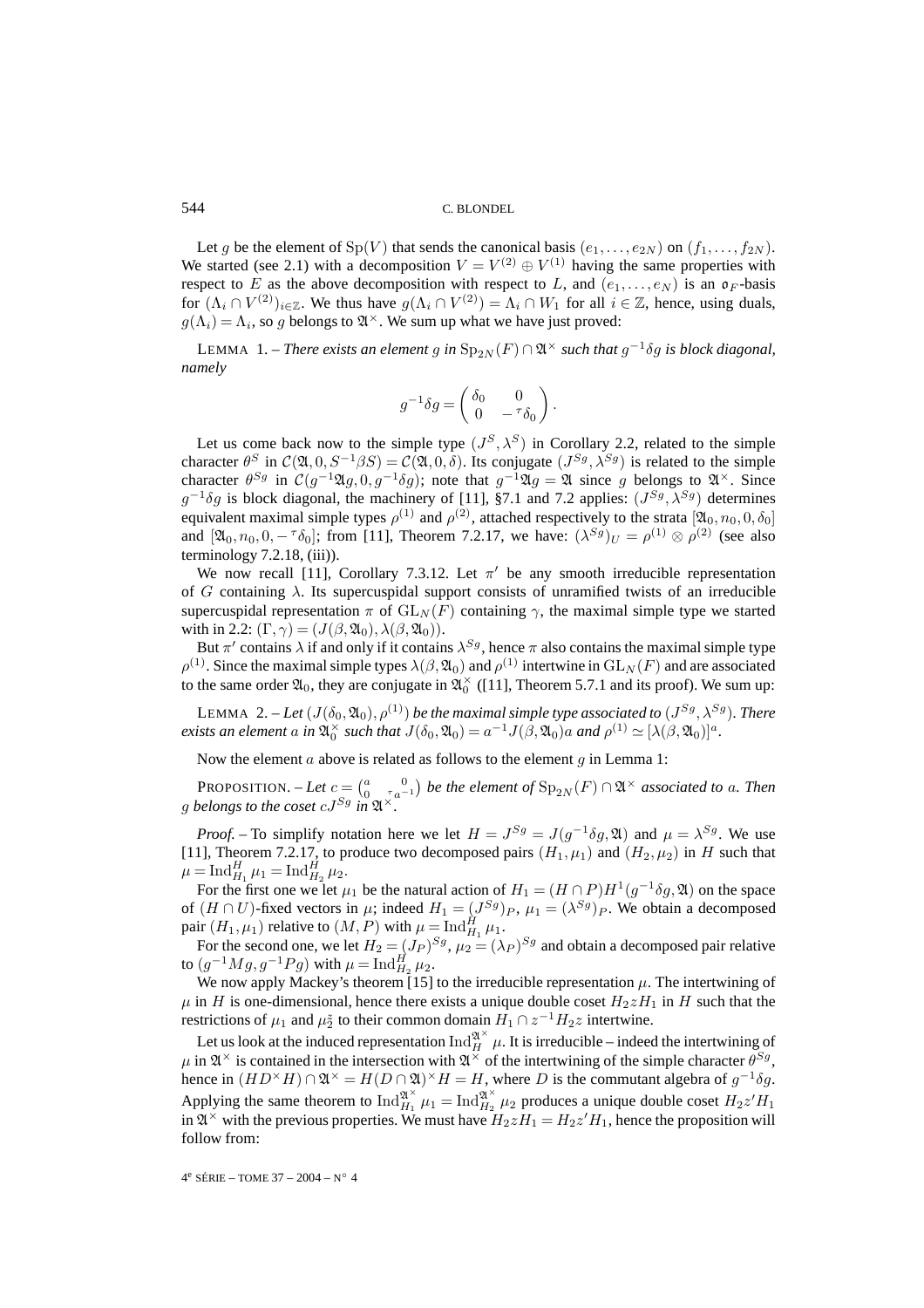Let $g$ be the element of $\mathrm{Sp}(V)$ that sends the canonical basis $(e_1,\dots,e_{2N})$ on $(f_1,\dots,f_{2N})$. We started (see 2.1) with a decomposition $V=V^{(2)}\oplus V^{(1)}$ having the same properties with respect to $E$ as the above decomposition with respect to $L$, and $(e_1,\dots,e_N)$ is an $\mathfrak{o}_F$-basis for $(\Lambda_i\cap V^{(2)})_{i\in\mathbb{Z}}$. We thus have $g(\Lambda_i\cap V^{(2)})=\Lambda_i\cap W_1$ for all $i\in\mathbb{Z}$, hence, using duals, $g(\Lambda_i)=\Lambda_i$, so $g$ belongs to $\mathfrak{A}^\times$. We sum up what we have just proved:

LEMMA 1. – *There exists an element $g$ in $\mathrm{Sp}_{2N}(F)\cap\mathfrak{A}^\times$ such that $g^{-1}\delta g$ is block diagonal, namely*

$$g^{-1}\delta g=\begin{pmatrix}\delta_0 & 0\\ 0 & -{}^\tau\delta_0\end{pmatrix}.$$

Let us come back now to the simple type $(J^S,\lambda^S)$ in Corollary 2.2, related to the simple character $\theta^S$ in $\mathcal{C}(\mathfrak{A},0,S^{-1}\beta S)=\mathcal{C}(\mathfrak{A},0,\delta)$. Its conjugate $(J^{Sg},\lambda^{Sg})$ is related to the simple character $\theta^{Sg}$ in $\mathcal{C}(g^{-1}\mathfrak{A}g,0,g^{-1}\delta g)$; note that $g^{-1}\mathfrak{A}g=\mathfrak{A}$ since $g$ belongs to $\mathfrak{A}^\times$. Since $g^{-1}\delta g$ is block diagonal, the machinery of [11], §7.1 and 7.2 applies: $(J^{Sg},\lambda^{Sg})$ determines equivalent maximal simple types $\rho^{(1)}$ and $\rho^{(2)}$, attached respectively to the strata $[\mathfrak{A}_0,n_0,0,\delta_0]$ and $[\mathfrak{A}_0,n_0,0,-{}^\tau\delta_0]$; from [11], Theorem 7.2.17, we have: $(\lambda^{Sg})_U=\rho^{(1)}\otimes\rho^{(2)}$ (see also terminology 7.2.18, (iii)).

We now recall [11], Corollary 7.3.12. Let $\pi'$ be any smooth irreducible representation of $G$ containing $\lambda$. Its supercuspidal support consists of unramified twists of an irreducible supercuspidal representation $\pi$ of $\mathrm{GL}_N(F)$ containing $\gamma$, the maximal simple type we started with in 2.2: $(\Gamma,\gamma)=(J(\beta,\mathfrak{A}_0),\lambda(\beta,\mathfrak{A}_0))$.

But $\pi'$ contains $\lambda$ if and only if it contains $\lambda^{Sg}$, hence $\pi$ also contains the maximal simple type $\rho^{(1)}$. Since the maximal simple types $\lambda(\beta,\mathfrak{A}_0)$ and $\rho^{(1)}$ intertwine in $\mathrm{GL}_N(F)$ and are associated to the same order $\mathfrak{A}_0$, they are conjugate in $\mathfrak{A}_0^\times$ ([11], Theorem 5.7.1 and its proof). We sum up:

LEMMA 2. – *Let $(J(\delta_0,\mathfrak{A}_0),\rho^{(1)})$ be the maximal simple type associated to $(J^{Sg},\lambda^{Sg})$. There exists an element $a$ in $\mathfrak{A}_0^\times$ such that $J(\delta_0,\mathfrak{A}_0)=a^{-1}J(\beta,\mathfrak{A}_0)a$ and $\rho^{(1)}\simeq[\lambda(\beta,\mathfrak{A}_0)]^a$.*

Now the element $a$ above is related as follows to the element $g$ in Lemma 1:

PROPOSITION. – *Let $c=\begin{pmatrix}a & 0\\ 0 & {}^\tau a^{-1}\end{pmatrix}$ be the element of $\mathrm{Sp}_{2N}(F)\cap\mathfrak{A}^\times$ associated to $a$. Then $g$ belongs to the coset $cJ^{Sg}$ in $\mathfrak{A}^\times$.*

*Proof.* – To simplify notation here we let $H=J^{Sg}=J(g^{-1}\delta g,\mathfrak{A})$ and $\mu=\lambda^{Sg}$. We use [11], Theorem 7.2.17, to produce two decomposed pairs $(H_1,\mu_1)$ and $(H_2,\mu_2)$ in $H$ such that $\mu=\mathrm{Ind}_{H_1}^H\mu_1=\mathrm{Ind}_{H_2}^H\mu_2$.

For the first one we let $\mu_1$ be the natural action of $H_1=(H\cap P)H^1(g^{-1}\delta g,\mathfrak{A})$ on the space of $(H\cap U)$-fixed vectors in $\mu$; indeed $H_1=(J^{Sg})_P$, $\mu_1=(\lambda^{Sg})_P$. We obtain a decomposed pair $(H_1,\mu_1)$ relative to $(M,P)$ with $\mu=\mathrm{Ind}_{H_1}^H\mu_1$.

For the second one, we let $H_2=(J_P)^{Sg}$, $\mu_2=(\lambda_P)^{Sg}$ and obtain a decomposed pair relative to $(g^{-1}Mg,g^{-1}Pg)$ with $\mu=\mathrm{Ind}_{H_2}^H\mu_2$.

We now apply Mackey's theorem [15] to the irreducible representation $\mu$. The intertwining of $\mu$ in $H$ is one-dimensional, hence there exists a unique double coset $H_2zH_1$ in $H$ such that the restrictions of $\mu_1$ and $\mu_2^z$ to their common domain $H_1\cap z^{-1}H_2z$ intertwine.

Let us look at the induced representation $\mathrm{Ind}_H^{\mathfrak{A}^\times}\mu$. It is irreducible – indeed the intertwining of $\mu$ in $\mathfrak{A}^\times$ is contained in the intersection with $\mathfrak{A}^\times$ of the intertwining of the simple character $\theta^{Sg}$, hence in $(HD^\times H)\cap\mathfrak{A}^\times=H(D\cap\mathfrak{A})^\times H=H$, where $D$ is the commutant algebra of $g^{-1}\delta g$. Applying the same theorem to $\mathrm{Ind}_{H_1}^{\mathfrak{A}^\times}\mu_1=\mathrm{Ind}_{H_2}^{\mathfrak{A}^\times}\mu_2$ produces a unique double coset $H_2z'H_1$ in $\mathfrak{A}^\times$ with the previous properties. We must have $H_2zH_1=H_2z'H_1$, hence the proposition will follow from: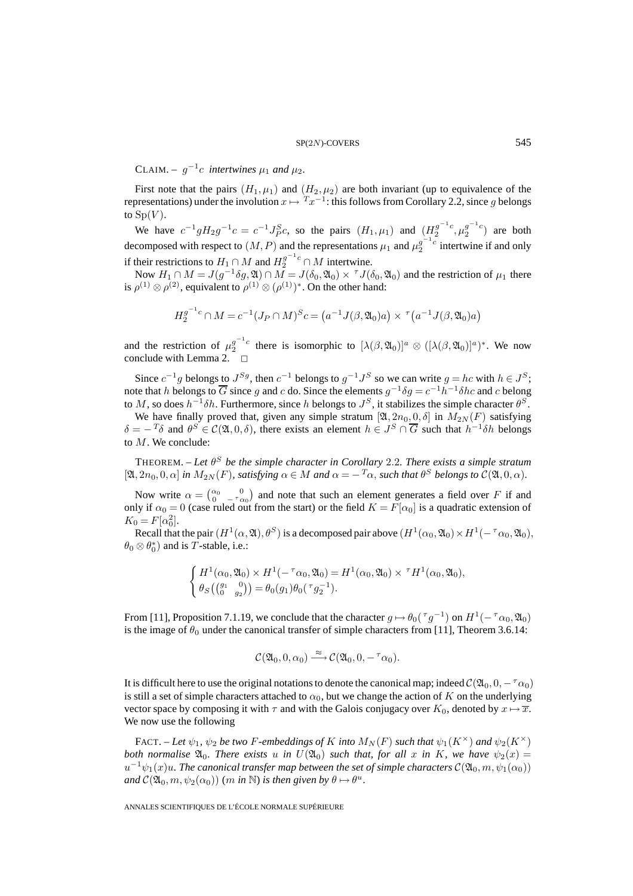CLAIM. – $g^{-1}c$ *intertwines* $\mu_1$ *and* $\mu_2$.

First note that the pairs $(H_1, \mu_1)$ and $(H_2, \mu_2)$ are both invariant (up to equivalence of the representations) under the involution $x \mapsto {}^T x^{-1}$: this follows from Corollary 2.2, since $g$ belongs to $\mathrm{Sp}(V)$.

We have $c^{-1} g H_2 g^{-1} c = c^{-1} J_P^S c$, so the pairs $(H_1, \mu_1)$ and $(H_2^{g^{-1}c}, \mu_2^{g^{-1}c})$ are both decomposed with respect to $(M, P)$ and the representations $\mu_1$ and $\mu_2^{g^{-1}c}$ intertwine if and only if their restrictions to $H_1 \cap M$ and $H_2^{g^{-1}c} \cap M$ intertwine.

Now $H_1 \cap M = J(g^{-1}\delta g, \mathfrak{A}) \cap M = J(\delta_0, \mathfrak{A}_0) \times {}^\tau J(\delta_0, \mathfrak{A}_0)$ and the restriction of $\mu_1$ there is $\rho^{(1)} \otimes \rho^{(2)}$, equivalent to $\rho^{(1)} \otimes (\rho^{(1)})^*$. On the other hand:

$$H_2^{g^{-1}c} \cap M = c^{-1}(J_P \cap M)^S c = \big(a^{-1} J(\beta, \mathfrak{A}_0) a\big) \times {}^\tau\big(a^{-1} J(\beta, \mathfrak{A}_0) a\big)$$

and the restriction of $\mu_2^{g^{-1}c}$ there is isomorphic to $[\lambda(\beta, \mathfrak{A}_0)]^a \otimes ([\lambda(\beta, \mathfrak{A}_0)]^a)^*$. We now conclude with Lemma 2. $\square$

Since $c^{-1}g$ belongs to $J^{Sg}$, then $c^{-1}$ belongs to $g^{-1}J^S$ so we can write $g = hc$ with $h \in J^S$; note that $h$ belongs to $\overline{G}$ since $g$ and $c$ do. Since the elements $g^{-1}\delta g = c^{-1}h^{-1}\delta h c$ and $c$ belong to $M$, so does $h^{-1}\delta h$. Furthermore, since $h$ belongs to $J^S$, it stabilizes the simple character $\theta^S$.

We have finally proved that, given any simple stratum $[\mathfrak{A}, 2n_0, 0, \delta]$ in $M_{2N}(F)$ satisfying $\delta = -{}^T\delta$ and $\theta^S \in \mathcal{C}(\mathfrak{A}, 0, \delta)$, there exists an element $h \in J^S \cap \overline{G}$ such that $h^{-1}\delta h$ belongs to $M$. We conclude:

THEOREM. – *Let* $\theta^S$ *be the simple character in Corollary* 2.2. *There exists a simple stratum* $[\mathfrak{A}, 2n_0, 0, \alpha]$ *in* $M_{2N}(F)$, *satisfying* $\alpha \in M$ *and* $\alpha = -{}^T\alpha$, *such that* $\theta^S$ *belongs to* $\mathcal{C}(\mathfrak{A}, 0, \alpha)$.

Now write $\alpha = \begin{pmatrix} \alpha_0 & 0 \\ 0 & -{}^\tau\alpha_0 \end{pmatrix}$ and note that such an element generates a field over $F$ if and only if $\alpha_0 = 0$ (case ruled out from the start) or the field $K = F[\alpha_0]$ is a quadratic extension of $K_0 = F[\alpha_0^2]$.

Recall that the pair $(H^1(\alpha, \mathfrak{A}), \theta^S)$ is a decomposed pair above $(H^1(\alpha_0, \mathfrak{A}_0) \times H^1(-{}^\tau\alpha_0, \mathfrak{A}_0), \theta_0 \otimes \theta_0^*)$ and is $T$-stable, i.e.:

$$\begin{cases} H^1(\alpha_0, \mathfrak{A}_0) \times H^1(-{}^\tau\alpha_0, \mathfrak{A}_0) = H^1(\alpha_0, \mathfrak{A}_0) \times {}^\tau H^1(\alpha_0, \mathfrak{A}_0), \\ \theta_S\big(\begin{pmatrix} g_1 & 0 \\ 0 & g_2 \end{pmatrix}\big) = \theta_0(g_1)\theta_0({}^\tau g_2^{-1}). \end{cases}$$

From [11], Proposition 7.1.19, we conclude that the character $g \mapsto \theta_0({}^\tau g^{-1})$ on $H^1(-{}^\tau\alpha_0, \mathfrak{A}_0)$ is the image of $\theta_0$ under the canonical transfer of simple characters from [11], Theorem 3.6.14:

$$\mathcal{C}(\mathfrak{A}_0, 0, \alpha_0) \xrightarrow{\approx} \mathcal{C}(\mathfrak{A}_0, 0, -{}^\tau\alpha_0).$$

It is difficult here to use the original notations to denote the canonical map; indeed $\mathcal{C}(\mathfrak{A}_0, 0, -{}^\tau\alpha_0)$ is still a set of simple characters attached to $\alpha_0$, but we change the action of $K$ on the underlying vector space by composing it with $\tau$ and with the Galois conjugacy over $K_0$, denoted by $x \mapsto \overline{x}$. We now use the following

FACT. – *Let* $\psi_1$, $\psi_2$ *be two* $F$*-embeddings of* $K$ *into* $M_N(F)$ *such that* $\psi_1(K^\times)$ *and* $\psi_2(K^\times)$ *both normalise* $\mathfrak{A}_0$. *There exists* $u$ *in* $U(\mathfrak{A}_0)$ *such that, for all* $x$ *in* $K$, *we have* $\psi_2(x) = u^{-1}\psi_1(x)u$. *The canonical transfer map between the set of simple characters* $\mathcal{C}(\mathfrak{A}_0, m, \psi_1(\alpha_0))$ *and* $\mathcal{C}(\mathfrak{A}_0, m, \psi_2(\alpha_0))$ ($m$ *in* $\mathbb{N}$) *is then given by* $\theta \mapsto \theta^u$.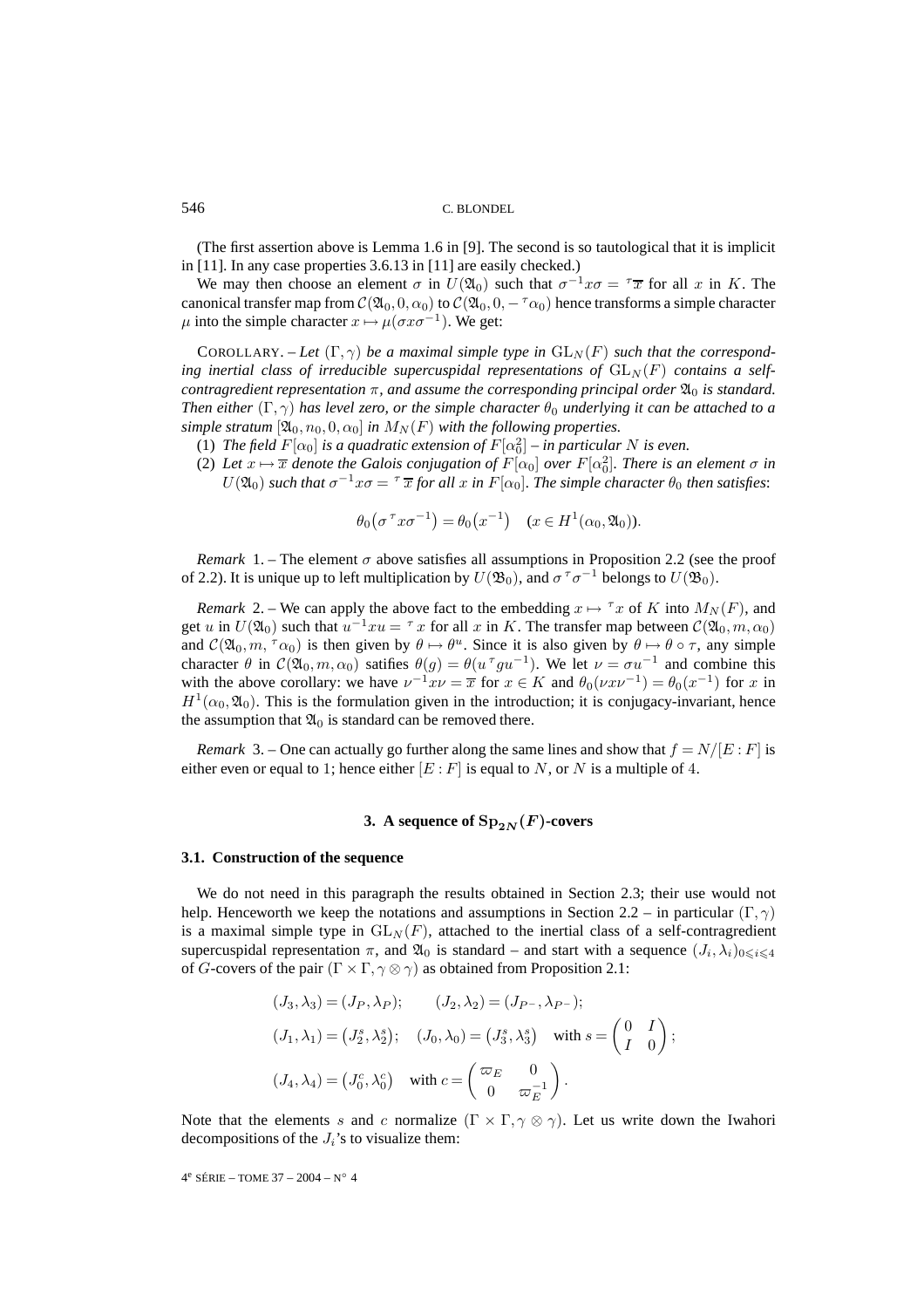(The first assertion above is Lemma 1.6 in [9]. The second is so tautological that it is implicit in [11]. In any case properties 3.6.13 in [11] are easily checked.)

We may then choose an element $\sigma$ in $U(\mathfrak{A}_0)$ such that $\sigma^{-1}x\sigma = {}^{\tau}\overline{x}$ for all $x$ in $K$. The canonical transfer map from $\mathcal{C}(\mathfrak{A}_0, 0, \alpha_0)$ to $\mathcal{C}(\mathfrak{A}_0, 0, -{}^{\tau}\alpha_0)$ hence transforms a simple character $\mu$ into the simple character $x \mapsto \mu(\sigma x \sigma^{-1})$. We get:

COROLLARY. – *Let $(\Gamma, \gamma)$ be a maximal simple type in $\mathrm{GL}_N(F)$ such that the corresponding inertial class of irreducible supercuspidal representations of $\mathrm{GL}_N(F)$ contains a self-contragredient representation $\pi$, and assume the corresponding principal order $\mathfrak{A}_0$ is standard. Then either $(\Gamma, \gamma)$ has level zero, or the simple character $\theta_0$ underlying it can be attached to a simple stratum $[\mathfrak{A}_0, n_0, 0, \alpha_0]$ in $M_N(F)$ with the following properties.*

(1) *The field $F[\alpha_0]$ is a quadratic extension of $F[\alpha_0^2]$ – in particular $N$ is even.*

(2) *Let $x \mapsto \overline{x}$ denote the Galois conjugation of $F[\alpha_0]$ over $F[\alpha_0^2]$. There is an element $\sigma$ in $U(\mathfrak{A}_0)$ such that $\sigma^{-1}x\sigma = {}^{\tau}\overline{x}$ for all $x$ in $F[\alpha_0]$. The simple character $\theta_0$ then satisfies*:

$$\theta_0\big(\sigma\, {}^{\tau}x \sigma^{-1}\big) = \theta_0\big(x^{-1}\big) \quad (x \in H^1(\alpha_0, \mathfrak{A}_0)).$$

*Remark* 1. – The element $\sigma$ above satisfies all assumptions in Proposition 2.2 (see the proof of 2.2). It is unique up to left multiplication by $U(\mathfrak{B}_0)$, and $\sigma\, {}^{\tau}\sigma^{-1}$ belongs to $U(\mathfrak{B}_0)$.

*Remark* 2. – We can apply the above fact to the embedding $x \mapsto {}^{\tau}x$ of $K$ into $M_N(F)$, and get $u$ in $U(\mathfrak{A}_0)$ such that $u^{-1}xu = {}^{\tau}x$ for all $x$ in $K$. The transfer map between $\mathcal{C}(\mathfrak{A}_0, m, \alpha_0)$ and $\mathcal{C}(\mathfrak{A}_0, m, {}^{\tau}\alpha_0)$ is then given by $\theta \mapsto \theta^u$. Since it is also given by $\theta \mapsto \theta \circ \tau$, any simple character $\theta$ in $\mathcal{C}(\mathfrak{A}_0, m, \alpha_0)$ satisfies $\theta(g) = \theta(u\, {}^{\tau}g u^{-1})$. We let $\nu = \sigma u^{-1}$ and combine this with the above corollary: we have $\nu^{-1}x\nu = \overline{x}$ for $x \in K$ and $\theta_0(\nu x \nu^{-1}) = \theta_0(x^{-1})$ for $x$ in $H^1(\alpha_0, \mathfrak{A}_0)$. This is the formulation given in the introduction; it is conjugacy-invariant, hence the assumption that $\mathfrak{A}_0$ is standard can be removed there.

*Remark* 3. – One can actually go further along the same lines and show that $f = N/[E:F]$ is either even or equal to 1; hence either $[E:F]$ is equal to $N$, or $N$ is a multiple of 4.

## 3. A sequence of $\mathrm{Sp}_{2N}(F)$-covers

### 3.1. Construction of the sequence

We do not need in this paragraph the results obtained in Section 2.3; their use would not help. Henceforth we keep the notations and assumptions in Section 2.2 – in particular $(\Gamma, \gamma)$ is a maximal simple type in $\mathrm{GL}_N(F)$, attached to the inertial class of a self-contragredient supercuspidal representation $\pi$, and $\mathfrak{A}_0$ is standard – and start with a sequence $(J_i, \lambda_i)_{0 \leqslant i \leqslant 4}$ of $G$-covers of the pair $(\Gamma \times \Gamma, \gamma \otimes \gamma)$ as obtained from Proposition 2.1:

$$\begin{aligned}
&(J_3, \lambda_3) = (J_P, \lambda_P); \qquad (J_2, \lambda_2) = (J_{P^-}, \lambda_{P^-}); \\
&(J_1, \lambda_1) = \big(J_2^s, \lambda_2^s\big); \quad (J_0, \lambda_0) = \big(J_3^s, \lambda_3^s\big) \quad \text{with } s = \begin{pmatrix} 0 & I \\ I & 0 \end{pmatrix}; \\
&(J_4, \lambda_4) = \big(J_0^c, \lambda_0^c\big) \quad \text{with } c = \begin{pmatrix} \varpi_E & 0 \\ 0 & \varpi_E^{-1} \end{pmatrix}.
\end{aligned}$$

Note that the elements $s$ and $c$ normalize $(\Gamma \times \Gamma, \gamma \otimes \gamma)$. Let us write down the Iwahori decompositions of the $J_i$'s to visualize them: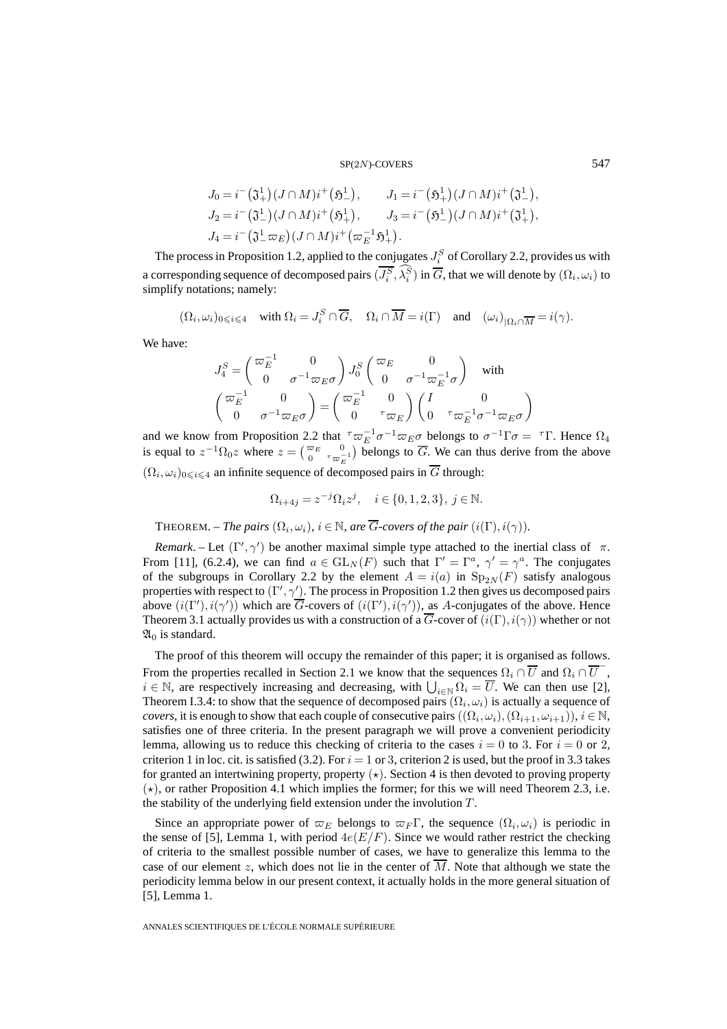$$
\begin{aligned}
&J_0 = i^-\big(\mathfrak{J}^1_+\big)(J\cap M)i^+\big(\mathfrak{H}^1_-\big), \qquad J_1 = i^-\big(\mathfrak{H}^1_+\big)(J\cap M)i^+\big(\mathfrak{J}^1_-\big),\\
&J_2 = i^-\big(\mathfrak{J}^1_-\big)(J\cap M)i^+\big(\mathfrak{H}^1_+\big), \qquad J_3 = i^-\big(\mathfrak{H}^1_-\big)(J\cap M)i^+\big(\mathfrak{J}^1_+\big),\\
&J_4 = i^-\big(\mathfrak{J}^1_-\varpi_E\big)(J\cap M)i^+\big(\varpi_E^{-1}\mathfrak{H}^1_+\big).
\end{aligned}
$$

The process in Proposition 1.2, applied to the conjugates $J_i^S$ of Corollary 2.2, provides us with a corresponding sequence of decomposed pairs $(\overline{J_i^S},\widehat{\lambda_i^S})$ in $\overline{G}$, that we will denote by $(\Omega_i,\omega_i)$ to simplify notations; namely:

$$
(\Omega_i,\omega_i)_{0\leqslant i\leqslant 4} \quad \text{with } \Omega_i = J_i^S\cap\overline{G}, \quad \Omega_i\cap\overline{M} = i(\Gamma) \quad \text{and} \quad (\omega_i)_{|\Omega_i\cap\overline{M}} = i(\gamma).
$$

We have:

$$
J_4^S = \begin{pmatrix} \varpi_E^{-1} & 0\\ 0 & \sigma^{-1}\varpi_E\sigma\end{pmatrix} J_0^S \begin{pmatrix} \varpi_E & 0\\ 0 & \sigma^{-1}\varpi_E^{-1}\sigma\end{pmatrix} \quad \text{with}
$$

$$
\begin{pmatrix} \varpi_E^{-1} & 0\\ 0 & \sigma^{-1}\varpi_E\sigma\end{pmatrix} = \begin{pmatrix} \varpi_E^{-1} & 0\\ 0 & {}^\tau\varpi_E\end{pmatrix}\begin{pmatrix} I & 0\\ 0 & {}^\tau\varpi_E^{-1}\sigma^{-1}\varpi_E\sigma\end{pmatrix}
$$

and we know from Proposition 2.2 that ${}^\tau\varpi_E^{-1}\sigma^{-1}\varpi_E\sigma$ belongs to $\sigma^{-1}\Gamma\sigma = {}^\tau\Gamma$. Hence $\Omega_4$ is equal to $z^{-1}\Omega_0 z$ where $z = \left(\begin{smallmatrix} \varpi_E & 0\\ 0 & {}^\tau\varpi_E^{-1}\end{smallmatrix}\right)$ belongs to $\overline{G}$. We can thus derive from the above $(\Omega_i,\omega_i)_{0\leqslant i\leqslant 4}$ an infinite sequence of decomposed pairs in $\overline{G}$ through:

$$
\Omega_{i+4j} = z^{-j}\Omega_i z^j, \quad i\in\{0,1,2,3\},\ j\in\mathbb{N}.
$$

THEOREM. – *The pairs $(\Omega_i,\omega_i)$, $i\in\mathbb{N}$, are $\overline{G}$-covers of the pair $(i(\Gamma),i(\gamma))$.*

*Remark*. – Let $(\Gamma',\gamma')$ be another maximal simple type attached to the inertial class of $\pi$. From [11], (6.2.4), we can find $a\in \mathrm{GL}_N(F)$ such that $\Gamma' = \Gamma^a$, $\gamma' = \gamma^a$. The conjugates of the subgroups in Corollary 2.2 by the element $A = i(a)$ in $\mathrm{Sp}_{2N}(F)$ satisfy analogous properties with respect to $(\Gamma',\gamma')$. The process in Proposition 1.2 then gives us decomposed pairs above $(i(\Gamma'),i(\gamma'))$ which are $\overline{G}$-covers of $(i(\Gamma'),i(\gamma'))$, as $A$-conjugates of the above. Hence Theorem 3.1 actually provides us with a construction of a $\overline{G}$-cover of $(i(\Gamma),i(\gamma))$ whether or not $\mathfrak{A}_0$ is standard.

The proof of this theorem will occupy the remainder of this paper; it is organised as follows. From the properties recalled in Section 2.1 we know that the sequences $\Omega_i\cap\overline{U}$ and $\Omega_i\cap\overline{U}^-$, $i\in\mathbb{N}$, are respectively increasing and decreasing, with $\bigcup_{i\in\mathbb{N}}\Omega_i = \overline{U}$. We can then use [2], Theorem I.3.4: to show that the sequence of decomposed pairs $(\Omega_i,\omega_i)$ is actually a sequence of *covers*, it is enough to show that each couple of consecutive pairs $((\Omega_i,\omega_i),(\Omega_{i+1},\omega_{i+1}))$, $i\in\mathbb{N}$, satisfies one of three criteria. In the present paragraph we will prove a convenient periodicity lemma, allowing us to reduce this checking of criteria to the cases $i=0$ to 3. For $i=0$ or 2, criterion 1 in loc. cit. is satisfied (3.2). For $i=1$ or 3, criterion 2 is used, but the proof in 3.3 takes for granted an intertwining property, property $(\star)$. Section 4 is then devoted to proving property $(\star)$, or rather Proposition 4.1 which implies the former; for this we will need Theorem 2.3, i.e. the stability of the underlying field extension under the involution $T$.

Since an appropriate power of $\varpi_E$ belongs to $\varpi_F\Gamma$, the sequence $(\Omega_i,\omega_i)$ is periodic in the sense of [5], Lemma 1, with period $4e(E/F)$. Since we would rather restrict the checking of criteria to the smallest possible number of cases, we have to generalize this lemma to the case of our element $z$, which does not lie in the center of $\overline{M}$. Note that although we state the periodicity lemma below in our present context, it actually holds in the more general situation of [5], Lemma 1.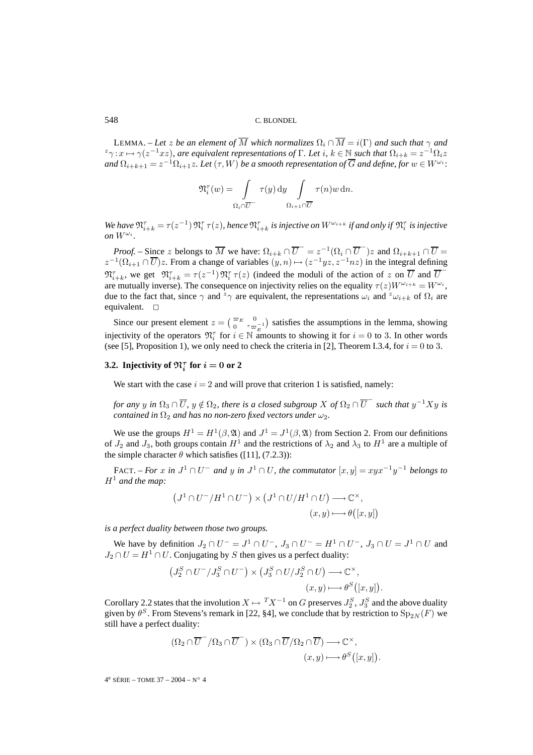LEMMA. – *Let $z$ be an element of $\overline{M}$ which normalizes $\Omega_i \cap \overline{M} = i(\Gamma)$ and such that $\gamma$ and ${}^z\gamma : x \mapsto \gamma(z^{-1}xz)$, are equivalent representations of $\Gamma$. Let $i, k \in \mathbb{N}$ such that $\Omega_{i+k} = z^{-1}\Omega_i z$ and $\Omega_{i+k+1} = z^{-1}\Omega_{i+1} z$. Let $(\tau, W)$ be a smooth representation of $\overline{G}$ and define, for $w \in W^{\omega_i}$:*

$$\mathfrak{N}_i^\tau(w) = \int\limits_{\Omega_i \cap \overline{U}^-} \tau(y)\,\mathrm{d}y \int\limits_{\Omega_{i+1} \cap \overline{U}} \tau(n) w\,\mathrm{d}n.$$

*We have $\mathfrak{N}_{i+k}^\tau = \tau(z^{-1})\,\mathfrak{N}_i^\tau\,\tau(z)$, hence $\mathfrak{N}_{i+k}^\tau$ is injective on $W^{\omega_{i+k}}$ if and only if $\mathfrak{N}_i^\tau$ is injective on $W^{\omega_i}$.*

*Proof.* – Since $z$ belongs to $\overline{M}$ we have: $\Omega_{i+k} \cap \overline{U}^- = z^{-1}(\Omega_i \cap \overline{U}^-)z$ and $\Omega_{i+k+1} \cap \overline{U} = z^{-1}(\Omega_{i+1} \cap \overline{U})z$. From a change of variables $(y, n) \mapsto (z^{-1}yz, z^{-1}nz)$ in the integral defining $\mathfrak{N}_{i+k}^\tau$, we get $\mathfrak{N}_{i+k}^\tau = \tau(z^{-1})\,\mathfrak{N}_i^\tau\,\tau(z)$ (indeed the moduli of the action of $z$ on $\overline{U}$ and $\overline{U}^-$ are mutually inverse). The consequence on injectivity relies on the equality $\tau(z)W^{\omega_{i+k}} = W^{\omega_i}$, due to the fact that, since $\gamma$ and ${}^z\gamma$ are equivalent, the representations $\omega_i$ and ${}^z\omega_{i+k}$ of $\Omega_i$ are equivalent. $\square$

Since our present element $z = \begin{pmatrix} \varpi_E & 0 \\ 0 & {}^\tau\varpi_E^{-1} \end{pmatrix}$ satisfies the assumptions in the lemma, showing injectivity of the operators $\mathfrak{N}_i^\tau$ for $i \in \mathbb{N}$ amounts to showing it for $i = 0$ to $3$. In other words (see [5], Proposition 1), we only need to check the criteria in [2], Theorem I.3.4, for $i = 0$ to $3$.

### 3.2. Injectivity of $\mathfrak{N}_i^\tau$ for $i = 0$ or $2$

We start with the case $i = 2$ and will prove that criterion 1 is satisfied, namely:

*for any $y$ in $\Omega_3 \cap \overline{U}$, $y \notin \Omega_2$, there is a closed subgroup $X$ of $\Omega_2 \cap \overline{U}^-$ such that $y^{-1}Xy$ is contained in $\Omega_2$ and has no non-zero fixed vectors under $\omega_2$.*

We use the groups $H^1 = H^1(\beta, \mathfrak{A})$ and $J^1 = J^1(\beta, \mathfrak{A})$ from Section 2. From our definitions of $J_2$ and $J_3$, both groups contain $H^1$ and the restrictions of $\lambda_2$ and $\lambda_3$ to $H^1$ are a multiple of the simple character $\theta$ which satisfies ([11], (7.2.3)):

FACT. – *For $x$ in $J^1 \cap U^-$ and $y$ in $J^1 \cap U$, the commutator $[x, y] = xyx^{-1}y^{-1}$ belongs to $H^1$ and the map:*

$$\left(J^1 \cap U^-/H^1 \cap U^-\right) \times \left(J^1 \cap U/H^1 \cap U\right) \longrightarrow \mathbb{C}^\times,$$
$$(x, y) \longmapsto \theta\big([x, y]\big)$$

*is a perfect duality between those two groups.*

We have by definition $J_2 \cap U^- = J^1 \cap U^-$, $J_3 \cap U^- = H^1 \cap U^-$, $J_3 \cap U = J^1 \cap U$ and $J_2 \cap U = H^1 \cap U$. Conjugating by $S$ then gives us a perfect duality:

$$\left(J_2^S \cap U^-/J_3^S \cap U^-\right) \times \left(J_3^S \cap U/J_2^S \cap U\right) \longrightarrow \mathbb{C}^\times,$$
$$(x, y) \longmapsto \theta^S\big([x, y]\big).$$

Corollary 2.2 states that the involution $X \mapsto {}^TX^{-1}$ on $G$ preserves $J_2^S$, $J_3^S$ and the above duality given by $\theta^S$. From Stevens's remark in [22, §4], we conclude that by restriction to $\mathrm{Sp}_{2N}(F)$ we still have a perfect duality:

$$(\Omega_2 \cap \overline{U}^-/\Omega_3 \cap \overline{U}^-) \times (\Omega_3 \cap \overline{U}/\Omega_2 \cap \overline{U}) \longrightarrow \mathbb{C}^\times,$$
$$(x, y) \longmapsto \theta^S\big([x, y]\big).$$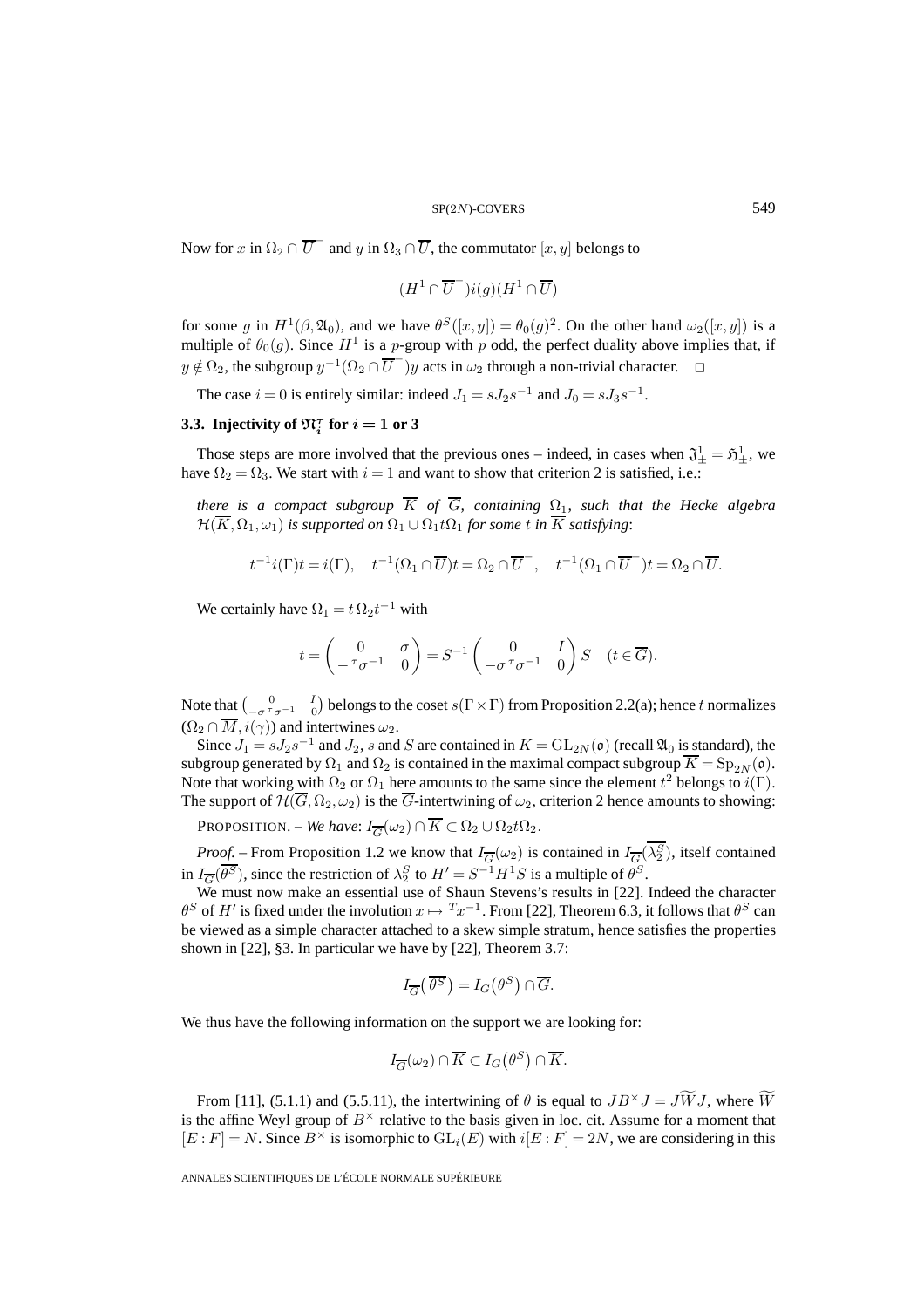Now for $x$ in $\Omega_2 \cap \overline{U}^-$ and $y$ in $\Omega_3 \cap \overline{U}$, the commutator $[x, y]$ belongs to

$$(H^1 \cap \overline{U}^-) i(g) (H^1 \cap \overline{U})$$

for some $g$ in $H^1(\beta, \mathfrak{A}_0)$, and we have $\theta^S([x,y]) = \theta_0(g)^2$. On the other hand $\omega_2([x,y])$ is a multiple of $\theta_0(g)$. Since $H^1$ is a $p$-group with $p$ odd, the perfect duality above implies that, if $y \notin \Omega_2$, the subgroup $y^{-1}(\Omega_2 \cap \overline{U}^-)y$ acts in $\omega_2$ through a non-trivial character. $\square$

The case $i = 0$ is entirely similar: indeed $J_1 = sJ_2s^{-1}$ and $J_0 = sJ_3s^{-1}$.

### 3.3. Injectivity of $\mathfrak{N}_i^\tau$ for $i = 1$ or $3$

Those steps are more involved that the previous ones – indeed, in cases when $\mathfrak{J}^1_\pm = \mathfrak{H}^1_\pm$, we have $\Omega_2 = \Omega_3$. We start with $i = 1$ and want to show that criterion 2 is satisfied, i.e.:

*there is a compact subgroup $\overline{K}$ of $\overline{G}$, containing $\Omega_1$, such that the Hecke algebra $\mathcal{H}(\overline{K}, \Omega_1, \omega_1)$ is supported on $\Omega_1 \cup \Omega_1 t \Omega_1$ for some $t$ in $\overline{K}$ satisfying*:

$$t^{-1} i(\Gamma) t = i(\Gamma), \quad t^{-1}(\Omega_1 \cap \overline{U}) t = \Omega_2 \cap \overline{U}^-, \quad t^{-1}(\Omega_1 \cap \overline{U}^-) t = \Omega_2 \cap \overline{U}.$$

We certainly have $\Omega_1 = t\,\Omega_2 t^{-1}$ with

$$t = \begin{pmatrix} 0 & \sigma \\ -{}^\tau\sigma^{-1} & 0 \end{pmatrix} = S^{-1} \begin{pmatrix} 0 & I \\ -\sigma\,{}^\tau\sigma^{-1} & 0 \end{pmatrix} S \quad (t \in \overline{G}).$$

Note that $\left(\begin{smallmatrix} 0 & I \\ -\sigma\,{}^\tau\sigma^{-1} & 0 \end{smallmatrix}\right)$ belongs to the coset $s(\Gamma \times \Gamma)$ from Proposition 2.2(a); hence $t$ normalizes $(\Omega_2 \cap \overline{M}, i(\gamma))$ and intertwines $\omega_2$.

Since $J_1 = sJ_2s^{-1}$ and $J_2$, $s$ and $S$ are contained in $K = \mathrm{GL}_{2N}(\mathfrak{o})$ (recall $\mathfrak{A}_0$ is standard), the subgroup generated by $\Omega_1$ and $\Omega_2$ is contained in the maximal compact subgroup $\overline{K} = \mathrm{Sp}_{2N}(\mathfrak{o})$. Note that working with $\Omega_2$ or $\Omega_1$ here amounts to the same since the element $t^2$ belongs to $i(\Gamma)$. The support of $\mathcal{H}(\overline{G}, \Omega_2, \omega_2)$ is the $\overline{G}$-intertwining of $\omega_2$, criterion 2 hence amounts to showing:

PROPOSITION. – *We have*: $I_{\overline{G}}(\omega_2) \cap \overline{K} \subset \Omega_2 \cup \Omega_2 t \Omega_2$.

*Proof*. – From Proposition 1.2 we know that $I_{\overline{G}}(\omega_2)$ is contained in $I_{\overline{G}}(\overline{\lambda_2^S})$, itself contained in $I_{\overline{G}}(\overline{\theta^S})$, since the restriction of $\lambda_2^S$ to $H' = S^{-1}H^1S$ is a multiple of $\theta^S$.

We must now make an essential use of Shaun Stevens's results in [22]. Indeed the character $\theta^S$ of $H'$ is fixed under the involution $x \mapsto {}^Tx^{-1}$. From [22], Theorem 6.3, it follows that $\theta^S$ can be viewed as a simple character attached to a skew simple stratum, hence satisfies the properties shown in [22], §3. In particular we have by [22], Theorem 3.7:

$$I_{\overline{G}}\big(\overline{\theta^S}\big) = I_G\big(\theta^S\big) \cap \overline{G}.$$

We thus have the following information on the support we are looking for:

$$I_{\overline{G}}(\omega_2) \cap \overline{K} \subset I_G\big(\theta^S\big) \cap \overline{K}.$$

From [11], (5.1.1) and (5.5.11), the intertwining of $\theta$ is equal to $JB^\times J = J\widetilde{W}J$, where $\widetilde{W}$ is the affine Weyl group of $B^\times$ relative to the basis given in loc. cit. Assume for a moment that $[E : F] = N$. Since $B^\times$ is isomorphic to $\mathrm{GL}_i(E)$ with $i[E : F] = 2N$, we are considering in this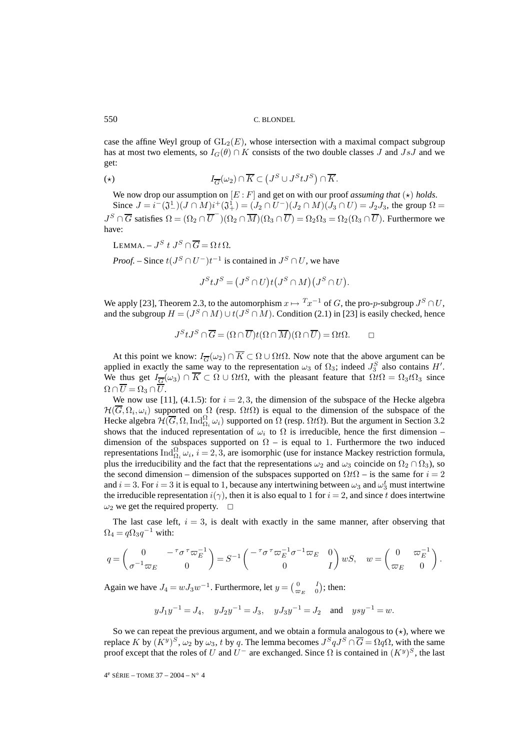case the affine Weyl group of $\mathrm{GL}_2(E)$, whose intersection with a maximal compact subgroup has at most two elements, so $I_G(\theta) \cap K$ consists of the two double classes $J$ and $JsJ$ and we get:

$$(\star) \qquad I_{\overline{G}}(\omega_2) \cap \overline{K} \subset \left(J^S \cup J^S t J^S\right) \cap \overline{K}.$$

We now drop our assumption on $[E:F]$ and get on with our proof *assuming that* $(\star)$ *holds*.

Since $J = i^-(\mathfrak{J}_-^1)(J\cap M)i^+(\mathfrak{J}_+^1) = (J_2 \cap U^-)(J_2 \cap M)(J_3 \cap U) = J_2 J_3$, the group $\Omega = J^S \cap \overline{G}$ satisfies $\Omega = (\Omega_2 \cap \overline{U}^-)(\Omega_2 \cap \overline{M})(\Omega_3 \cap \overline{U}) = \Omega_2\Omega_3 = \Omega_2(\Omega_3 \cap \overline{U})$. Furthermore we have:

LEMMA. – $J^S\, t\, J^S \cap \overline{G} = \Omega\, t\, \Omega$.

*Proof.* – Since $t(J^S \cap U^-)t^{-1}$ is contained in $J^S \cap U$, we have

$$J^S t J^S = \left(J^S \cap U\right) t \left(J^S \cap M\right)\left(J^S \cap U\right).$$

We apply [23], Theorem 2.3, to the automorphism $x \mapsto {}^T x^{-1}$ of $G$, the pro-$p$-subgroup $J^S \cap U$, and the subgroup $H = (J^S \cap M) \cup t(J^S \cap M)$. Condition (2.1) in [23] is easily checked, hence

$$J^S t J^S \cap \overline{G} = (\Omega \cap \overline{U}) t (\Omega \cap \overline{M})(\Omega \cap \overline{U}) = \Omega t \Omega. \qquad \square$$

At this point we know: $I_{\overline{G}}(\omega_2) \cap \overline{K} \subset \Omega \cup \Omega t \Omega$. Now note that the above argument can be applied in exactly the same way to the representation $\omega_3$ of $\Omega_3$; indeed $J_3^S$ also contains $H'$. We thus get $I_{\overline{G}}(\omega_3) \cap \overline{K} \subset \Omega \cup \Omega t \Omega$, with the pleasant feature that $\Omega t \Omega = \Omega_3 t \Omega_3$ since $\Omega \cap \overline{U} = \Omega_3 \cap \overline{U}$.

We now use [11], (4.1.5): for $i = 2, 3$, the dimension of the subspace of the Hecke algebra $\mathcal{H}(\overline{G}, \Omega_i, \omega_i)$ supported on $\Omega$ (resp. $\Omega t \Omega$) is equal to the dimension of the subspace of the Hecke algebra $\mathcal{H}(\overline{G}, \Omega, \mathrm{Ind}_{\Omega_i}^{\Omega} \omega_i)$ supported on $\Omega$ (resp. $\Omega t \Omega$). But the argument in Section 3.2 shows that the induced representation of $\omega_i$ to $\Omega$ is irreducible, hence the first dimension – dimension of the subspaces supported on $\Omega$ – is equal to 1. Furthermore the two induced representations $\mathrm{Ind}_{\Omega_i}^{\Omega} \omega_i$, $i = 2, 3$, are isomorphic (use for instance Mackey restriction formula, plus the irreducibility and the fact that the representations $\omega_2$ and $\omega_3$ coincide on $\Omega_2 \cap \Omega_3$), so the second dimension – dimension of the subspaces supported on $\Omega t \Omega$ – is the same for $i = 2$ and $i = 3$. For $i = 3$ it is equal to 1, because any intertwining between $\omega_3$ and $\omega_3^t$ must intertwine the irreducible representation $i(\gamma)$, then it is also equal to 1 for $i = 2$, and since $t$ does intertwine $\omega_2$ we get the required property. $\square$

The last case left, $i = 3$, is dealt with exactly in the same manner, after observing that $\Omega_4 = q \Omega_3 q^{-1}$ with:

$$q = \begin{pmatrix} 0 & -{}^\tau\sigma\, {}^\tau\varpi_E^{-1} \\ \sigma^{-1}\varpi_E & 0 \end{pmatrix} = S^{-1} \begin{pmatrix} -{}^\tau\sigma\, {}^\tau\varpi_E^{-1}\sigma^{-1}\varpi_E & 0 \\ 0 & I \end{pmatrix} wS, \quad w = \begin{pmatrix} 0 & \varpi_E^{-1} \\ \varpi_E & 0 \end{pmatrix}.$$

Again we have $J_4 = w J_3 w^{-1}$. Furthermore, let $y = \left(\begin{smallmatrix} 0 & I \\ \varpi_E & 0 \end{smallmatrix}\right)$; then:

$$y J_1 y^{-1} = J_4, \quad y J_2 y^{-1} = J_3, \quad y J_3 y^{-1} = J_2 \quad \text{and} \quad y s y^{-1} = w.$$

So we can repeat the previous argument, and we obtain a formula analogous to $(\star)$, where we replace $K$ by $(K^y)^S$, $\omega_2$ by $\omega_3$, $t$ by $q$. The lemma becomes $J^S q J^S \cap \overline{G} = \Omega q \Omega$, with the same proof except that the roles of $U$ and $U^-$ are exchanged. Since $\Omega$ is contained in $(K^y)^S$, the last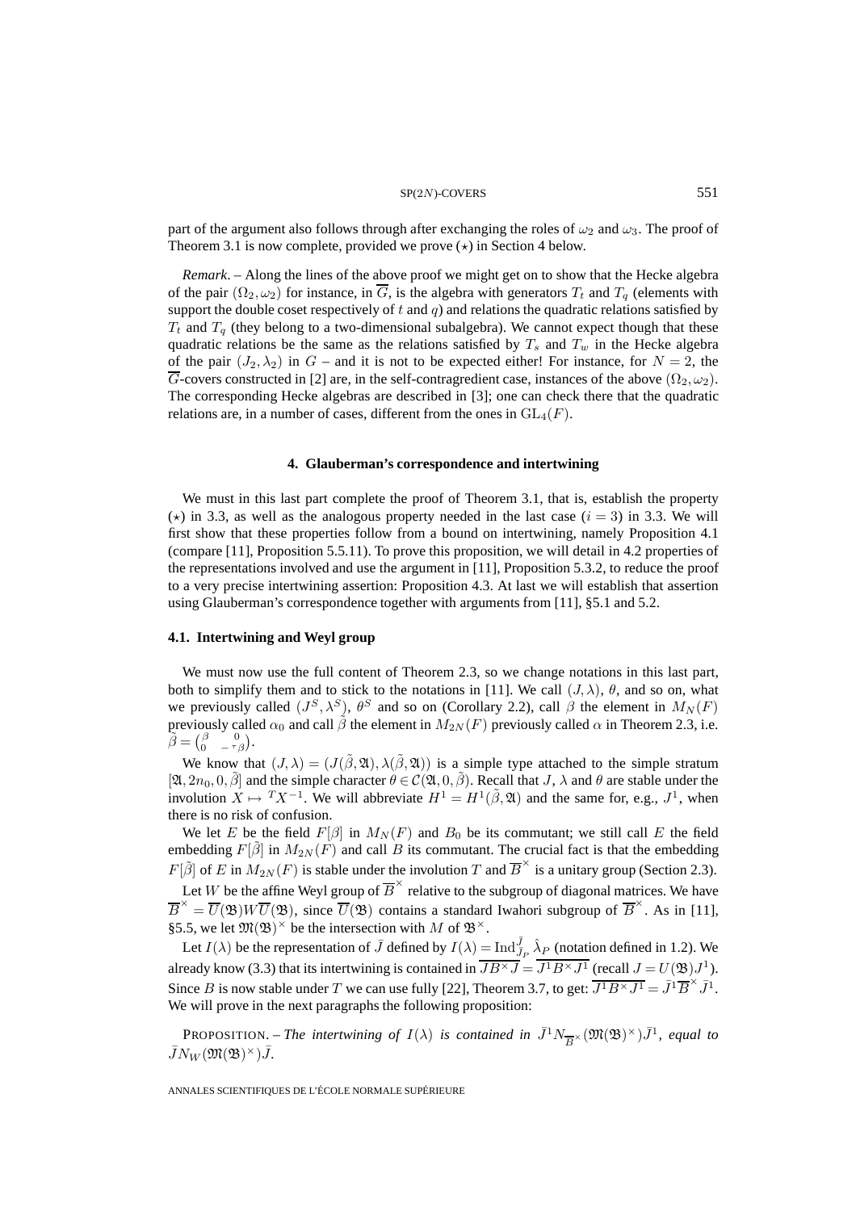part of the argument also follows through after exchanging the roles of $\omega_2$ and $\omega_3$. The proof of Theorem 3.1 is now complete, provided we prove $(\star)$ in Section 4 below.

*Remark*. – Along the lines of the above proof we might get on to show that the Hecke algebra of the pair $(\Omega_2, \omega_2)$ for instance, in $\overline{G}$, is the algebra with generators $T_t$ and $T_q$ (elements with support the double coset respectively of $t$ and $q$) and relations the quadratic relations satisfied by $T_t$ and $T_q$ (they belong to a two-dimensional subalgebra). We cannot expect though that these quadratic relations be the same as the relations satisfied by $T_s$ and $T_w$ in the Hecke algebra of the pair $(J_2, \lambda_2)$ in $G$ – and it is not to be expected either! For instance, for $N = 2$, the $\overline{G}$-covers constructed in [2] are, in the self-contragredient case, instances of the above $(\Omega_2, \omega_2)$. The corresponding Hecke algebras are described in [3]; one can check there that the quadratic relations are, in a number of cases, different from the ones in $\mathrm{GL}_4(F)$.

## 4. Glauberman's correspondence and intertwining

We must in this last part complete the proof of Theorem 3.1, that is, establish the property $(\star)$ in 3.3, as well as the analogous property needed in the last case $(i = 3)$ in 3.3. We will first show that these properties follow from a bound on intertwining, namely Proposition 4.1 (compare [11], Proposition 5.5.11). To prove this proposition, we will detail in 4.2 properties of the representations involved and use the argument in [11], Proposition 5.3.2, to reduce the proof to a very precise intertwining assertion: Proposition 4.3. At last we will establish that assertion using Glauberman's correspondence together with arguments from [11], §5.1 and 5.2.

### 4.1. Intertwining and Weyl group

We must now use the full content of Theorem 2.3, so we change notations in this last part, both to simplify them and to stick to the notations in [11]. We call $(J, \lambda)$, $\theta$, and so on, what we previously called $(J^S, \lambda^S)$, $\theta^S$ and so on (Corollary 2.2), call $\beta$ the element in $M_N(F)$ previously called $\alpha_0$ and call $\tilde{\beta}$ the element in $M_{2N}(F)$ previously called $\alpha$ in Theorem 2.3, i.e. $\tilde{\beta} = \begin{pmatrix} \beta & 0 \\ 0 & -{}^{\tau}\beta \end{pmatrix}$.

We know that $(J, \lambda) = (J(\tilde{\beta}, \mathfrak{A}), \lambda(\tilde{\beta}, \mathfrak{A}))$ is a simple type attached to the simple stratum $[\mathfrak{A}, 2n_0, 0, \tilde{\beta}]$ and the simple character $\theta \in \mathcal{C}(\mathfrak{A}, 0, \tilde{\beta})$. Recall that $J$, $\lambda$ and $\theta$ are stable under the involution $X \mapsto {}^{T}X^{-1}$. We will abbreviate $H^1 = H^1(\tilde{\beta}, \mathfrak{A})$ and the same for, e.g., $J^1$, when there is no risk of confusion.

We let $E$ be the field $F[\beta]$ in $M_N(F)$ and $B_0$ be its commutant; we still call $E$ the field embedding $F[\tilde{\beta}]$ in $M_{2N}(F)$ and call $B$ its commutant. The crucial fact is that the embedding $F[\tilde{\beta}]$ of $E$ in $M_{2N}(F)$ is stable under the involution $T$ and $\overline{B}^{\times}$ is a unitary group (Section 2.3).

Let $W$ be the affine Weyl group of $\overline{B}^{\times}$ relative to the subgroup of diagonal matrices. We have $\overline{B}^{\times} = \overline{U}(\mathfrak{B}) W \overline{U}(\mathfrak{B})$, since $\overline{U}(\mathfrak{B})$ contains a standard Iwahori subgroup of $\overline{B}^{\times}$. As in [11], §5.5, we let $\mathfrak{M}(\mathfrak{B})^{\times}$ be the intersection with $M$ of $\mathfrak{B}^{\times}$.

Let $I(\lambda)$ be the representation of $\bar{J}$ defined by $I(\lambda) = \mathrm{Ind}_{\bar{J}_P}^{\bar{J}} \hat{\lambda}_P$ (notation defined in 1.2). We already know (3.3) that its intertwining is contained in $\overline{JB^{\times}J} = \overline{J^1 B^{\times} J^1}$ (recall $J = U(\mathfrak{B}) J^1$). Since $B$ is now stable under $T$ we can use fully [22], Theorem 3.7, to get: $\overline{J^1 B^{\times} J^1} = \bar{J}^1 \overline{B}^{\times} \bar{J}^1$. We will prove in the next paragraphs the following proposition:

PROPOSITION. – *The intertwining of $I(\lambda)$ is contained in $\bar{J}^1 N_{\overline{B}^{\times}}(\mathfrak{M}(\mathfrak{B})^{\times}) \bar{J}^1$, equal to $\bar{J} N_W(\mathfrak{M}(\mathfrak{B})^{\times}) \bar{J}$.*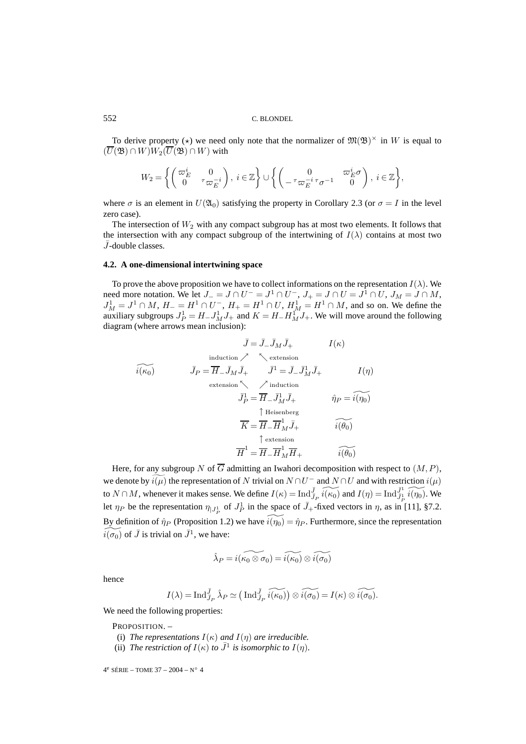To derive property $(\star)$ we need only note that the normalizer of $\mathfrak{M}(\mathfrak{B})^\times$ in $W$ is equal to $(\overline{U}(\mathfrak{B}) \cap W) W_2 (\overline{U}(\mathfrak{B}) \cap W)$ with

$$W_2 = \left\{ \begin{pmatrix} \varpi_E^i & 0 \\ 0 & {}^\tau\varpi_E^{-i} \end{pmatrix},\ i \in \mathbb{Z} \right\} \cup \left\{ \begin{pmatrix} 0 & \varpi_E^i \sigma \\ -{}^\tau\varpi_E^{-i}\,{}^\tau\sigma^{-1} & 0 \end{pmatrix},\ i \in \mathbb{Z} \right\},$$

where $\sigma$ is an element in $U(\mathfrak{A}_0)$ satisfying the property in Corollary 2.3 (or $\sigma = I$ in the level zero case).

The intersection of $W_2$ with any compact subgroup has at most two elements. It follows that the intersection with any compact subgroup of the intertwining of $I(\lambda)$ contains at most two $\bar{J}$-double classes.

### 4.2. A one-dimensional intertwining space

To prove the above proposition we have to collect informations on the representation $I(\lambda)$. We need more notation. We let $J_- = J \cap U^- = J^1 \cap U^-$, $J_+ = J \cap U = J^1 \cap U$, $J_M = J \cap M$, $J_M^1 = J^1 \cap M$, $H_- = H^1 \cap U^-$, $H_+ = H^1 \cap U$, $H_M^1 = H^1 \cap M$, and so on. We define the auxiliary subgroups $J_P^1 = H_- J_M^1 J_+$ and $K = H_- H_M^1 J_+$. We will move around the following diagram (where arrows mean inclusion):

$$\begin{array}{ccccc}
 & & \bar{J} = \bar{J}_- \bar{J}_M \bar{J}_+ & & I(\kappa) \\
 & \text{induction} \nearrow & & \nwarrow \text{extension} & \\
\widetilde{i(\kappa_0)} & \bar{J}_P = \overline{H}_- \bar{J}_M \bar{J}_+ & & \bar{J}^1 = \bar{J}_- \bar{J}_M^1 \bar{J}_+ & I(\eta) \\
 & \text{extension} \nwarrow & & \nearrow \text{induction} & \\
 & & \bar{J}_P^1 = \overline{H}_- \bar{J}_M^1 \bar{J}_+ & & \hat{\eta}_P = \widetilde{i(\eta_0)} \\
 & & \uparrow \text{Heisenberg} & & \\
 & & \overline{K} = \overline{H}_- \overline{H}_M^1 \bar{J}_+ & & \widetilde{i(\theta_0)} \\
 & & \uparrow \text{extension} & & \\
 & & \overline{H}^1 = \overline{H}_- \overline{H}_M^1 \overline{H}_+ & & \widetilde{i(\theta_0)}
\end{array}$$

Here, for any subgroup $N$ of $\overline{G}$ admitting an Iwahori decomposition with respect to $(M, P)$, we denote by $\widetilde{i(\mu)}$ the representation of $N$ trivial on $N \cap U^-$ and $N \cap U$ and with restriction $i(\mu)$ to $N \cap M$, whenever it makes sense. We define $I(\kappa) = \operatorname{Ind}_{\bar{J}_P}^{\bar{J}} \widetilde{i(\kappa_0)}$ and $I(\eta) = \operatorname{Ind}_{\bar{J}_P^1}^{\bar{J}^1} \widetilde{i(\eta_0)}$. We let $\eta_P$ be the representation $\eta_{|J_P^1}$ of $J_P^1$ in the space of $\bar{J}_+$-fixed vectors in $\eta$, as in [11], §7.2. By definition of $\hat{\eta}_P$ (Proposition 1.2) we have $\widetilde{i(\eta_0)} = \hat{\eta}_P$. Furthermore, since the representation $\widetilde{i(\sigma_0)}$ of $\bar{J}$ is trivial on $\bar{J}^1$, we have:

$$\hat{\lambda}_P = i(\widetilde{\kappa_0 \otimes \sigma_0}) = \widetilde{i(\kappa_0)} \otimes \widetilde{i(\sigma_0)}$$

hence

$$I(\lambda) = \operatorname{Ind}_{\bar{J}_P}^{\bar{J}} \hat{\lambda}_P \simeq \left( \operatorname{Ind}_{\bar{J}_P}^{\bar{J}} \widetilde{i(\kappa_0)} \right) \otimes \widetilde{i(\sigma_0)} = I(\kappa) \otimes \widetilde{i(\sigma_0)}.$$

We need the following properties:

PROPOSITION. –

(i) *The representations $I(\kappa)$ and $I(\eta)$ are irreducible.*

(ii) *The restriction of $I(\kappa)$ to $\bar{J}^1$ is isomorphic to $I(\eta)$.*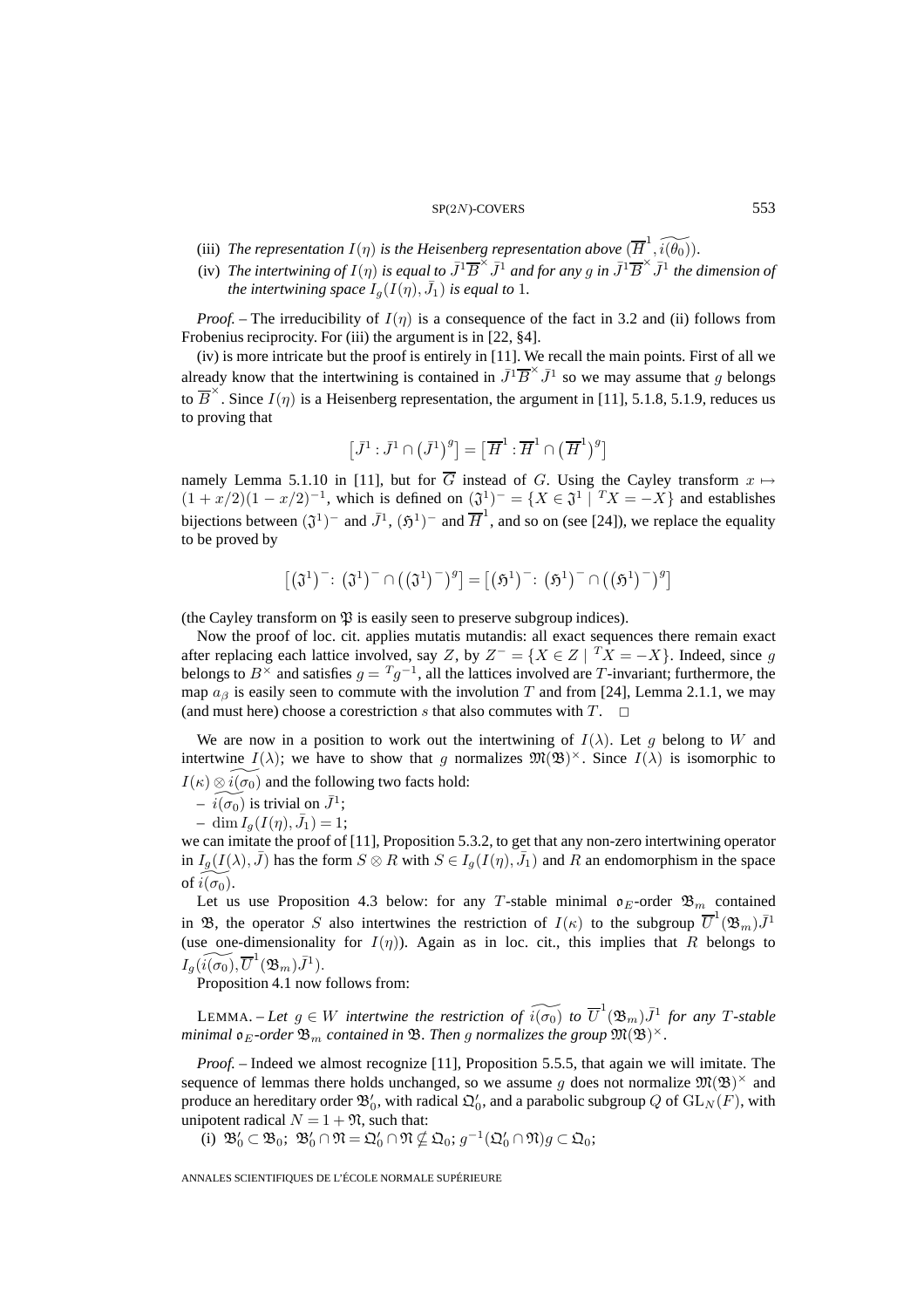(iii) *The representation $I(\eta)$ is the Heisenberg representation above $(\overline{H}^1, \widetilde{i(\theta_0)})$.*

(iv) *The intertwining of $I(\eta)$ is equal to $\bar{J}^1\overline{B}^\times\bar{J}^1$ and for any $g$ in $\bar{J}^1\overline{B}^\times\bar{J}^1$ the dimension of the intertwining space $I_g(I(\eta),\bar{J}_1)$ is equal to 1.*

*Proof.* – The irreducibility of $I(\eta)$ is a consequence of the fact in 3.2 and (ii) follows from Frobenius reciprocity. For (iii) the argument is in [22, §4].

(iv) is more intricate but the proof is entirely in [11]. We recall the main points. First of all we already know that the intertwining is contained in $\bar{J}^1\overline{B}^\times\bar{J}^1$ so we may assume that $g$ belongs to $\overline{B}^\times$. Since $I(\eta)$ is a Heisenberg representation, the argument in [11], 5.1.8, 5.1.9, reduces us to proving that

$$\left[\bar{J}^1 : \bar{J}^1 \cap \left(\bar{J}^1\right)^g\right] = \left[\overline{H}^1 : \overline{H}^1 \cap \left(\overline{H}^1\right)^g\right]$$

namely Lemma 5.1.10 in [11], but for $\overline{G}$ instead of $G$. Using the Cayley transform $x \mapsto (1+x/2)(1-x/2)^{-1}$, which is defined on $(\mathfrak{J}^1)^- = \{X \in \mathfrak{J}^1 \mid {}^TX = -X\}$ and establishes bijections between $(\mathfrak{J}^1)^-$ and $\bar{J}^1$, $(\mathfrak{H}^1)^-$ and $\overline{H}^1$, and so on (see [24]), we replace the equality to be proved by

$$\left[\left(\mathfrak{J}^1\right)^- : \left(\mathfrak{J}^1\right)^- \cap \left(\left(\mathfrak{J}^1\right)^-\right)^g\right] = \left[\left(\mathfrak{H}^1\right)^- : \left(\mathfrak{H}^1\right)^- \cap \left(\left(\mathfrak{H}^1\right)^-\right)^g\right]$$

(the Cayley transform on $\mathfrak{P}$ is easily seen to preserve subgroup indices).

Now the proof of loc. cit. applies mutatis mutandis: all exact sequences there remain exact after replacing each lattice involved, say $Z$, by $Z^- = \{X \in Z \mid {}^TX = -X\}$. Indeed, since $g$ belongs to $B^\times$ and satisfies $g = {}^Tg^{-1}$, all the lattices involved are $T$-invariant; furthermore, the map $a_\beta$ is easily seen to commute with the involution $T$ and from [24], Lemma 2.1.1, we may (and must here) choose a corestriction $s$ that also commutes with $T$. $\square$

We are now in a position to work out the intertwining of $I(\lambda)$. Let $g$ belong to $W$ and intertwine $I(\lambda)$; we have to show that $g$ normalizes $\mathfrak{M}(\mathfrak{B})^\times$. Since $I(\lambda)$ is isomorphic to $I(\kappa) \otimes \widetilde{i(\sigma_0)}$ and the following two facts hold:

- $\widetilde{i(\sigma_0)}$ is trivial on $\bar{J}^1$;
- $\dim I_g(I(\eta),\bar{J}_1) = 1$;

we can imitate the proof of [11], Proposition 5.3.2, to get that any non-zero intertwining operator in $I_g(I(\lambda),\bar{J})$ has the form $S \otimes R$ with $S \in I_g(I(\eta),\bar{J}_1)$ and $R$ an endomorphism in the space of $\widetilde{i(\sigma_0)}$.

Let us use Proposition 4.3 below: for any $T$-stable minimal $\mathfrak{o}_E$-order $\mathfrak{B}_m$ contained in $\mathfrak{B}$, the operator $S$ also intertwines the restriction of $I(\kappa)$ to the subgroup $\overline{U}^1(\mathfrak{B}_m)\bar{J}^1$ (use one-dimensionality for $I(\eta)$). Again as in loc. cit., this implies that $R$ belongs to $I_g(\widetilde{i(\sigma_0)}, \overline{U}^1(\mathfrak{B}_m)\bar{J}^1)$.

Proposition 4.1 now follows from:

LEMMA. – *Let $g \in W$ intertwine the restriction of $\widetilde{i(\sigma_0)}$ to $\overline{U}^1(\mathfrak{B}_m)\bar{J}^1$ for any $T$-stable minimal $\mathfrak{o}_E$-order $\mathfrak{B}_m$ contained in $\mathfrak{B}$. Then $g$ normalizes the group $\mathfrak{M}(\mathfrak{B})^\times$.*

*Proof.* – Indeed we almost recognize [11], Proposition 5.5.5, that again we will imitate. The sequence of lemmas there holds unchanged, so we assume $g$ does not normalize $\mathfrak{M}(\mathfrak{B})^\times$ and produce an hereditary order $\mathfrak{B}_0'$, with radical $\mathfrak{Q}_0'$, and a parabolic subgroup $Q$ of $\mathrm{GL}_N(F)$, with unipotent radical $N = 1 + \mathfrak{N}$, such that:

(i) $\mathfrak{B}_0' \subset \mathfrak{B}_0$; $\mathfrak{B}_0' \cap \mathfrak{N} = \mathfrak{Q}_0' \cap \mathfrak{N} \not\subseteq \mathfrak{Q}_0$; $g^{-1}(\mathfrak{Q}_0' \cap \mathfrak{N})g \subset \mathfrak{Q}_0$;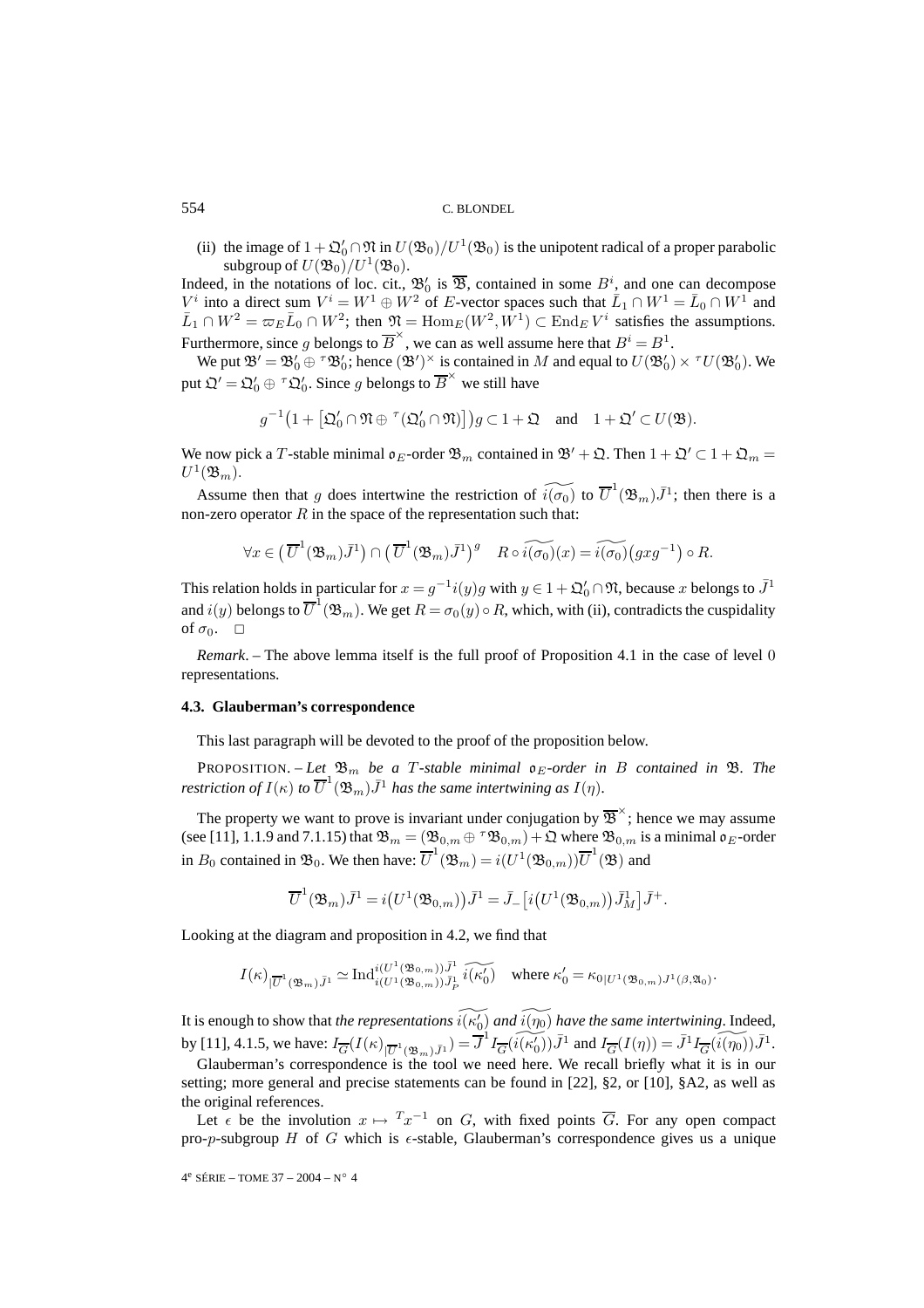(ii) the image of $1+\mathfrak{Q}_0'\cap\mathfrak{N}$ in $U(\mathfrak{B}_0)/U^1(\mathfrak{B}_0)$ is the unipotent radical of a proper parabolic subgroup of $U(\mathfrak{B}_0)/U^1(\mathfrak{B}_0)$.

Indeed, in the notations of loc. cit., $\mathfrak{B}_0'$ is $\overline{\mathfrak{B}}$, contained in some $B^i$, and one can decompose $V^i$ into a direct sum $V^i = W^1 \oplus W^2$ of $E$-vector spaces such that $\bar{L}_1 \cap W^1 = \bar{L}_0 \cap W^1$ and $\bar{L}_1 \cap W^2 = \varpi_E \bar{L}_0 \cap W^2$; then $\mathfrak{N} = \mathrm{Hom}_E(W^2, W^1) \subset \mathrm{End}_E V^i$ satisfies the assumptions. Furthermore, since $g$ belongs to $\overline{B}^\times$, we can as well assume here that $B^i = B^1$.

We put $\mathfrak{B}' = \mathfrak{B}_0' \oplus {}^\tau\mathfrak{B}_0'$; hence $(\mathfrak{B}')^\times$ is contained in $M$ and equal to $U(\mathfrak{B}_0') \times {}^\tau U(\mathfrak{B}_0')$. We put $\mathfrak{Q}' = \mathfrak{Q}_0' \oplus {}^\tau\mathfrak{Q}_0'$. Since $g$ belongs to $\overline{B}^\times$ we still have

$$g^{-1}\big(1 + \big[\mathfrak{Q}_0'\cap\mathfrak{N} \oplus {}^\tau(\mathfrak{Q}_0'\cap\mathfrak{N})\big]\big)g \subset 1 + \mathfrak{Q} \quad \text{and} \quad 1 + \mathfrak{Q}' \subset U(\mathfrak{B}).$$

We now pick a $T$-stable minimal $\mathfrak{o}_E$-order $\mathfrak{B}_m$ contained in $\mathfrak{B}' + \mathfrak{Q}$. Then $1 + \mathfrak{Q}' \subset 1 + \mathfrak{Q}_m = U^1(\mathfrak{B}_m)$.

Assume then that $g$ does intertwine the restriction of $\widetilde{i(\sigma_0)}$ to $\overline{U}^1(\mathfrak{B}_m)\bar{J}^1$; then there is a non-zero operator $R$ in the space of the representation such that:

$$\forall x \in \big(\overline{U}^1(\mathfrak{B}_m)\bar{J}^1\big) \cap \big(\overline{U}^1(\mathfrak{B}_m)\bar{J}^1\big)^g \quad R \circ \widetilde{i(\sigma_0)}(x) = \widetilde{i(\sigma_0)}\big(gxg^{-1}\big) \circ R.$$

This relation holds in particular for $x = g^{-1}i(y)g$ with $y \in 1 + \mathfrak{Q}_0'\cap\mathfrak{N}$, because $x$ belongs to $\bar{J}^1$ and $i(y)$ belongs to $\overline{U}^1(\mathfrak{B}_m)$. We get $R = \sigma_0(y)\circ R$, which, with (ii), contradicts the cuspidality of $\sigma_0$. $\square$

*Remark*. – The above lemma itself is the full proof of Proposition 4.1 in the case of level $0$ representations.

### 4.3. Glauberman's correspondence

This last paragraph will be devoted to the proof of the proposition below.

PROPOSITION. – *Let $\mathfrak{B}_m$ be a $T$-stable minimal $\mathfrak{o}_E$-order in $B$ contained in $\mathfrak{B}$. The restriction of $I(\kappa)$ to $\overline{U}^1(\mathfrak{B}_m)\bar{J}^1$ has the same intertwining as $I(\eta)$.*

The property we want to prove is invariant under conjugation by $\overline{\mathfrak{B}}^\times$; hence we may assume (see [11], 1.1.9 and 7.1.15) that $\mathfrak{B}_m = (\mathfrak{B}_{0,m} \oplus {}^\tau\mathfrak{B}_{0,m}) + \mathfrak{Q}$ where $\mathfrak{B}_{0,m}$ is a minimal $\mathfrak{o}_E$-order in $B_0$ contained in $\mathfrak{B}_0$. We then have: $\overline{U}^1(\mathfrak{B}_m) = i(U^1(\mathfrak{B}_{0,m}))\overline{U}^1(\mathfrak{B})$ and

$$\overline{U}^1(\mathfrak{B}_m)\bar{J}^1 = i\big(U^1(\mathfrak{B}_{0,m})\big)\bar{J}^1 = \bar{J}_-\big[i\big(U^1(\mathfrak{B}_{0,m})\big)\bar{J}^1_M\big]\bar{J}^+.$$

Looking at the diagram and proposition in 4.2, we find that

$$I(\kappa)_{|\overline{U}^1(\mathfrak{B}_m)\bar{J}^1} \simeq \mathrm{Ind}_{i(U^1(\mathfrak{B}_{0,m}))\bar{J}^1_P}^{i(U^1(\mathfrak{B}_{0,m}))\bar{J}^1} \widetilde{i(\kappa_0')} \quad \text{where } \kappa_0' = \kappa_{0|U^1(\mathfrak{B}_{0,m})J^1(\beta,\mathfrak{A}_0)}.$$

It is enough to show that *the representations $\widetilde{i(\kappa_0')}$ and $\widetilde{i(\eta_0)}$ have the same intertwining*. Indeed, by [11], 4.1.5, we have: $I_{\overline{G}}(I(\kappa)_{|\overline{U}^1(\mathfrak{B}_m)\bar{J}^1}) = \overline{J}^1 I_{\overline{G}}(\widetilde{i(\kappa_0')})\bar{J}^1$ and $I_{\overline{G}}(I(\eta)) = \bar{J}^1 I_{\overline{G}}(\widetilde{i(\eta_0)})\bar{J}^1$.

Glauberman's correspondence is the tool we need here. We recall briefly what it is in our setting; more general and precise statements can be found in [22], §2, or [10], §A2, as well as the original references.

Let $\epsilon$ be the involution $x \mapsto {}^T x^{-1}$ on $G$, with fixed points $\overline{G}$. For any open compact pro-$p$-subgroup $H$ of $G$ which is $\epsilon$-stable, Glauberman's correspondence gives us a unique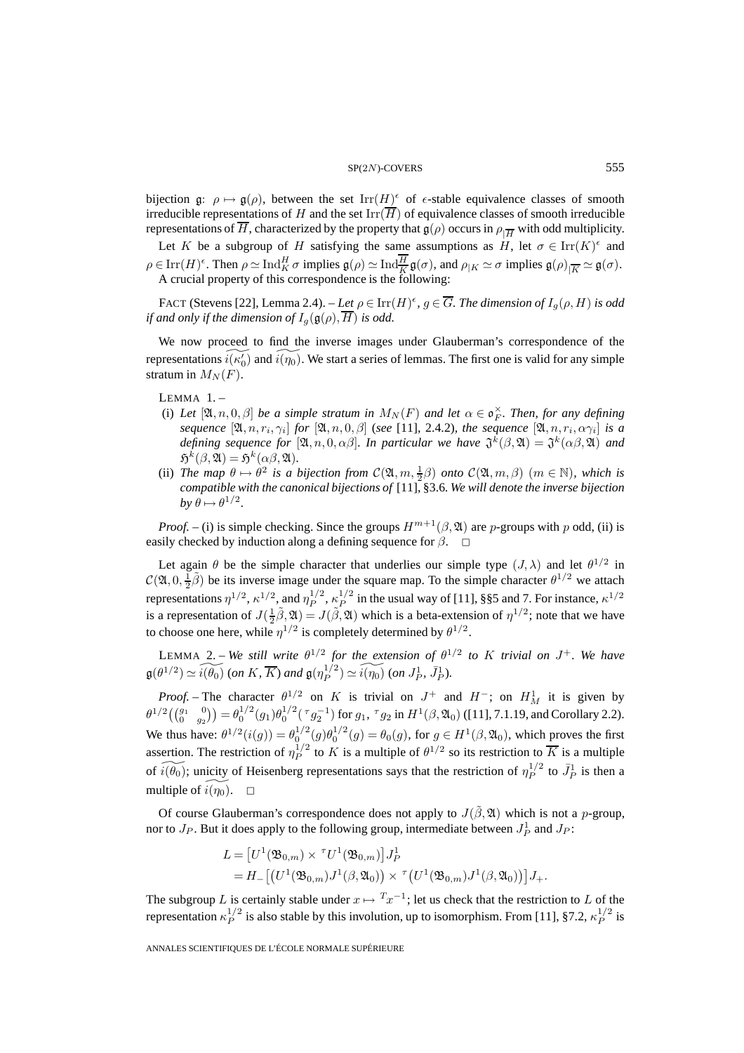bijection $\mathfrak{g}$: $\rho \mapsto \mathfrak{g}(\rho)$, between the set $\mathrm{Irr}(H)^\epsilon$ of $\epsilon$-stable equivalence classes of smooth irreducible representations of $H$ and the set $\mathrm{Irr}(\overline{H})$ of equivalence classes of smooth irreducible representations of $\overline{H}$, characterized by the property that $\mathfrak{g}(\rho)$ occurs in $\rho_{|\overline{H}}$ with odd multiplicity.

Let $K$ be a subgroup of $H$ satisfying the same assumptions as $H$, let $\sigma \in \mathrm{Irr}(K)^\epsilon$ and $\rho \in \mathrm{Irr}(H)^\epsilon$. Then $\rho \simeq \mathrm{Ind}_K^H \sigma$ implies $\mathfrak{g}(\rho) \simeq \mathrm{Ind}_{\overline{K}}^{\overline{H}} \mathfrak{g}(\sigma)$, and $\rho_{|K} \simeq \sigma$ implies $\mathfrak{g}(\rho)_{|\overline{K}} \simeq \mathfrak{g}(\sigma)$.

A crucial property of this correspondence is the following:

FACT (Stevens [22], Lemma 2.4). – *Let $\rho \in \mathrm{Irr}(H)^\epsilon$, $g \in \overline{G}$. The dimension of $I_g(\rho, H)$ is odd if and only if the dimension of $I_g(\mathfrak{g}(\rho), \overline{H})$ is odd.*

We now proceed to find the inverse images under Glauberman's correspondence of the representations $\widetilde{i(\kappa_0')}$ and $\widetilde{i(\eta_0)}$. We start a series of lemmas. The first one is valid for any simple stratum in $M_N(F)$.

LEMMA 1. –

(i) *Let $[\mathfrak{A}, n, 0, \beta]$ be a simple stratum in $M_N(F)$ and let $\alpha \in \mathfrak{o}_F^\times$. Then, for any defining sequence $[\mathfrak{A}, n, r_i, \gamma_i]$ for $[\mathfrak{A}, n, 0, \beta]$ (see* [11], 2.4.2*), the sequence $[\mathfrak{A}, n, r_i, \alpha\gamma_i]$ is a defining sequence for $[\mathfrak{A}, n, 0, \alpha\beta]$. In particular we have $\mathfrak{J}^k(\beta, \mathfrak{A}) = \mathfrak{J}^k(\alpha\beta, \mathfrak{A})$ and $\mathfrak{H}^k(\beta, \mathfrak{A}) = \mathfrak{H}^k(\alpha\beta, \mathfrak{A})$.*

(ii) *The map $\theta \mapsto \theta^2$ is a bijection from $\mathcal{C}(\mathfrak{A}, m, \frac{1}{2}\beta)$ onto $\mathcal{C}(\mathfrak{A}, m, \beta)$ $(m \in \mathbb{N})$, which is compatible with the canonical bijections of* [11], §3.6. *We will denote the inverse bijection by $\theta \mapsto \theta^{1/2}$.*

*Proof.* – (i) is simple checking. Since the groups $H^{m+1}(\beta, \mathfrak{A})$ are $p$-groups with $p$ odd, (ii) is easily checked by induction along a defining sequence for $\beta$. $\square$

Let again $\theta$ be the simple character that underlies our simple type $(J, \lambda)$ and let $\theta^{1/2}$ in $\mathcal{C}(\mathfrak{A}, 0, \frac{1}{2}\tilde{\beta})$ be its inverse image under the square map. To the simple character $\theta^{1/2}$ we attach representations $\eta^{1/2}$, $\kappa^{1/2}$, and $\eta_P^{1/2}$, $\kappa_P^{1/2}$ in the usual way of [11], §§5 and 7. For instance, $\kappa^{1/2}$ is a representation of $J(\frac{1}{2}\tilde{\beta}, \mathfrak{A}) = J(\tilde{\beta}, \mathfrak{A})$ which is a beta-extension of $\eta^{1/2}$; note that we have to choose one here, while $\eta^{1/2}$ is completely determined by $\theta^{1/2}$.

LEMMA 2. – *We still write $\theta^{1/2}$ for the extension of $\theta^{1/2}$ to $K$ trivial on $J^+$. We have $\mathfrak{g}(\theta^{1/2}) \simeq \widetilde{i(\theta_0)}$ (on $K$, $\overline{K}$) and $\mathfrak{g}(\eta_P^{1/2}) \simeq \widetilde{i(\eta_0)}$ (on $J_P^1$, $\bar{J}_P^1$).*

*Proof.* – The character $\theta^{1/2}$ on $K$ is trivial on $J^+$ and $H^-$; on $H_M^1$ it is given by $\theta^{1/2}\big(\begin{pmatrix} g_1 & 0 \\ 0 & g_2 \end{pmatrix}\big) = \theta_0^{1/2}(g_1)\theta_0^{1/2}({}^\tau g_2^{-1})$ for $g_1$, ${}^\tau g_2$ in $H^1(\beta, \mathfrak{A}_0)$ ([11], 7.1.19, and Corollary 2.2). We thus have: $\theta^{1/2}(i(g)) = \theta_0^{1/2}(g)\theta_0^{1/2}(g) = \theta_0(g)$, for $g \in H^1(\beta, \mathfrak{A}_0)$, which proves the first assertion. The restriction of $\eta_P^{1/2}$ to $K$ is a multiple of $\theta^{1/2}$ so its restriction to $\overline{K}$ is a multiple of $\widetilde{i(\theta_0)}$; unicity of Heisenberg representations says that the restriction of $\eta_P^{1/2}$ to $\bar{J}_P^1$ is then a multiple of $\widetilde{i(\eta_0)}$. $\square$

Of course Glauberman's correspondence does not apply to $J(\tilde{\beta}, \mathfrak{A})$ which is not a $p$-group, nor to $J_P$. But it does apply to the following group, intermediate between $J_P^1$ and $J_P$:

$$\begin{aligned} L &= \left[U^1(\mathfrak{B}_{0,m}) \times {}^\tau U^1(\mathfrak{B}_{0,m})\right] J_P^1 \\ &= H_-\left[\left(U^1(\mathfrak{B}_{0,m})J^1(\beta, \mathfrak{A}_0)\right) \times {}^\tau\left(U^1(\mathfrak{B}_{0,m})J^1(\beta, \mathfrak{A}_0)\right)\right] J_+. \end{aligned}$$

The subgroup $L$ is certainly stable under $x \mapsto {}^T x^{-1}$; let us check that the restriction to $L$ of the representation $\kappa_P^{1/2}$ is also stable by this involution, up to isomorphism. From [11], §7.2, $\kappa_P^{1/2}$ is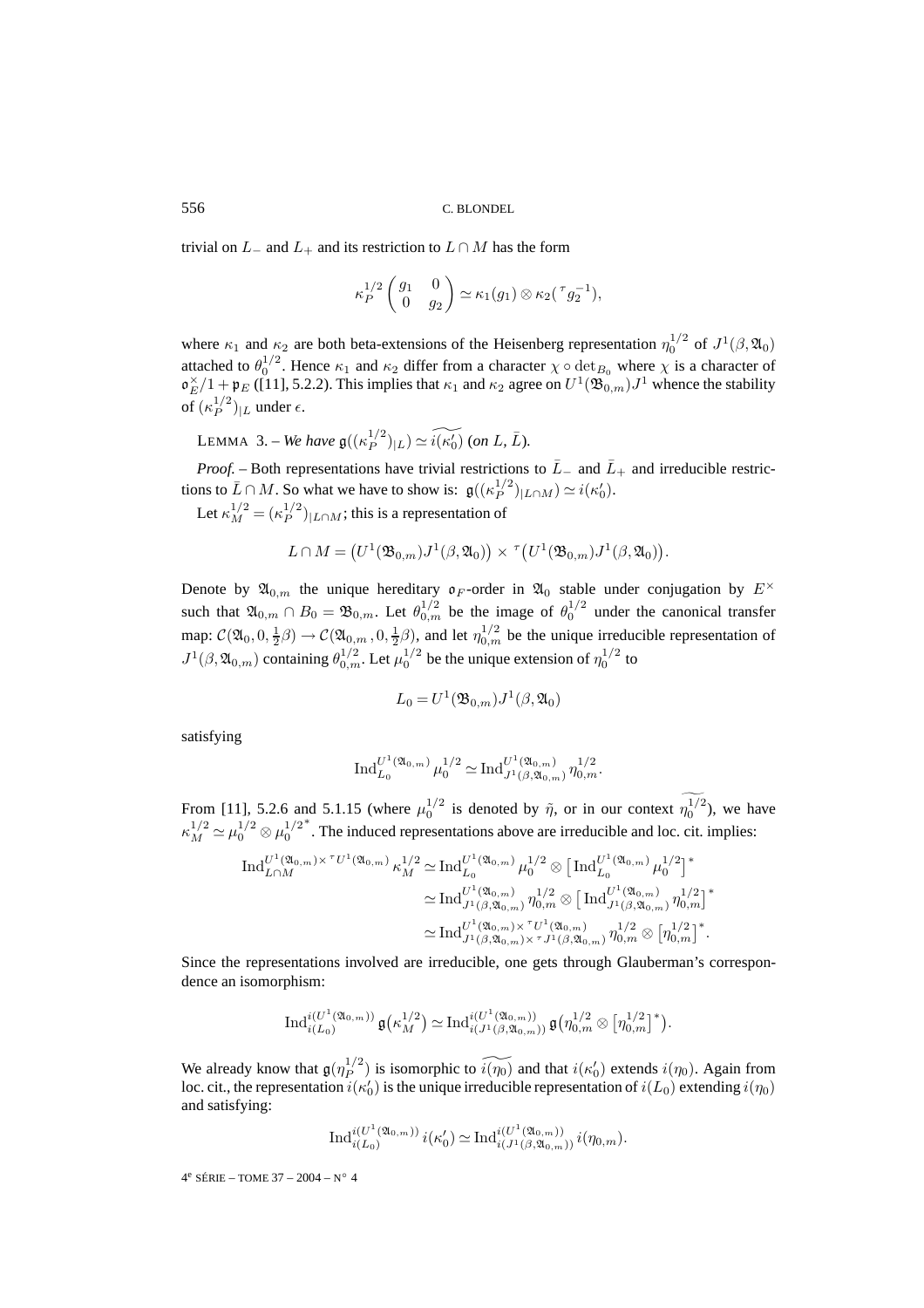trivial on $L_-$ and $L_+$ and its restriction to $L \cap M$ has the form

$$\kappa_P^{1/2}\begin{pmatrix} g_1 & 0 \\ 0 & g_2 \end{pmatrix} \simeq \kappa_1(g_1) \otimes \kappa_2({}^{\tau}g_2^{-1}),$$

where $\kappa_1$ and $\kappa_2$ are both beta-extensions of the Heisenberg representation $\eta_0^{1/2}$ of $J^1(\beta, \mathfrak{A}_0)$ attached to $\theta_0^{1/2}$. Hence $\kappa_1$ and $\kappa_2$ differ from a character $\chi \circ \det_{B_0}$ where $\chi$ is a character of $\mathfrak{o}_E^\times / 1 + \mathfrak{p}_E$ ([11], 5.2.2). This implies that $\kappa_1$ and $\kappa_2$ agree on $U^1(\mathfrak{B}_{0,m})J^1$ whence the stability of $(\kappa_P^{1/2})_{|L}$ under $\epsilon$.

LEMMA 3. – *We have* $\mathfrak{g}((\kappa_P^{1/2})_{|L}) \simeq \widetilde{i(\kappa_0')}$ *(on* $L$, $\bar{L}$*).*

*Proof.* – Both representations have trivial restrictions to $\bar{L}_-$ and $\bar{L}_+$ and irreducible restrictions to $\bar{L} \cap M$. So what we have to show is: $\mathfrak{g}((\kappa_P^{1/2})_{|L\cap M}) \simeq i(\kappa_0')$.

Let $\kappa_M^{1/2} = (\kappa_P^{1/2})_{|L\cap M}$; this is a representation of

$$L \cap M = \big(U^1(\mathfrak{B}_{0,m})J^1(\beta, \mathfrak{A}_0)\big) \times {}^{\tau}\big(U^1(\mathfrak{B}_{0,m})J^1(\beta, \mathfrak{A}_0)\big).$$

Denote by $\mathfrak{A}_{0,m}$ the unique hereditary $\mathfrak{o}_F$-order in $\mathfrak{A}_0$ stable under conjugation by $E^\times$ such that $\mathfrak{A}_{0,m} \cap B_0 = \mathfrak{B}_{0,m}$. Let $\theta_{0,m}^{1/2}$ be the image of $\theta_0^{1/2}$ under the canonical transfer map: $\mathcal{C}(\mathfrak{A}_0, 0, \frac{1}{2}\beta) \to \mathcal{C}(\mathfrak{A}_{0,m}, 0, \frac{1}{2}\beta)$, and let $\eta_{0,m}^{1/2}$ be the unique irreducible representation of $J^1(\beta, \mathfrak{A}_{0,m})$ containing $\theta_{0,m}^{1/2}$. Let $\mu_0^{1/2}$ be the unique extension of $\eta_0^{1/2}$ to

$$L_0 = U^1(\mathfrak{B}_{0,m})J^1(\beta, \mathfrak{A}_0)$$

satisfying

$$\mathrm{Ind}_{L_0}^{U^1(\mathfrak{A}_{0,m})}\, \mu_0^{1/2} \simeq \mathrm{Ind}_{J^1(\beta,\mathfrak{A}_{0,m})}^{U^1(\mathfrak{A}_{0,m})}\, \eta_{0,m}^{1/2}.$$

From [11], 5.2.6 and 5.1.15 (where $\mu_0^{1/2}$ is denoted by $\tilde{\eta}$, or in our context $\widetilde{\eta_0^{1/2}}$), we have $\kappa_M^{1/2} \simeq \mu_0^{1/2} \otimes {\mu_0^{1/2}}^*$. The induced representations above are irreducible and loc. cit. implies:

$$\begin{aligned}
\mathrm{Ind}_{L\cap M}^{U^1(\mathfrak{A}_{0,m}) \times {}^{\tau}U^1(\mathfrak{A}_{0,m})}\, \kappa_M^{1/2} &\simeq \mathrm{Ind}_{L_0}^{U^1(\mathfrak{A}_{0,m})}\, \mu_0^{1/2} \otimes \big[\mathrm{Ind}_{L_0}^{U^1(\mathfrak{A}_{0,m})}\, \mu_0^{1/2}\big]^* \\
&\simeq \mathrm{Ind}_{J^1(\beta,\mathfrak{A}_{0,m})}^{U^1(\mathfrak{A}_{0,m})}\, \eta_{0,m}^{1/2} \otimes \big[\mathrm{Ind}_{J^1(\beta,\mathfrak{A}_{0,m})}^{U^1(\mathfrak{A}_{0,m})}\, \eta_{0,m}^{1/2}\big]^* \\
&\simeq \mathrm{Ind}_{J^1(\beta,\mathfrak{A}_{0,m}) \times {}^{\tau}J^1(\beta,\mathfrak{A}_{0,m})}^{U^1(\mathfrak{A}_{0,m}) \times {}^{\tau}U^1(\mathfrak{A}_{0,m})}\, \eta_{0,m}^{1/2} \otimes \big[\eta_{0,m}^{1/2}\big]^*.
\end{aligned}$$

Since the representations involved are irreducible, one gets through Glauberman's correspondence an isomorphism:

$$\mathrm{Ind}_{i(L_0)}^{i(U^1(\mathfrak{A}_{0,m}))}\, \mathfrak{g}\big(\kappa_M^{1/2}\big) \simeq \mathrm{Ind}_{i(J^1(\beta,\mathfrak{A}_{0,m}))}^{i(U^1(\mathfrak{A}_{0,m}))}\, \mathfrak{g}\big(\eta_{0,m}^{1/2} \otimes \big[\eta_{0,m}^{1/2}\big]^*\big).$$

We already know that $\mathfrak{g}(\eta_P^{1/2})$ is isomorphic to $\widetilde{i(\eta_0)}$ and that $i(\kappa_0')$ extends $i(\eta_0)$. Again from loc. cit., the representation $i(\kappa_0')$ is the unique irreducible representation of $i(L_0)$ extending $i(\eta_0)$ and satisfying:

$$\mathrm{Ind}_{i(L_0)}^{i(U^1(\mathfrak{A}_{0,m}))}\, i(\kappa_0') \simeq \mathrm{Ind}_{i(J^1(\beta,\mathfrak{A}_{0,m}))}^{i(U^1(\mathfrak{A}_{0,m}))}\, i(\eta_{0,m}).$$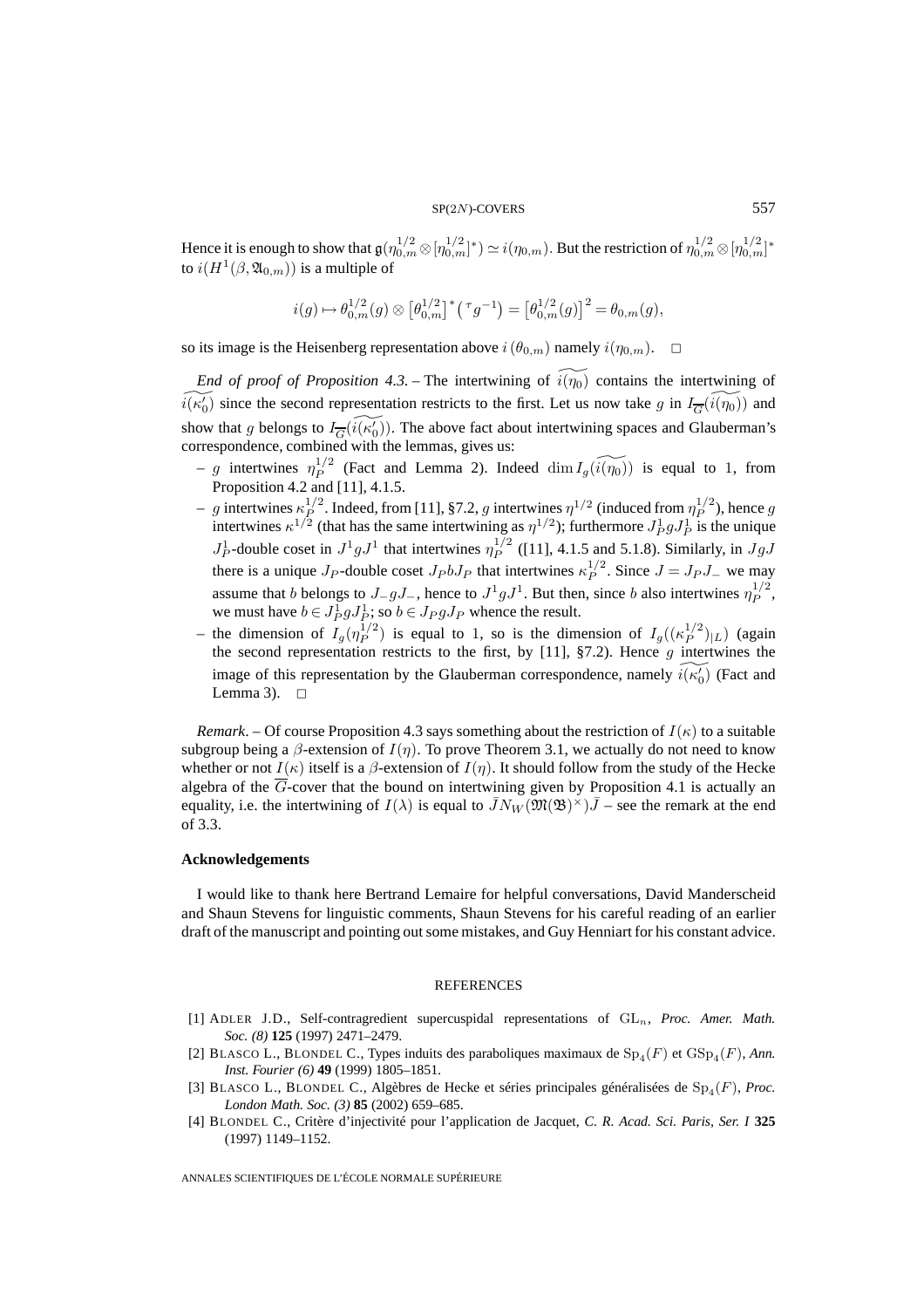Hence it is enough to show that $\mathfrak{g}(\eta_{0,m}^{1/2} \otimes [\eta_{0,m}^{1/2}]^*) \simeq i(\eta_{0,m})$. But the restriction of $\eta_{0,m}^{1/2} \otimes [\eta_{0,m}^{1/2}]^*$ to $i(H^1(\beta, \mathfrak{A}_{0,m}))$ is a multiple of

$$i(g) \mapsto \theta_{0,m}^{1/2}(g) \otimes \left[\theta_{0,m}^{1/2}\right]^* \left({}^\tau g^{-1}\right) = \left[\theta_{0,m}^{1/2}(g)\right]^2 = \theta_{0,m}(g),$$

so its image is the Heisenberg representation above $i\left(\theta_{0,m}\right)$ namely $i(\eta_{0,m})$. $\square$

*End of proof of Proposition 4.3*. – The intertwining of $\widetilde{i(\eta_0)}$ contains the intertwining of $\widetilde{i(\kappa_0')}$ since the second representation restricts to the first. Let us now take $g$ in $I_{\overline{G}}(\widetilde{i(\eta_0)})$ and show that $g$ belongs to $I_{\overline{G}}(\widetilde{i(\kappa_0')})$. The above fact about intertwining spaces and Glauberman's correspondence, combined with the lemmas, gives us:

- $g$ intertwines $\eta_P^{1/2}$ (Fact and Lemma 2). Indeed $\dim I_g(\widetilde{i(\eta_0)})$ is equal to 1, from Proposition 4.2 and [11], 4.1.5.
- $g$ intertwines $\kappa_P^{1/2}$. Indeed, from [11], §7.2, $g$ intertwines $\eta^{1/2}$ (induced from $\eta_P^{1/2}$), hence $g$ intertwines $\kappa^{1/2}$ (that has the same intertwining as $\eta^{1/2}$); furthermore $J_P^1 g J_P^1$ is the unique $J_P^1$-double coset in $J^1 g J^1$ that intertwines $\eta_P^{1/2}$ ([11], 4.1.5 and 5.1.8). Similarly, in $JgJ$ there is a unique $J_P$-double coset $J_P b J_P$ that intertwines $\kappa_P^{1/2}$. Since $J = J_P J_-$ we may assume that $b$ belongs to $J_- g J_-$, hence to $J^1 g J^1$. But then, since $b$ also intertwines $\eta_P^{1/2}$, we must have $b \in J_P^1 g J_P^1$; so $b \in J_P g J_P$ whence the result.
- the dimension of $I_g(\eta_P^{1/2})$ is equal to 1, so is the dimension of $I_g((\kappa_P^{1/2})_{|L})$ (again the second representation restricts to the first, by [11], §7.2). Hence $g$ intertwines the image of this representation by the Glauberman correspondence, namely $\widetilde{i(\kappa_0')}$ (Fact and Lemma 3). $\square$

*Remark*. – Of course Proposition 4.3 says something about the restriction of $I(\kappa)$ to a suitable subgroup being a $\beta$-extension of $I(\eta)$. To prove Theorem 3.1, we actually do not need to know whether or not $I(\kappa)$ itself is a $\beta$-extension of $I(\eta)$. It should follow from the study of the Hecke algebra of the $\overline{G}$-cover that the bound on intertwining given by Proposition 4.1 is actually an equality, i.e. the intertwining of $I(\lambda)$ is equal to $\bar{J} N_W(\mathfrak{M}(\mathfrak{B})^\times)\bar{J}$ – see the remark at the end of 3.3.

## Acknowledgements

I would like to thank here Bertrand Lemaire for helpful conversations, David Manderscheid and Shaun Stevens for linguistic comments, Shaun Stevens for his careful reading of an earlier draft of the manuscript and pointing out some mistakes, and Guy Henniart for his constant advice.

## REFERENCES

[1] ADLER J.D., Self-contragredient supercuspidal representations of $\mathrm{GL}_n$, *Proc. Amer. Math. Soc. (8)* **125** (1997) 2471–2479.

[2] BLASCO L., BLONDEL C., Types induits des paraboliques maximaux de $\mathrm{Sp}_4(F)$ et $\mathrm{GSp}_4(F)$, *Ann. Inst. Fourier (6)* **49** (1999) 1805–1851.

[3] BLASCO L., BLONDEL C., Algèbres de Hecke et séries principales généralisées de $\mathrm{Sp}_4(F)$, *Proc. London Math. Soc. (3)* **85** (2002) 659–685.

[4] BLONDEL C., Critère d'injectivité pour l'application de Jacquet, *C. R. Acad. Sci. Paris, Ser. I* **325** (1997) 1149–1152.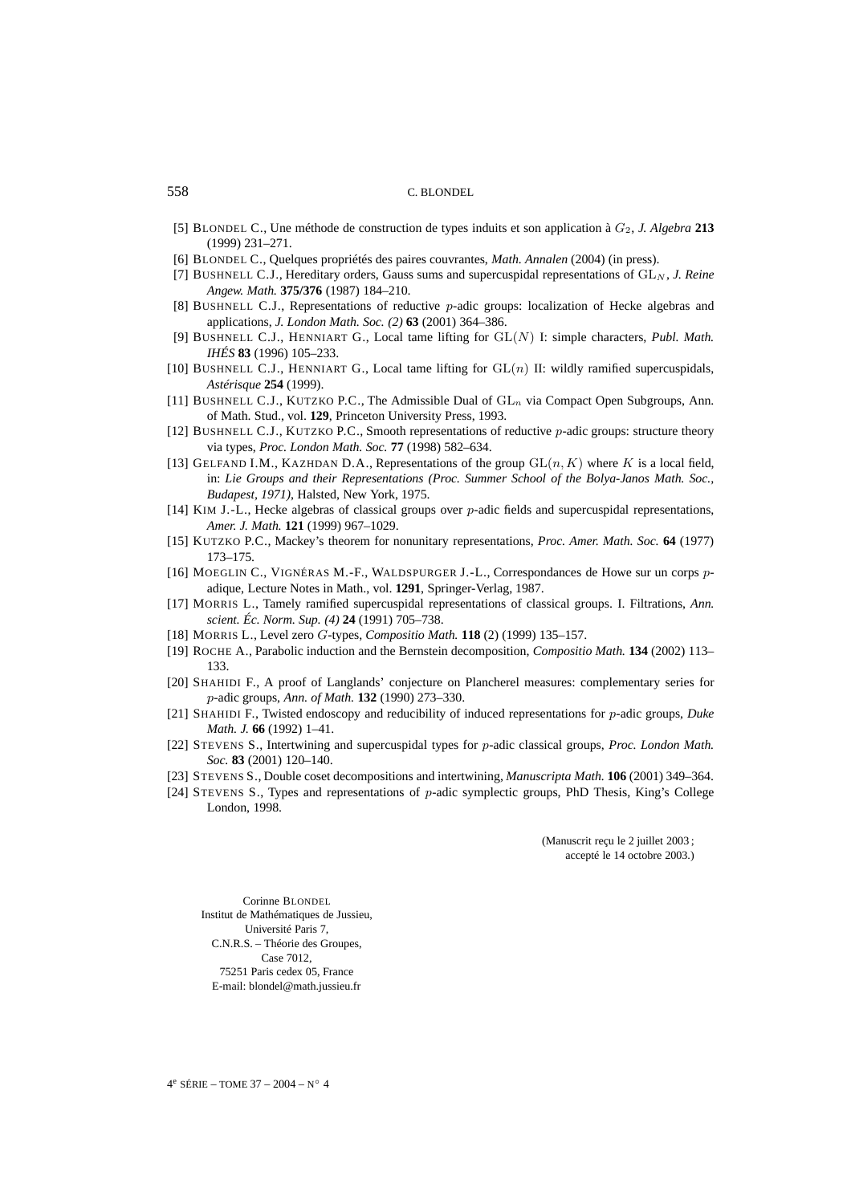[5] BLONDEL C., Une méthode de construction de types induits et son application à $G_2$, *J. Algebra* **213** (1999) 231–271.

[6] BLONDEL C., Quelques propriétés des paires couvrantes, *Math. Annalen* (2004) (in press).

[7] BUSHNELL C.J., Hereditary orders, Gauss sums and supercuspidal representations of $\mathrm{GL}_N$, *J. Reine Angew. Math.* **375/376** (1987) 184–210.

[8] BUSHNELL C.J., Representations of reductive $p$-adic groups: localization of Hecke algebras and applications, *J. London Math. Soc. (2)* **63** (2001) 364–386.

[9] BUSHNELL C.J., HENNIART G., Local tame lifting for $\mathrm{GL}(N)$ I: simple characters, *Publ. Math. IHÉS* **83** (1996) 105–233.

[10] BUSHNELL C.J., HENNIART G., Local tame lifting for $\mathrm{GL}(n)$ II: wildly ramified supercuspidals, *Astérisque* **254** (1999).

[11] BUSHNELL C.J., KUTZKO P.C., The Admissible Dual of $\mathrm{GL}_n$ via Compact Open Subgroups, Ann. of Math. Stud., vol. **129**, Princeton University Press, 1993.

[12] BUSHNELL C.J., KUTZKO P.C., Smooth representations of reductive $p$-adic groups: structure theory via types, *Proc. London Math. Soc.* **77** (1998) 582–634.

[13] GELFAND I.M., KAZHDAN D.A., Representations of the group $\mathrm{GL}(n,K)$ where $K$ is a local field, in: *Lie Groups and their Representations (Proc. Summer School of the Bolya-Janos Math. Soc., Budapest, 1971)*, Halsted, New York, 1975.

[14] KIM J.-L., Hecke algebras of classical groups over $p$-adic fields and supercuspidal representations, *Amer. J. Math.* **121** (1999) 967–1029.

[15] KUTZKO P.C., Mackey's theorem for nonunitary representations, *Proc. Amer. Math. Soc.* **64** (1977) 173–175.

[16] MOEGLIN C., VIGNÉRAS M.-F., WALDSPURGER J.-L., Correspondances de Howe sur un corps $p$-adique, Lecture Notes in Math., vol. **1291**, Springer-Verlag, 1987.

[17] MORRIS L., Tamely ramified supercuspidal representations of classical groups. I. Filtrations, *Ann. scient. Éc. Norm. Sup. (4)* **24** (1991) 705–738.

[18] MORRIS L., Level zero $G$-types, *Compositio Math.* **118** (2) (1999) 135–157.

[19] ROCHE A., Parabolic induction and the Bernstein decomposition, *Compositio Math.* **134** (2002) 113–133.

[20] SHAHIDI F., A proof of Langlands' conjecture on Plancherel measures: complementary series for $p$-adic groups, *Ann. of Math.* **132** (1990) 273–330.

[21] SHAHIDI F., Twisted endoscopy and reducibility of induced representations for $p$-adic groups, *Duke Math. J.* **66** (1992) 1–41.

[22] STEVENS S., Intertwining and supercuspidal types for $p$-adic classical groups, *Proc. London Math. Soc.* **83** (2001) 120–140.

[23] STEVENS S., Double coset decompositions and intertwining, *Manuscripta Math.* **106** (2001) 349–364.

[24] STEVENS S., Types and representations of $p$-adic symplectic groups, PhD Thesis, King's College London, 1998.

(Manuscrit reçu le 2 juillet 2003 ;
accepté le 14 octobre 2003.)

Corinne BLONDEL
Institut de Mathématiques de Jussieu,
Université Paris 7,
C.N.R.S. – Théorie des Groupes,
Case 7012,
75251 Paris cedex 05, France
E-mail: blondel@math.jussieu.fr